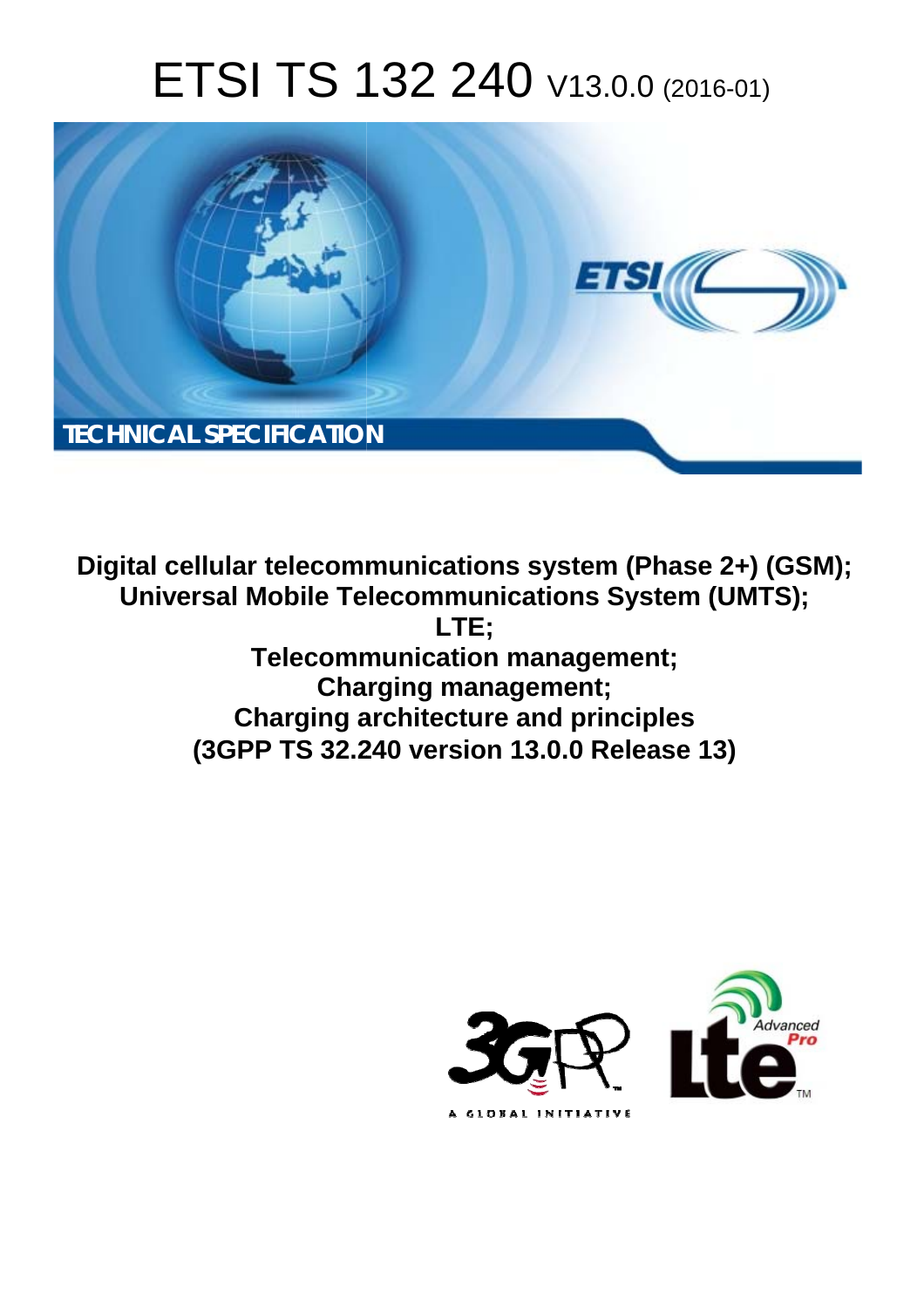# ETSI TS 132 240 V13.0.0 (2016-01)

TECHNICAL SPECIFICATION

**Digital cellular telecommunications system (Phase 2+) (GSM); Universal Mobile Telecommunications System (UMTS); LTE; Telecommunication management; Charging management; Charging architecture and principles (3GPP TS 32.240 version 13.0.0 Release 13)**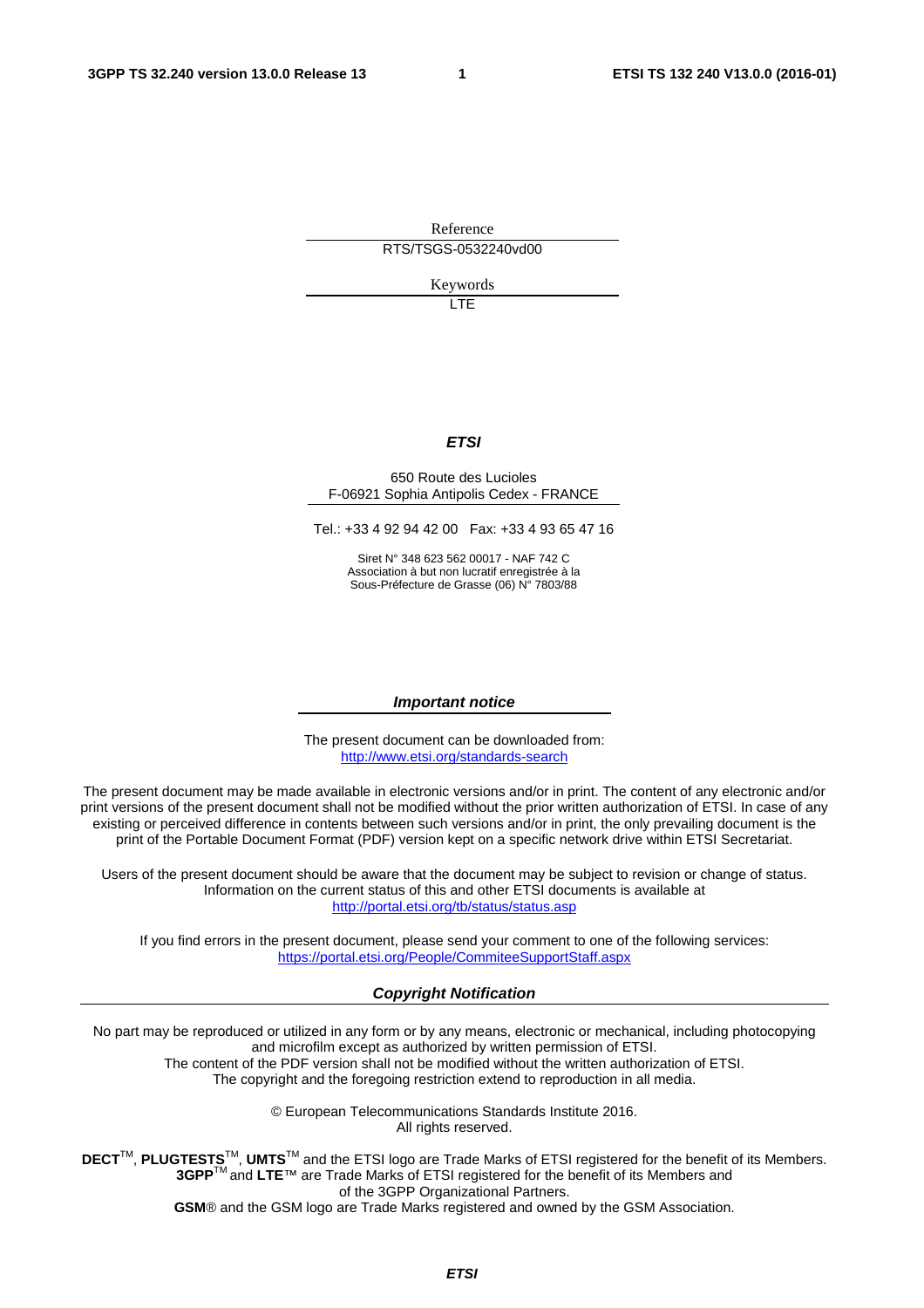Reference

RTS/TSGS-0532240vd00

Keywords

LTE

***ETSI***

650 Route des Lucioles
F-06921 Sophia Antipolis Cedex - FRANCE

Tel.: +33 4 92 94 42 00 Fax: +33 4 93 65 47 16

Siret N° 348 623 562 00017 - NAF 742 C
Association à but non lucratif enregistrée à la
Sous-Préfecture de Grasse (06) N° 7803/88

***Important notice***

The present document can be downloaded from:
http://www.etsi.org/standards-search

The present document may be made available in electronic versions and/or in print. The content of any electronic and/or print versions of the present document shall not be modified without the prior written authorization of ETSI. In case of any existing or perceived difference in contents between such versions and/or in print, the only prevailing document is the print of the Portable Document Format (PDF) version kept on a specific network drive within ETSI Secretariat.

Users of the present document should be aware that the document may be subject to revision or change of status. Information on the current status of this and other ETSI documents is available at
http://portal.etsi.org/tb/status/status.asp

If you find errors in the present document, please send your comment to one of the following services:
https://portal.etsi.org/People/CommiteeSupportStaff.aspx

***Copyright Notification***

No part may be reproduced or utilized in any form or by any means, electronic or mechanical, including photocopying and microfilm except as authorized by written permission of ETSI.
The content of the PDF version shall not be modified without the written authorization of ETSI.
The copyright and the foregoing restriction extend to reproduction in all media.

© European Telecommunications Standards Institute 2016.
All rights reserved.

**DECT**TM, **PLUGTESTS**TM, **UMTS**TM and the ETSI logo are Trade Marks of ETSI registered for the benefit of its Members.
**3GPP**TM and **LTE**™ are Trade Marks of ETSI registered for the benefit of its Members and of the 3GPP Organizational Partners.
**GSM**® and the GSM logo are Trade Marks registered and owned by the GSM Association.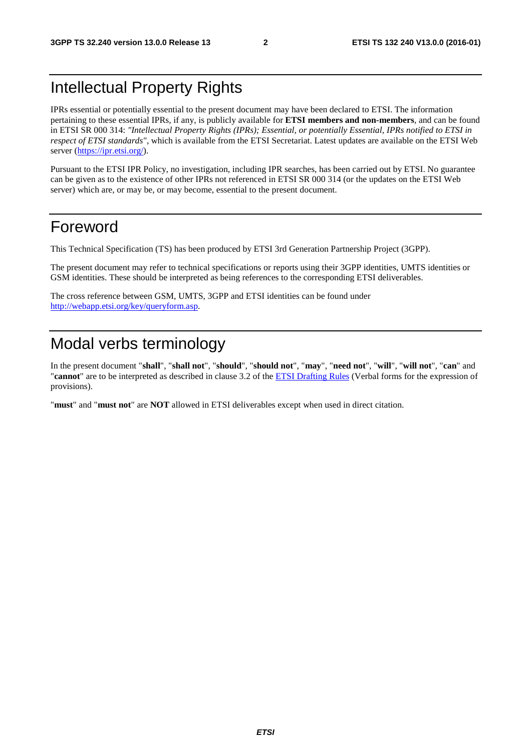# Intellectual Property Rights

IPRs essential or potentially essential to the present document may have been declared to ETSI. The information pertaining to these essential IPRs, if any, is publicly available for **ETSI members and non-members**, and can be found in ETSI SR 000 314: *"Intellectual Property Rights (IPRs); Essential, or potentially Essential, IPRs notified to ETSI in respect of ETSI standards"*, which is available from the ETSI Secretariat. Latest updates are available on the ETSI Web server (https://ipr.etsi.org/).

Pursuant to the ETSI IPR Policy, no investigation, including IPR searches, has been carried out by ETSI. No guarantee can be given as to the existence of other IPRs not referenced in ETSI SR 000 314 (or the updates on the ETSI Web server) which are, or may be, or may become, essential to the present document.

# Foreword

This Technical Specification (TS) has been produced by ETSI 3rd Generation Partnership Project (3GPP).

The present document may refer to technical specifications or reports using their 3GPP identities, UMTS identities or GSM identities. These should be interpreted as being references to the corresponding ETSI deliverables.

The cross reference between GSM, UMTS, 3GPP and ETSI identities can be found under http://webapp.etsi.org/key/queryform.asp.

# Modal verbs terminology

In the present document "**shall**", "**shall not**", "**should**", "**should not**", "**may**", "**need not**", "**will**", "**will not**", "**can**" and "**cannot**" are to be interpreted as described in clause 3.2 of the ETSI Drafting Rules (Verbal forms for the expression of provisions).

"**must**" and "**must not**" are **NOT** allowed in ETSI deliverables except when used in direct citation.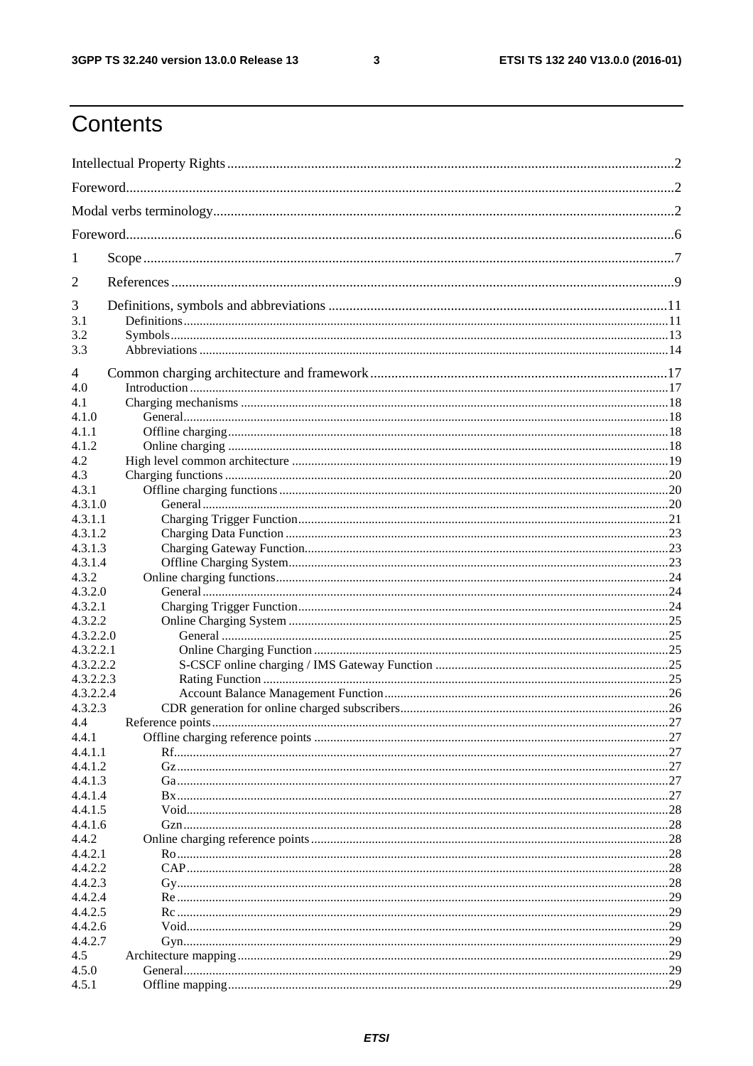# Contents

Intellectual Property Rights ..... 2

Foreword ..... 2

Modal verbs terminology ..... 2

Foreword ..... 6

1 Scope ..... 7

2 References ..... 9

3 Definitions, symbols and abbreviations ..... 11

3.1 Definitions ..... 11

3.2 Symbols ..... 13

3.3 Abbreviations ..... 14

4 Common charging architecture and framework ..... 17

4.0 Introduction ..... 17

4.1 Charging mechanisms ..... 18

4.1.0 General ..... 18

4.1.1 Offline charging ..... 18

4.1.2 Online charging ..... 18

4.2 High level common architecture ..... 19

4.3 Charging functions ..... 20

4.3.1 Offline charging functions ..... 20

4.3.1.0 General ..... 20

4.3.1.1 Charging Trigger Function ..... 21

4.3.1.2 Charging Data Function ..... 23

4.3.1.3 Charging Gateway Function ..... 23

4.3.1.4 Offline Charging System ..... 23

4.3.2 Online charging functions ..... 24

4.3.2.0 General ..... 24

4.3.2.1 Charging Trigger Function ..... 24

4.3.2.2 Online Charging System ..... 25

4.3.2.2.0 General ..... 25

4.3.2.2.1 Online Charging Function ..... 25

4.3.2.2.2 S-CSCF online charging / IMS Gateway Function ..... 25

4.3.2.2.3 Rating Function ..... 25

4.3.2.2.4 Account Balance Management Function ..... 26

4.3.2.3 CDR generation for online charged subscribers ..... 26

4.4 Reference points ..... 27

4.4.1 Offline charging reference points ..... 27

4.4.1.1 Rf ..... 27

4.4.1.2 Gz ..... 27

4.4.1.3 Ga ..... 27

4.4.1.4 Bx ..... 27

4.4.1.5 Void ..... 28

4.4.1.6 Gzn ..... 28

4.4.2 Online charging reference points ..... 28

4.4.2.1 Ro ..... 28

4.4.2.2 CAP ..... 28

4.4.2.3 Gy ..... 28

4.4.2.4 Re ..... 29

4.4.2.5 Rc ..... 29

4.4.2.6 Void ..... 29

4.4.2.7 Gyn ..... 29

4.5 Architecture mapping ..... 29

4.5.0 General ..... 29

4.5.1 Offline mapping ..... 29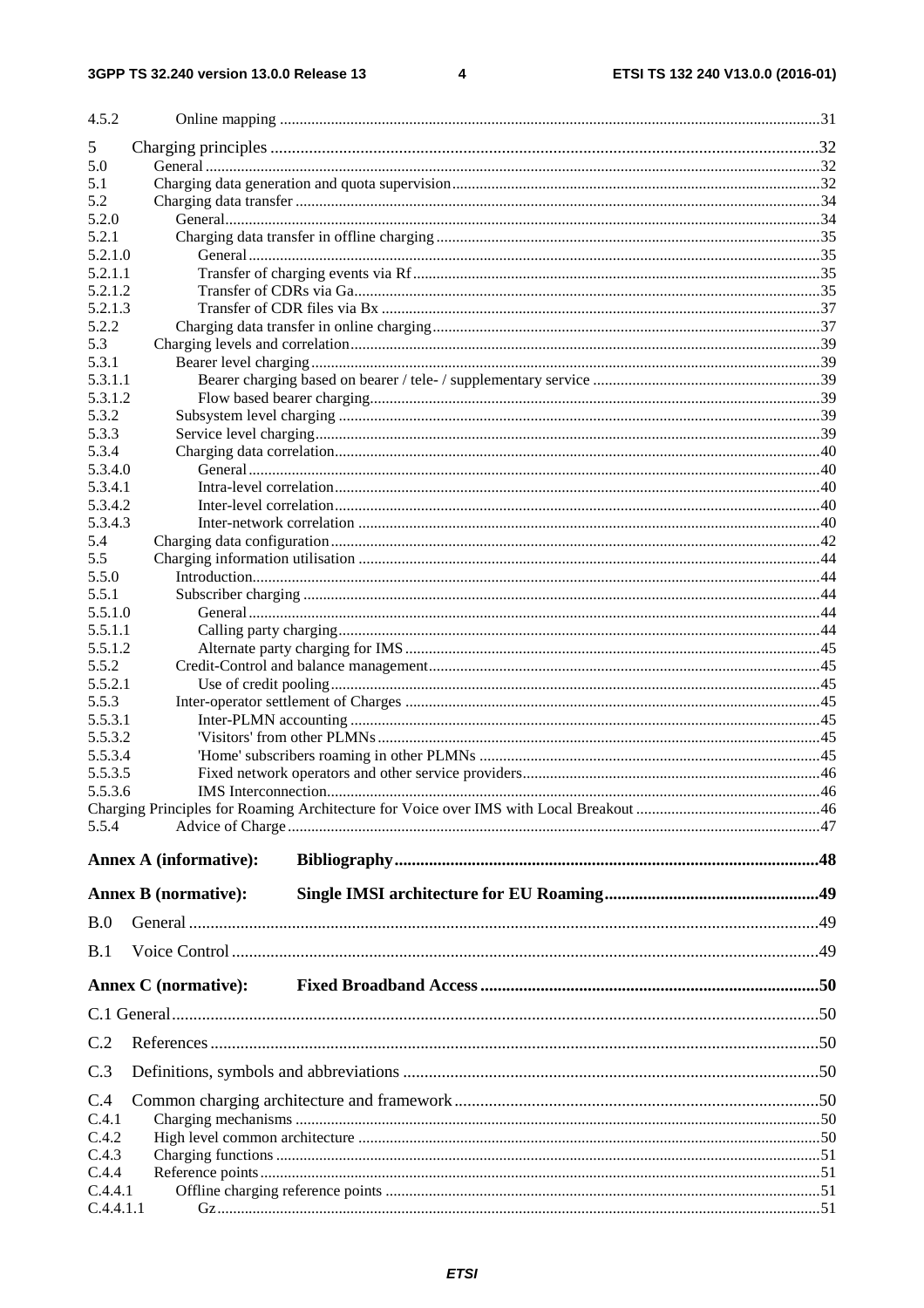4.5.2 Online mapping .....31

5 Charging principles .....32
5.0 General .....32
5.1 Charging data generation and quota supervision .....32
5.2 Charging data transfer .....34
5.2.0 General .....34
5.2.1 Charging data transfer in offline charging .....35
5.2.1.0 General .....35
5.2.1.1 Transfer of charging events via Rf .....35
5.2.1.2 Transfer of CDRs via Ga .....35
5.2.1.3 Transfer of CDR files via Bx .....37
5.2.2 Charging data transfer in online charging .....37
5.3 Charging levels and correlation .....39
5.3.1 Bearer level charging .....39
5.3.1.1 Bearer charging based on bearer / tele- / supplementary service .....39
5.3.1.2 Flow based bearer charging .....39
5.3.2 Subsystem level charging .....39
5.3.3 Service level charging .....39
5.3.4 Charging data correlation .....40
5.3.4.0 General .....40
5.3.4.1 Intra-level correlation .....40
5.3.4.2 Inter-level correlation .....40
5.3.4.3 Inter-network correlation .....40
5.4 Charging data configuration .....42
5.5 Charging information utilisation .....44
5.5.0 Introduction .....44
5.5.1 Subscriber charging .....44
5.5.1.0 General .....44
5.5.1.1 Calling party charging .....44
5.5.1.2 Alternate party charging for IMS .....45
5.5.2 Credit-Control and balance management .....45
5.5.2.1 Use of credit pooling .....45
5.5.3 Inter-operator settlement of Charges .....45
5.5.3.1 Inter-PLMN accounting .....45
5.5.3.2 'Visitors' from other PLMNs .....45
5.5.3.4 'Home' subscribers roaming in other PLMNs .....45
5.5.3.5 Fixed network operators and other service providers .....46
5.5.3.6 IMS Interconnection .....46
Charging Principles for Roaming Architecture for Voice over IMS with Local Breakout .....46
5.5.4 Advice of Charge .....47

**Annex A (informative): Bibliography .....48**

**Annex B (normative): Single IMSI architecture for EU Roaming .....49**

B.0 General .....49

B.1 Voice Control .....49

**Annex C (normative): Fixed Broadband Access .....50**

C.1 General .....50

C.2 References .....50

C.3 Definitions, symbols and abbreviations .....50

C.4 Common charging architecture and framework .....50
C.4.1 Charging mechanisms .....50
C.4.2 High level common architecture .....50
C.4.3 Charging functions .....51
C.4.4 Reference points .....51
C.4.4.1 Offline charging reference points .....51
C.4.4.1.1 Gz .....51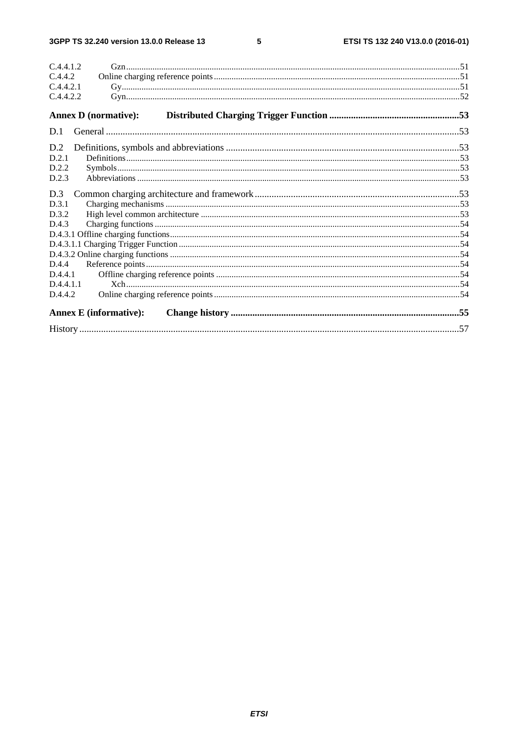C.4.4.1.2 Gzn ........................................................................................................................................................51
C.4.4.2 Online charging reference points ...............................................................................................................51
C.4.4.2.1 Gy.........................................................................................................................................................51
C.4.4.2.2 Gyn.......................................................................................................................................................52

**Annex D (normative): Distributed Charging Trigger Function ......................................................53**

D.1 General ..................................................................................................................................................53

D.2 Definitions, symbols and abbreviations .................................................................................................53
D.2.1 Definitions.......................................................................................................................................................53
D.2.2 Symbols...........................................................................................................................................................53
D.2.3 Abbreviations ..................................................................................................................................................53

D.3 Common charging architecture and framework.....................................................................................53
D.3.1 Charging mechanisms .....................................................................................................................................53
D.3.2 High level common architecture .....................................................................................................................53
D.4.3 Charging functions ..........................................................................................................................................54
D.4.3.1 Offline charging functions...................................................................................................................................54
D.4.3.1.1 Charging Trigger Function ...............................................................................................................................54
D.4.3.2 Online charging functions ...................................................................................................................................54
D.4.4 Reference points..............................................................................................................................................54
D.4.4.1 Offline charging reference points ..............................................................................................................54
D.4.4.1.1 Xch.......................................................................................................................................................54
D.4.4.2 Online charging reference points ...............................................................................................................54

**Annex E (informative): Change history ...............................................................................................55**

History .............................................................................................................................................................57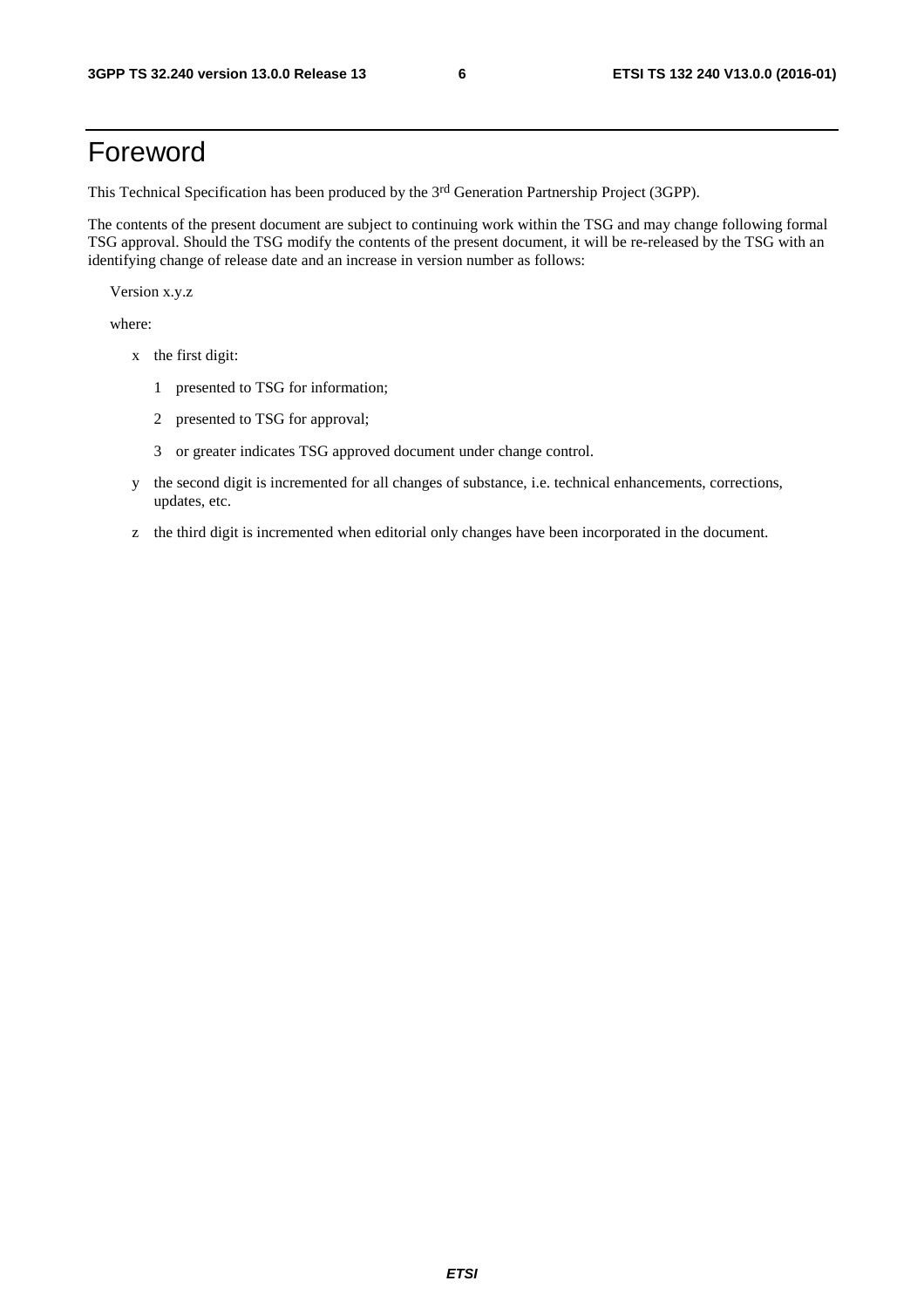# Foreword

This Technical Specification has been produced by the 3rd Generation Partnership Project (3GPP).

The contents of the present document are subject to continuing work within the TSG and may change following formal TSG approval. Should the TSG modify the contents of the present document, it will be re-released by the TSG with an identifying change of release date and an increase in version number as follows:

Version x.y.z

where:

- x the first digit:
  - 1 presented to TSG for information;
  - 2 presented to TSG for approval;
  - 3 or greater indicates TSG approved document under change control.
- y the second digit is incremented for all changes of substance, i.e. technical enhancements, corrections, updates, etc.
- z the third digit is incremented when editorial only changes have been incorporated in the document.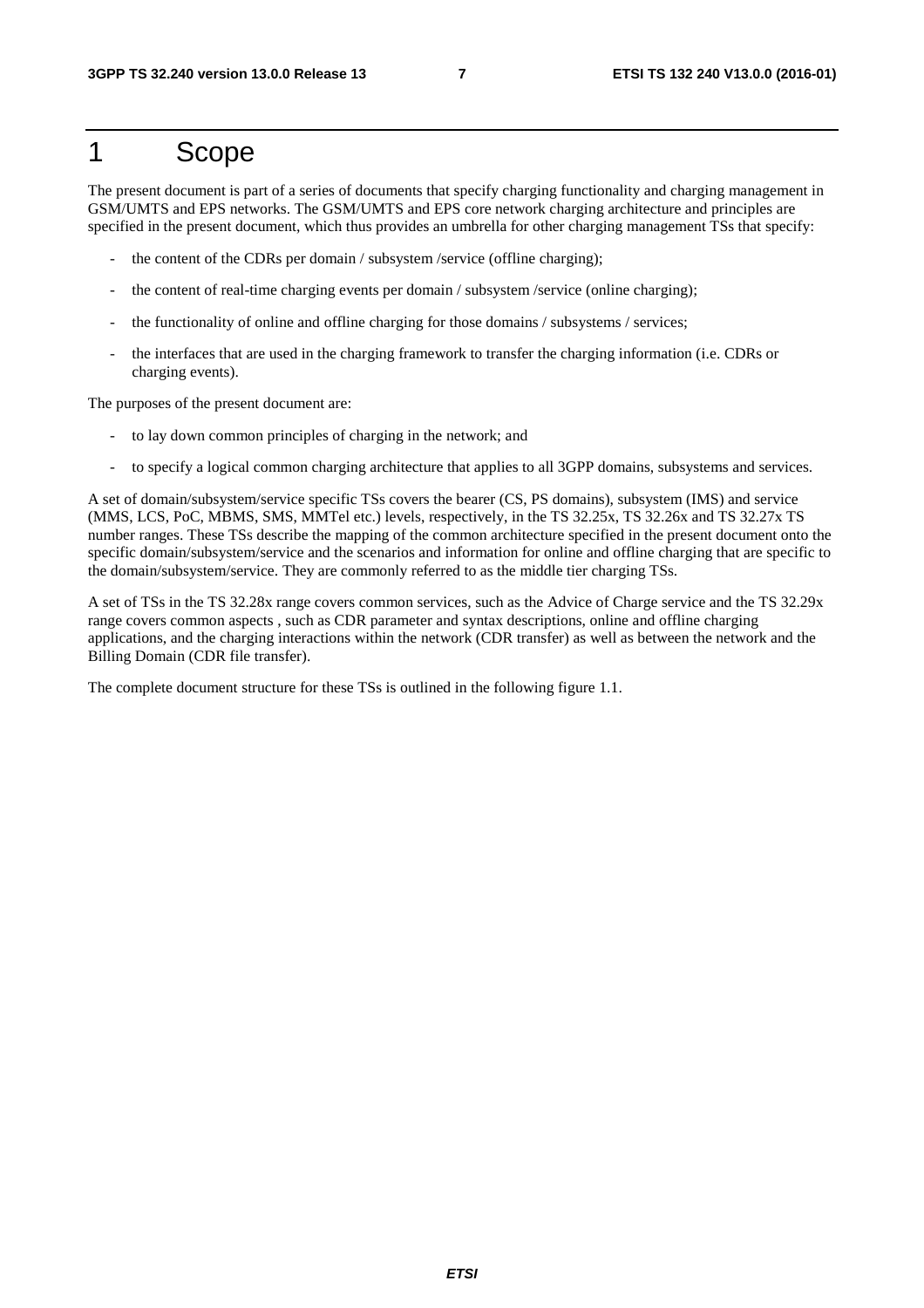# 1 Scope

The present document is part of a series of documents that specify charging functionality and charging management in GSM/UMTS and EPS networks. The GSM/UMTS and EPS core network charging architecture and principles are specified in the present document, which thus provides an umbrella for other charging management TSs that specify:

- the content of the CDRs per domain / subsystem /service (offline charging);
- the content of real-time charging events per domain / subsystem /service (online charging);
- the functionality of online and offline charging for those domains / subsystems / services;
- the interfaces that are used in the charging framework to transfer the charging information (i.e. CDRs or charging events).

The purposes of the present document are:

- to lay down common principles of charging in the network; and
- to specify a logical common charging architecture that applies to all 3GPP domains, subsystems and services.

A set of domain/subsystem/service specific TSs covers the bearer (CS, PS domains), subsystem (IMS) and service (MMS, LCS, PoC, MBMS, SMS, MMTel etc.) levels, respectively, in the TS 32.25x, TS 32.26x and TS 32.27x TS number ranges. These TSs describe the mapping of the common architecture specified in the present document onto the specific domain/subsystem/service and the scenarios and information for online and offline charging that are specific to the domain/subsystem/service. They are commonly referred to as the middle tier charging TSs.

A set of TSs in the TS 32.28x range covers common services, such as the Advice of Charge service and the TS 32.29x range covers common aspects , such as CDR parameter and syntax descriptions, online and offline charging applications, and the charging interactions within the network (CDR transfer) as well as between the network and the Billing Domain (CDR file transfer).

The complete document structure for these TSs is outlined in the following figure 1.1.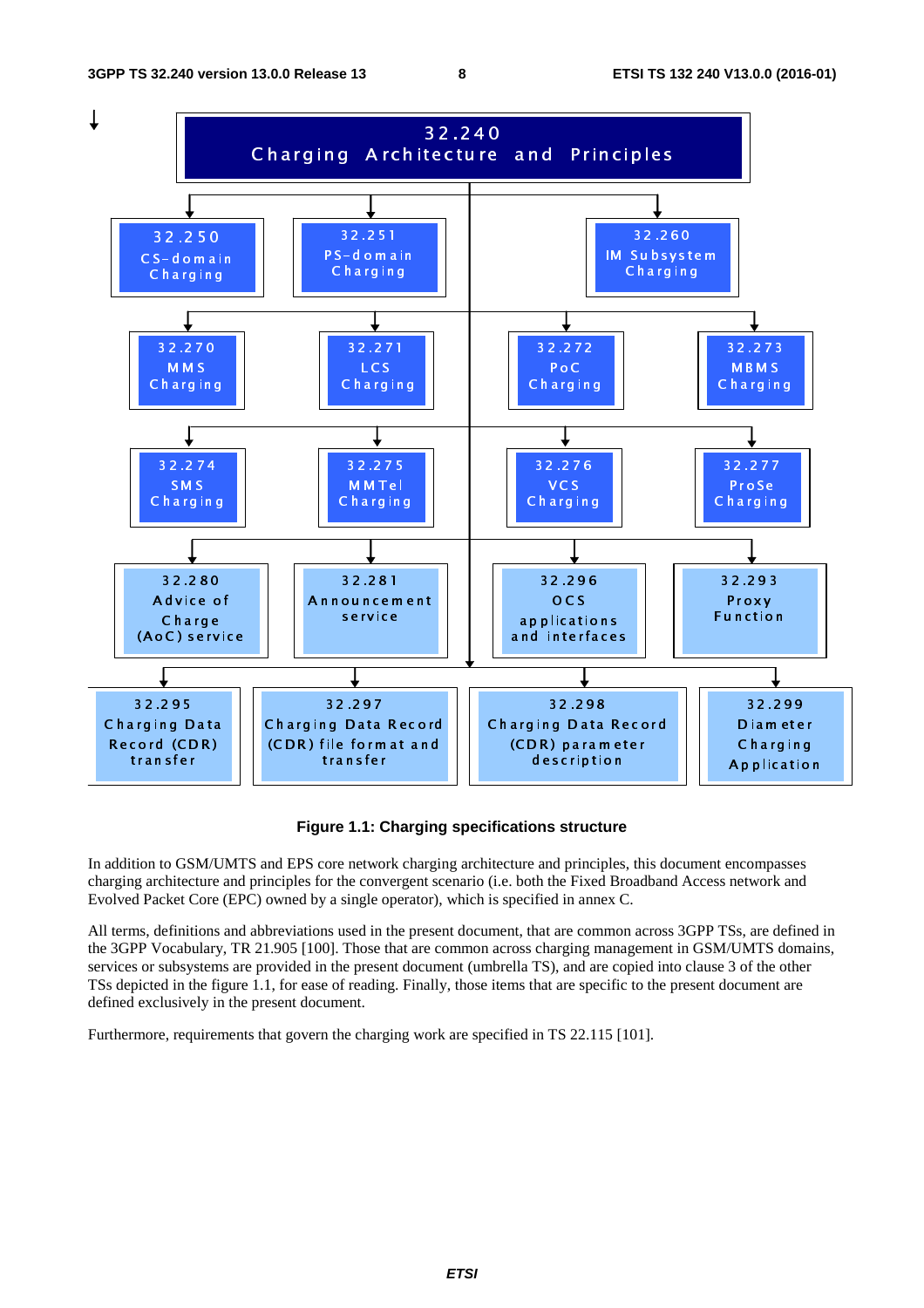| 32.240 Charging Architecture and Principles | | | |
|---|---|---|---|
| 32.250 CS-domain Charging | 32.251 PS-domain Charging | 32.260 IM Subsystem Charging | |
| 32.270 MMS Charging | 32.271 LCS Charging | 32.272 PoC Charging | 32.273 MBMS Charging |
| 32.274 SMS Charging | 32.275 MMTel Charging | 32.276 VCS Charging | 32.277 ProSe Charging |
| 32.280 Advice of Charge (AoC) service | 32.281 Announcement service | 32.296 OCS applications and interfaces | 32.293 Proxy Function |
| 32.295 Charging Data Record (CDR) transfer | 32.297 Charging Data Record (CDR) file format and transfer | 32.298 Charging Data Record (CDR) parameter description | 32.299 Diameter Charging Application |

**Figure 1.1: Charging specifications structure**

In addition to GSM/UMTS and EPS core network charging architecture and principles, this document encompasses charging architecture and principles for the convergent scenario (i.e. both the Fixed Broadband Access network and Evolved Packet Core (EPC) owned by a single operator), which is specified in annex C.

All terms, definitions and abbreviations used in the present document, that are common across 3GPP TSs, are defined in the 3GPP Vocabulary, TR 21.905 [100]. Those that are common across charging management in GSM/UMTS domains, services or subsystems are provided in the present document (umbrella TS), and are copied into clause 3 of the other TSs depicted in the figure 1.1, for ease of reading. Finally, those items that are specific to the present document are defined exclusively in the present document.

Furthermore, requirements that govern the charging work are specified in TS 22.115 [101].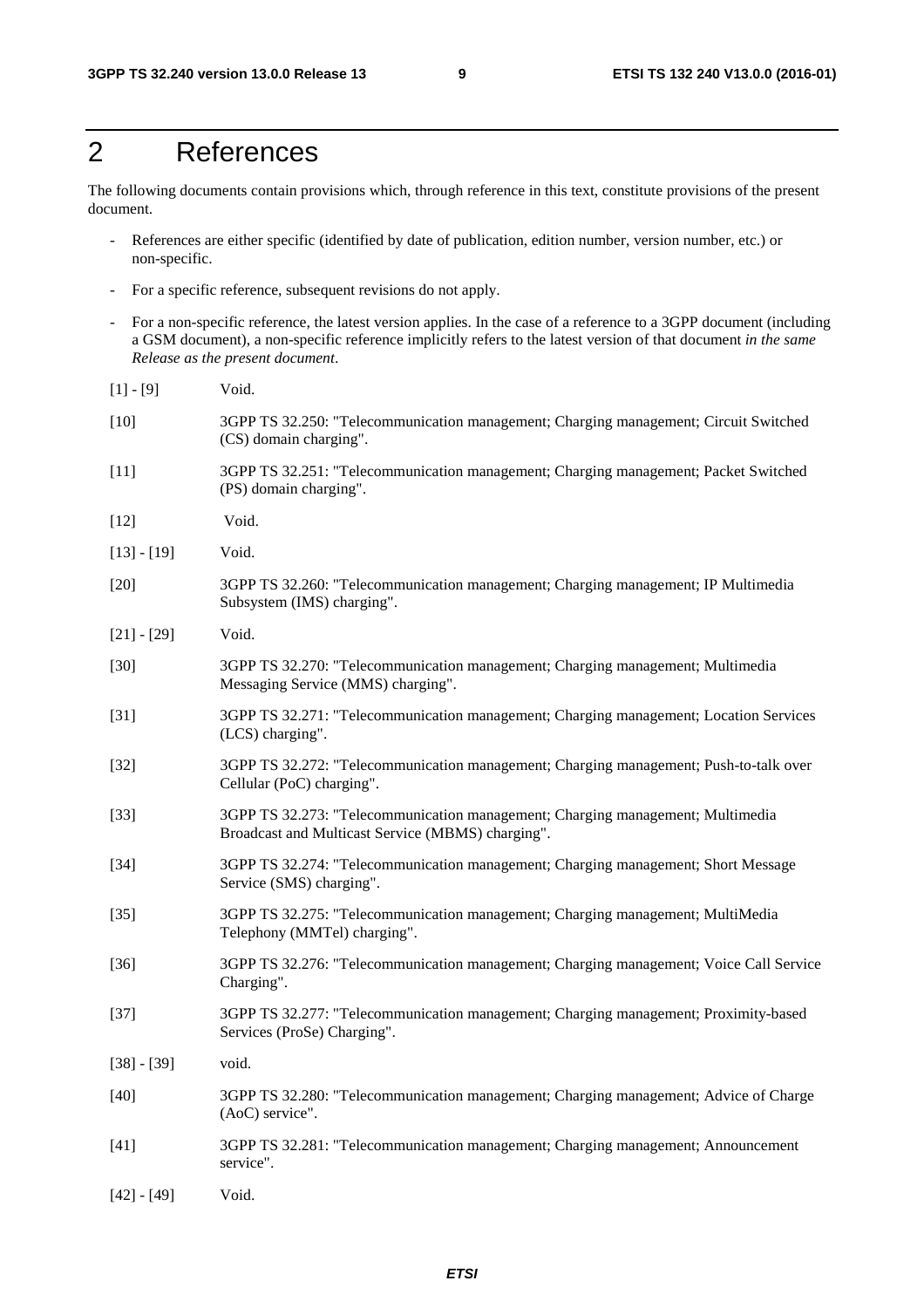# 2 References

The following documents contain provisions which, through reference in this text, constitute provisions of the present document.

- References are either specific (identified by date of publication, edition number, version number, etc.) or non-specific.
- For a specific reference, subsequent revisions do not apply.
- For a non-specific reference, the latest version applies. In the case of a reference to a 3GPP document (including a GSM document), a non-specific reference implicitly refers to the latest version of that document *in the same Release as the present document*.

[1] - [9] Void.

[10] 3GPP TS 32.250: "Telecommunication management; Charging management; Circuit Switched (CS) domain charging".

[11] 3GPP TS 32.251: "Telecommunication management; Charging management; Packet Switched (PS) domain charging".

[12] Void.

[13] - [19] Void.

[20] 3GPP TS 32.260: "Telecommunication management; Charging management; IP Multimedia Subsystem (IMS) charging".

[21] - [29] Void.

[30] 3GPP TS 32.270: "Telecommunication management; Charging management; Multimedia Messaging Service (MMS) charging".

[31] 3GPP TS 32.271: "Telecommunication management; Charging management; Location Services (LCS) charging".

[32] 3GPP TS 32.272: "Telecommunication management; Charging management; Push-to-talk over Cellular (PoC) charging".

[33] 3GPP TS 32.273: "Telecommunication management; Charging management; Multimedia Broadcast and Multicast Service (MBMS) charging".

[34] 3GPP TS 32.274: "Telecommunication management; Charging management; Short Message Service (SMS) charging".

[35] 3GPP TS 32.275: "Telecommunication management; Charging management; MultiMedia Telephony (MMTel) charging".

[36] 3GPP TS 32.276: "Telecommunication management; Charging management; Voice Call Service Charging".

[37] 3GPP TS 32.277: "Telecommunication management; Charging management; Proximity-based Services (ProSe) Charging".

[38] - [39] void.

[40] 3GPP TS 32.280: "Telecommunication management; Charging management; Advice of Charge (AoC) service".

[41] 3GPP TS 32.281: "Telecommunication management; Charging management; Announcement service".

[42] - [49] Void.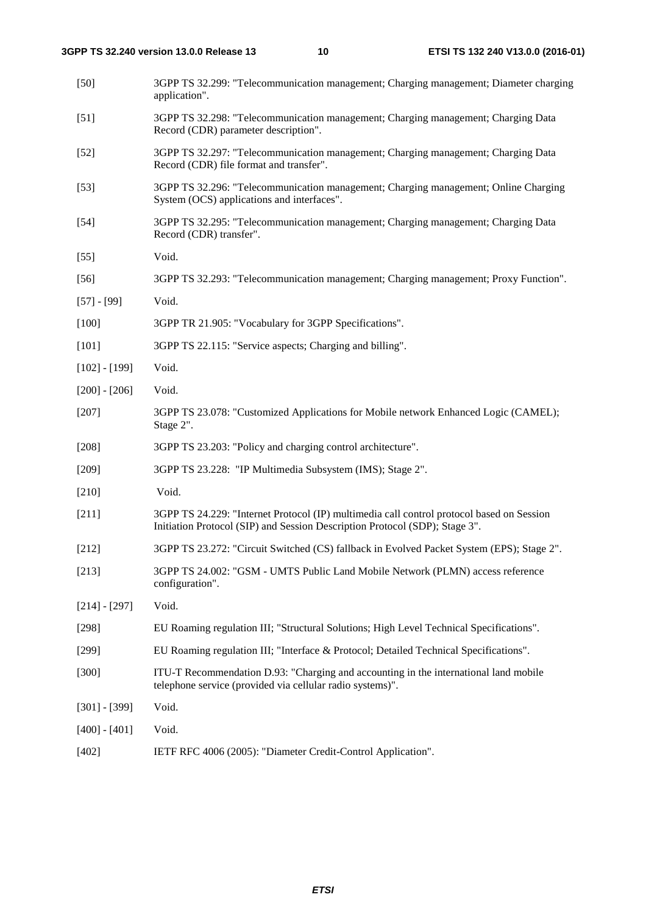[50] 3GPP TS 32.299: "Telecommunication management; Charging management; Diameter charging application".

[51] 3GPP TS 32.298: "Telecommunication management; Charging management; Charging Data Record (CDR) parameter description".

[52] 3GPP TS 32.297: "Telecommunication management; Charging management; Charging Data Record (CDR) file format and transfer".

[53] 3GPP TS 32.296: "Telecommunication management; Charging management; Online Charging System (OCS) applications and interfaces".

[54] 3GPP TS 32.295: "Telecommunication management; Charging management; Charging Data Record (CDR) transfer".

[55] Void.

[56] 3GPP TS 32.293: "Telecommunication management; Charging management; Proxy Function".

[57] - [99] Void.

[100] 3GPP TR 21.905: "Vocabulary for 3GPP Specifications".

[101] 3GPP TS 22.115: "Service aspects; Charging and billing".

[102] - [199] Void.

[200] - [206] Void.

[207] 3GPP TS 23.078: "Customized Applications for Mobile network Enhanced Logic (CAMEL); Stage 2".

[208] 3GPP TS 23.203: "Policy and charging control architecture".

[209] 3GPP TS 23.228: "IP Multimedia Subsystem (IMS); Stage 2".

[210] Void.

[211] 3GPP TS 24.229: "Internet Protocol (IP) multimedia call control protocol based on Session Initiation Protocol (SIP) and Session Description Protocol (SDP); Stage 3".

[212] 3GPP TS 23.272: "Circuit Switched (CS) fallback in Evolved Packet System (EPS); Stage 2".

[213] 3GPP TS 24.002: "GSM - UMTS Public Land Mobile Network (PLMN) access reference configuration".

[214] - [297] Void.

[298] EU Roaming regulation III; "Structural Solutions; High Level Technical Specifications".

[299] EU Roaming regulation III; "Interface & Protocol; Detailed Technical Specifications".

[300] ITU-T Recommendation D.93: "Charging and accounting in the international land mobile telephone service (provided via cellular radio systems)".

[301] - [399] Void.

[400] - [401] Void.

[402] IETF RFC 4006 (2005): "Diameter Credit-Control Application".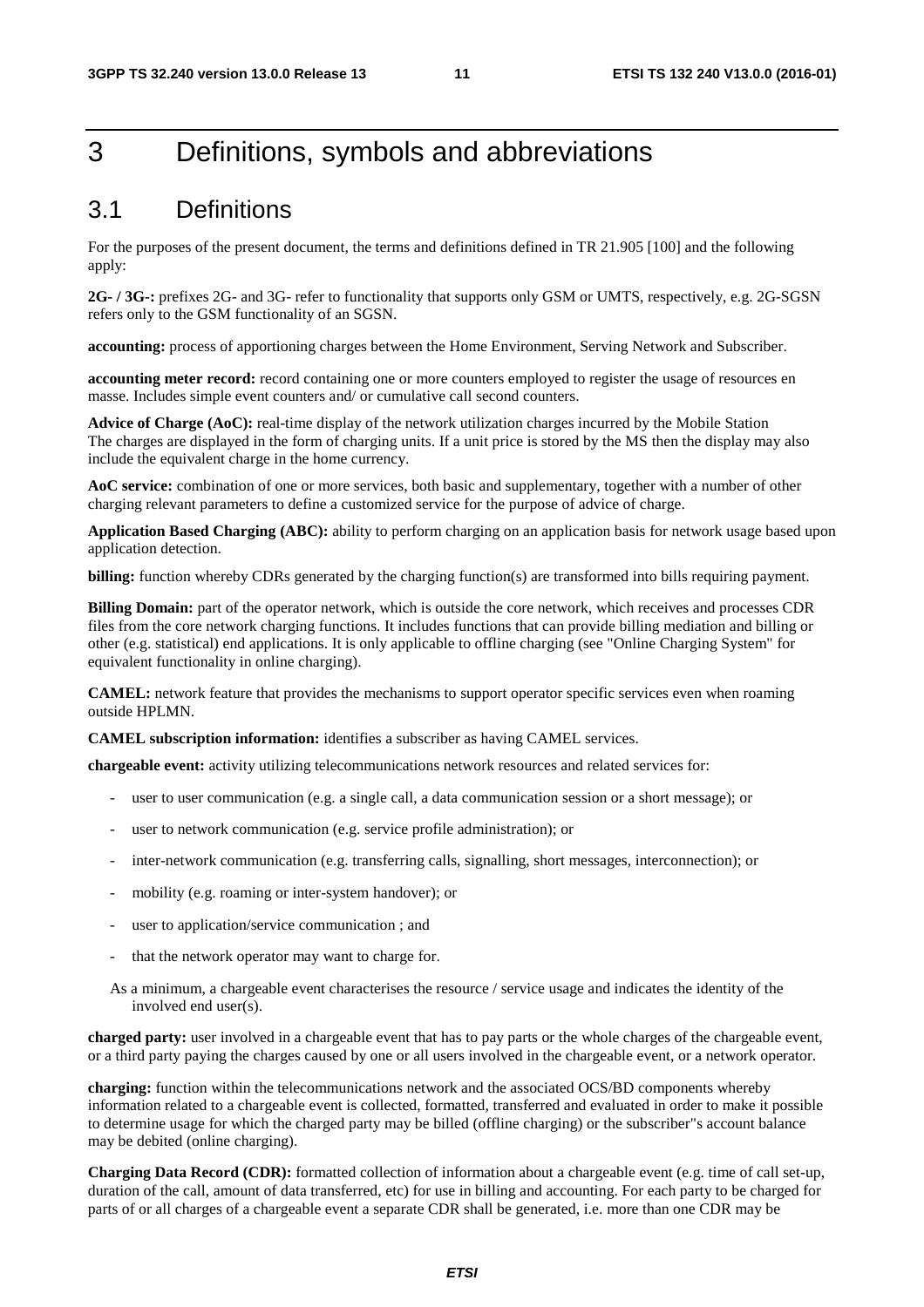# 3 Definitions, symbols and abbreviations

## 3.1 Definitions

For the purposes of the present document, the terms and definitions defined in TR 21.905 [100] and the following apply:

**2G- / 3G-:** prefixes 2G- and 3G- refer to functionality that supports only GSM or UMTS, respectively, e.g. 2G-SGSN refers only to the GSM functionality of an SGSN.

**accounting:** process of apportioning charges between the Home Environment, Serving Network and Subscriber.

**accounting meter record:** record containing one or more counters employed to register the usage of resources en masse. Includes simple event counters and/ or cumulative call second counters.

**Advice of Charge (AoC):** real-time display of the network utilization charges incurred by the Mobile Station The charges are displayed in the form of charging units. If a unit price is stored by the MS then the display may also include the equivalent charge in the home currency.

**AoC service:** combination of one or more services, both basic and supplementary, together with a number of other charging relevant parameters to define a customized service for the purpose of advice of charge.

**Application Based Charging (ABC):** ability to perform charging on an application basis for network usage based upon application detection.

**billing:** function whereby CDRs generated by the charging function(s) are transformed into bills requiring payment.

**Billing Domain:** part of the operator network, which is outside the core network, which receives and processes CDR files from the core network charging functions. It includes functions that can provide billing mediation and billing or other (e.g. statistical) end applications. It is only applicable to offline charging (see "Online Charging System" for equivalent functionality in online charging).

**CAMEL:** network feature that provides the mechanisms to support operator specific services even when roaming outside HPLMN.

**CAMEL subscription information:** identifies a subscriber as having CAMEL services.

**chargeable event:** activity utilizing telecommunications network resources and related services for:

- user to user communication (e.g. a single call, a data communication session or a short message); or
- user to network communication (e.g. service profile administration); or
- inter-network communication (e.g. transferring calls, signalling, short messages, interconnection); or
- mobility (e.g. roaming or inter-system handover); or
- user to application/service communication ; and
- that the network operator may want to charge for.

As a minimum, a chargeable event characterises the resource / service usage and indicates the identity of the involved end user(s).

**charged party:** user involved in a chargeable event that has to pay parts or the whole charges of the chargeable event, or a third party paying the charges caused by one or all users involved in the chargeable event, or a network operator.

**charging:** function within the telecommunications network and the associated OCS/BD components whereby information related to a chargeable event is collected, formatted, transferred and evaluated in order to make it possible to determine usage for which the charged party may be billed (offline charging) or the subscriber"s account balance may be debited (online charging).

**Charging Data Record (CDR):** formatted collection of information about a chargeable event (e.g. time of call set-up, duration of the call, amount of data transferred, etc) for use in billing and accounting. For each party to be charged for parts of or all charges of a chargeable event a separate CDR shall be generated, i.e. more than one CDR may be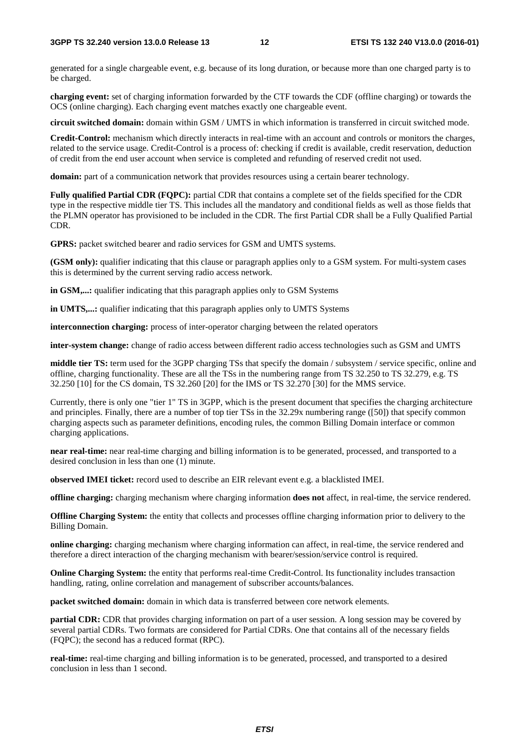generated for a single chargeable event, e.g. because of its long duration, or because more than one charged party is to be charged.

**charging event:** set of charging information forwarded by the CTF towards the CDF (offline charging) or towards the OCS (online charging). Each charging event matches exactly one chargeable event.

**circuit switched domain:** domain within GSM / UMTS in which information is transferred in circuit switched mode.

**Credit-Control:** mechanism which directly interacts in real-time with an account and controls or monitors the charges, related to the service usage. Credit-Control is a process of: checking if credit is available, credit reservation, deduction of credit from the end user account when service is completed and refunding of reserved credit not used.

**domain:** part of a communication network that provides resources using a certain bearer technology.

**Fully qualified Partial CDR (FQPC):** partial CDR that contains a complete set of the fields specified for the CDR type in the respective middle tier TS. This includes all the mandatory and conditional fields as well as those fields that the PLMN operator has provisioned to be included in the CDR. The first Partial CDR shall be a Fully Qualified Partial CDR.

**GPRS:** packet switched bearer and radio services for GSM and UMTS systems.

**(GSM only):** qualifier indicating that this clause or paragraph applies only to a GSM system. For multi-system cases this is determined by the current serving radio access network.

**in GSM,...:** qualifier indicating that this paragraph applies only to GSM Systems

**in UMTS,...:** qualifier indicating that this paragraph applies only to UMTS Systems

**interconnection charging:** process of inter-operator charging between the related operators

**inter-system change:** change of radio access between different radio access technologies such as GSM and UMTS

**middle tier TS:** term used for the 3GPP charging TSs that specify the domain / subsystem / service specific, online and offline, charging functionality. These are all the TSs in the numbering range from TS 32.250 to TS 32.279, e.g. TS 32.250 [10] for the CS domain, TS 32.260 [20] for the IMS or TS 32.270 [30] for the MMS service.

Currently, there is only one "tier 1" TS in 3GPP, which is the present document that specifies the charging architecture and principles. Finally, there are a number of top tier TSs in the 32.29x numbering range ([50]) that specify common charging aspects such as parameter definitions, encoding rules, the common Billing Domain interface or common charging applications.

**near real-time:** near real-time charging and billing information is to be generated, processed, and transported to a desired conclusion in less than one (1) minute.

**observed IMEI ticket:** record used to describe an EIR relevant event e.g. a blacklisted IMEI.

**offline charging:** charging mechanism where charging information **does not** affect, in real-time, the service rendered.

**Offline Charging System:** the entity that collects and processes offline charging information prior to delivery to the Billing Domain.

**online charging:** charging mechanism where charging information can affect, in real-time, the service rendered and therefore a direct interaction of the charging mechanism with bearer/session/service control is required.

**Online Charging System:** the entity that performs real-time Credit-Control. Its functionality includes transaction handling, rating, online correlation and management of subscriber accounts/balances.

**packet switched domain:** domain in which data is transferred between core network elements.

**partial CDR:** CDR that provides charging information on part of a user session. A long session may be covered by several partial CDRs. Two formats are considered for Partial CDRs. One that contains all of the necessary fields (FQPC); the second has a reduced format (RPC).

**real-time:** real-time charging and billing information is to be generated, processed, and transported to a desired conclusion in less than 1 second.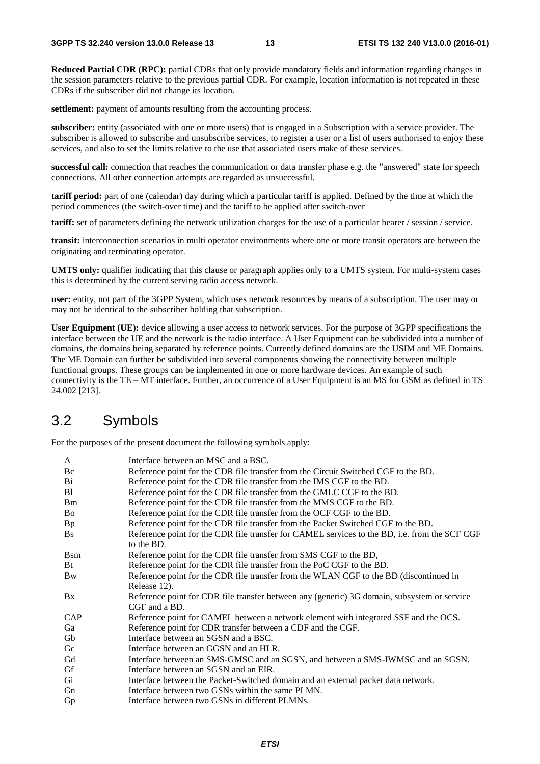**Reduced Partial CDR (RPC):** partial CDRs that only provide mandatory fields and information regarding changes in the session parameters relative to the previous partial CDR. For example, location information is not repeated in these CDRs if the subscriber did not change its location.

**settlement:** payment of amounts resulting from the accounting process.

**subscriber:** entity (associated with one or more users) that is engaged in a Subscription with a service provider. The subscriber is allowed to subscribe and unsubscribe services, to register a user or a list of users authorised to enjoy these services, and also to set the limits relative to the use that associated users make of these services.

**successful call:** connection that reaches the communication or data transfer phase e.g. the "answered" state for speech connections. All other connection attempts are regarded as unsuccessful.

**tariff period:** part of one (calendar) day during which a particular tariff is applied. Defined by the time at which the period commences (the switch-over time) and the tariff to be applied after switch-over

**tariff:** set of parameters defining the network utilization charges for the use of a particular bearer / session / service.

**transit:** interconnection scenarios in multi operator environments where one or more transit operators are between the originating and terminating operator.

**UMTS only:** qualifier indicating that this clause or paragraph applies only to a UMTS system. For multi-system cases this is determined by the current serving radio access network.

**user:** entity, not part of the 3GPP System, which uses network resources by means of a subscription. The user may or may not be identical to the subscriber holding that subscription.

**User Equipment (UE):** device allowing a user access to network services. For the purpose of 3GPP specifications the interface between the UE and the network is the radio interface. A User Equipment can be subdivided into a number of domains, the domains being separated by reference points. Currently defined domains are the USIM and ME Domains. The ME Domain can further be subdivided into several components showing the connectivity between multiple functional groups. These groups can be implemented in one or more hardware devices. An example of such connectivity is the TE – MT interface. Further, an occurrence of a User Equipment is an MS for GSM as defined in TS 24.002 [213].

## 3.2 Symbols

For the purposes of the present document the following symbols apply:

| | |
|---|---|
| A | Interface between an MSC and a BSC. |
| Bc | Reference point for the CDR file transfer from the Circuit Switched CGF to the BD. |
| Bi | Reference point for the CDR file transfer from the IMS CGF to the BD. |
| Bl | Reference point for the CDR file transfer from the GMLC CGF to the BD. |
| Bm | Reference point for the CDR file transfer from the MMS CGF to the BD. |
| Bo | Reference point for the CDR file transfer from the OCF CGF to the BD. |
| Bp | Reference point for the CDR file transfer from the Packet Switched CGF to the BD. |
| Bs | Reference point for the CDR file transfer for CAMEL services to the BD, i.e. from the SCF CGF to the BD. |
| Bsm | Reference point for the CDR file transfer from SMS CGF to the BD, |
| Bt | Reference point for the CDR file transfer from the PoC CGF to the BD. |
| Bw | Reference point for the CDR file transfer from the WLAN CGF to the BD (discontinued in Release 12). |
| Bx | Reference point for CDR file transfer between any (generic) 3G domain, subsystem or service CGF and a BD. |
| CAP | Reference point for CAMEL between a network element with integrated SSF and the OCS. |
| Ga | Reference point for CDR transfer between a CDF and the CGF. |
| Gb | Interface between an SGSN and a BSC. |
| Gc | Interface between an GGSN and an HLR. |
| Gd | Interface between an SMS-GMSC and an SGSN, and between a SMS-IWMSC and an SGSN. |
| Gf | Interface between an SGSN and an EIR. |
| Gi | Interface between the Packet-Switched domain and an external packet data network. |
| Gn | Interface between two GSNs within the same PLMN. |
| Gp | Interface between two GSNs in different PLMNs. |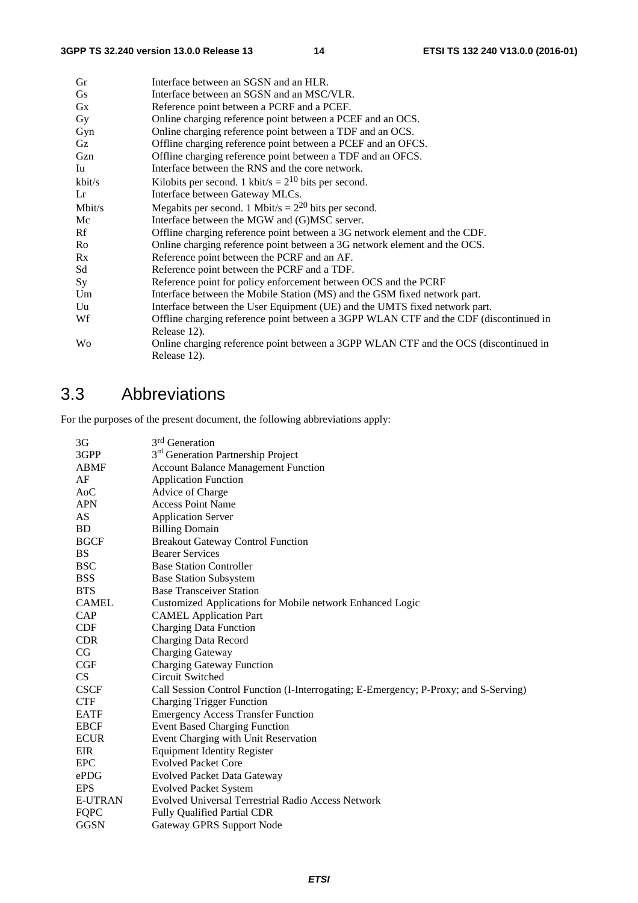| | |
|---|---|
| Gr | Interface between an SGSN and an HLR. |
| Gs | Interface between an SGSN and an MSC/VLR. |
| Gx | Reference point between a PCRF and a PCEF. |
| Gy | Online charging reference point between a PCEF and an OCS. |
| Gyn | Online charging reference point between a TDF and an OCS. |
| Gz | Offline charging reference point between a PCEF and an OFCS. |
| Gzn | Offline charging reference point between a TDF and an OFCS. |
| Iu | Interface between the RNS and the core network. |
| kbit/s | Kilobits per second. 1 kbit/s = $2^{10}$ bits per second. |
| Lr | Interface between Gateway MLCs. |
| Mbit/s | Megabits per second. 1 Mbit/s = $2^{20}$ bits per second. |
| Mc | Interface between the MGW and (G)MSC server. |
| Rf | Offline charging reference point between a 3G network element and the CDF. |
| Ro | Online charging reference point between a 3G network element and the OCS. |
| Rx | Reference point between the PCRF and an AF. |
| Sd | Reference point between the PCRF and a TDF. |
| Sy | Reference point for policy enforcement between OCS and the PCRF |
| Um | Interface between the Mobile Station (MS) and the GSM fixed network part. |
| Uu | Interface between the User Equipment (UE) and the UMTS fixed network part. |
| Wf | Offline charging reference point between a 3GPP WLAN CTF and the CDF (discontinued in Release 12). |
| Wo | Online charging reference point between a 3GPP WLAN CTF and the OCS (discontinued in Release 12). |

## 3.3 Abbreviations

For the purposes of the present document, the following abbreviations apply:

| | |
|---|---|
| 3G | 3rd Generation |
| 3GPP | 3rd Generation Partnership Project |
| ABMF | Account Balance Management Function |
| AF | Application Function |
| AoC | Advice of Charge |
| APN | Access Point Name |
| AS | Application Server |
| BD | Billing Domain |
| BGCF | Breakout Gateway Control Function |
| BS | Bearer Services |
| BSC | Base Station Controller |
| BSS | Base Station Subsystem |
| BTS | Base Transceiver Station |
| CAMEL | Customized Applications for Mobile network Enhanced Logic |
| CAP | CAMEL Application Part |
| CDF | Charging Data Function |
| CDR | Charging Data Record |
| CG | Charging Gateway |
| CGF | Charging Gateway Function |
| CS | Circuit Switched |
| CSCF | Call Session Control Function (I-Interrogating; E-Emergency; P-Proxy; and S-Serving) |
| CTF | Charging Trigger Function |
| EATF | Emergency Access Transfer Function |
| EBCF | Event Based Charging Function |
| ECUR | Event Charging with Unit Reservation |
| EIR | Equipment Identity Register |
| EPC | Evolved Packet Core |
| ePDG | Evolved Packet Data Gateway |
| EPS | Evolved Packet System |
| E-UTRAN | Evolved Universal Terrestrial Radio Access Network |
| FQPC | Fully Qualified Partial CDR |
| GGSN | Gateway GPRS Support Node |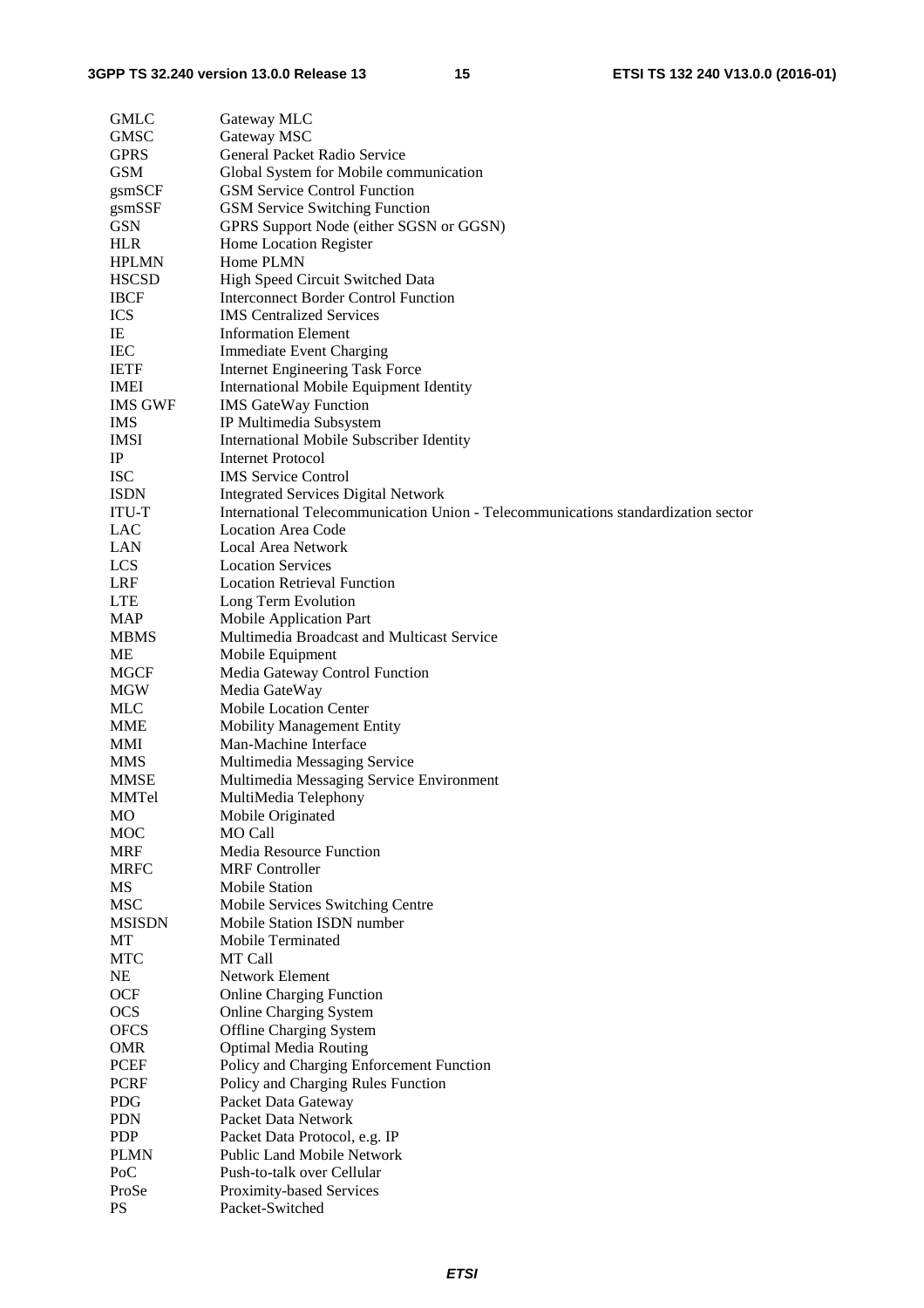GMLC Gateway MLC
GMSC Gateway MSC
GPRS General Packet Radio Service
GSM Global System for Mobile communication
gsmSCF GSM Service Control Function
gsmSSF GSM Service Switching Function
GSN GPRS Support Node (either SGSN or GGSN)
HLR Home Location Register
HPLMN Home PLMN
HSCSD High Speed Circuit Switched Data
IBCF Interconnect Border Control Function
ICS IMS Centralized Services
IE Information Element
IEC Immediate Event Charging
IETF Internet Engineering Task Force
IMEI International Mobile Equipment Identity
IMS GWF IMS GateWay Function
IMS IP Multimedia Subsystem
IMSI International Mobile Subscriber Identity
IP Internet Protocol
ISC IMS Service Control
ISDN Integrated Services Digital Network
ITU-T International Telecommunication Union - Telecommunications standardization sector
LAC Location Area Code
LAN Local Area Network
LCS Location Services
LRF Location Retrieval Function
LTE Long Term Evolution
MAP Mobile Application Part
MBMS Multimedia Broadcast and Multicast Service
ME Mobile Equipment
MGCF Media Gateway Control Function
MGW Media GateWay
MLC Mobile Location Center
MME Mobility Management Entity
MMI Man-Machine Interface
MMS Multimedia Messaging Service
MMSE Multimedia Messaging Service Environment
MMTel MultiMedia Telephony
MO Mobile Originated
MOC MO Call
MRF Media Resource Function
MRFC MRF Controller
MS Mobile Station
MSC Mobile Services Switching Centre
MSISDN Mobile Station ISDN number
MT Mobile Terminated
MTC MT Call
NE Network Element
OCF Online Charging Function
OCS Online Charging System
OFCS Offline Charging System
OMR Optimal Media Routing
PCEF Policy and Charging Enforcement Function
PCRF Policy and Charging Rules Function
PDG Packet Data Gateway
PDN Packet Data Network
PDP Packet Data Protocol, e.g. IP
PLMN Public Land Mobile Network
PoC Push-to-talk over Cellular
ProSe Proximity-based Services
PS Packet-Switched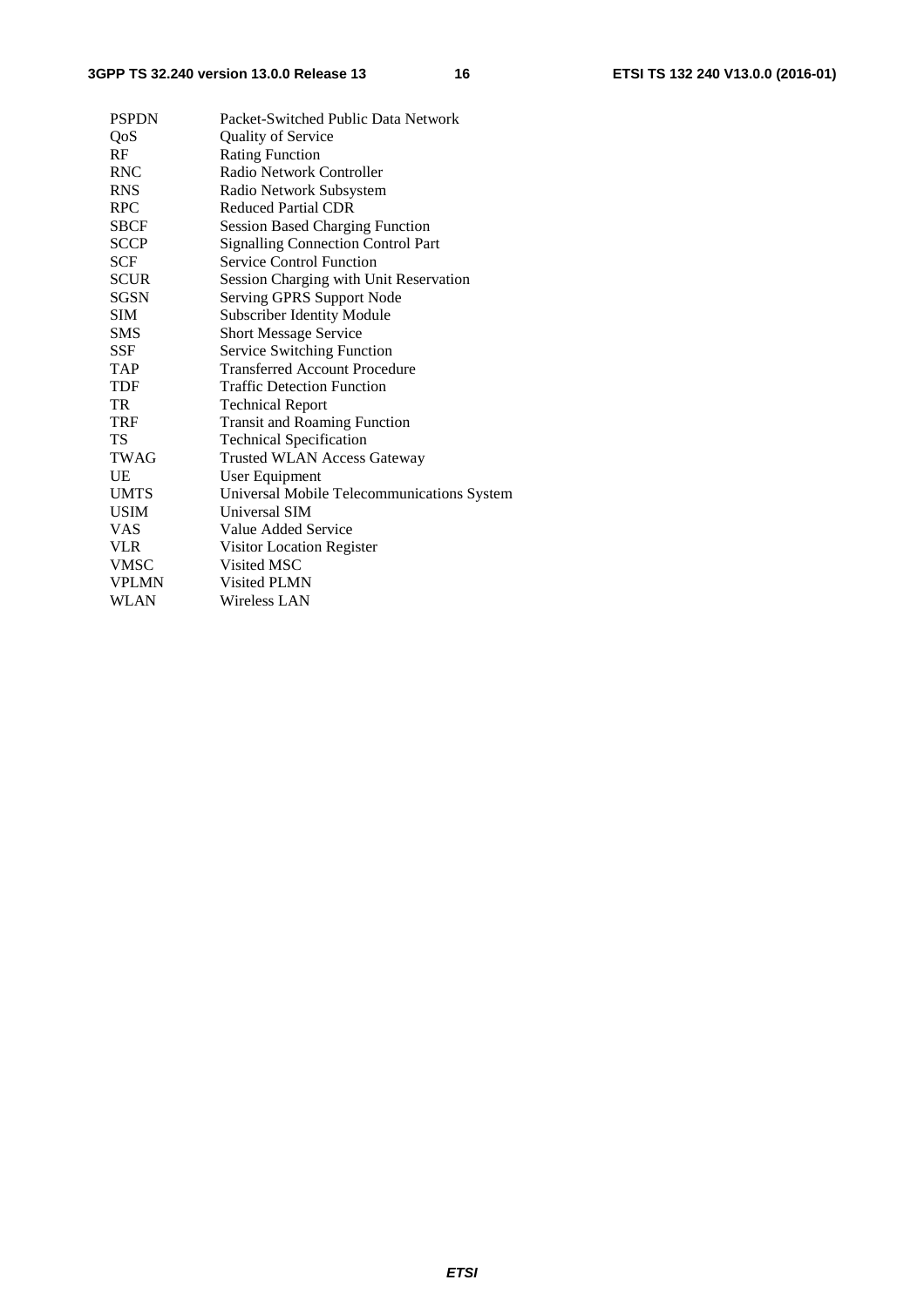PSPDN	Packet-Switched Public Data Network
QoS	Quality of Service
RF	Rating Function
RNC	Radio Network Controller
RNS	Radio Network Subsystem
RPC	Reduced Partial CDR
SBCF	Session Based Charging Function
SCCP	Signalling Connection Control Part
SCF	Service Control Function
SCUR	Session Charging with Unit Reservation
SGSN	Serving GPRS Support Node
SIM	Subscriber Identity Module
SMS	Short Message Service
SSF	Service Switching Function
TAP	Transferred Account Procedure
TDF	Traffic Detection Function
TR	Technical Report
TRF	Transit and Roaming Function
TS	Technical Specification
TWAG	Trusted WLAN Access Gateway
UE	User Equipment
UMTS	Universal Mobile Telecommunications System
USIM	Universal SIM
VAS	Value Added Service
VLR	Visitor Location Register
VMSC	Visited MSC
VPLMN	Visited PLMN
WLAN	Wireless LAN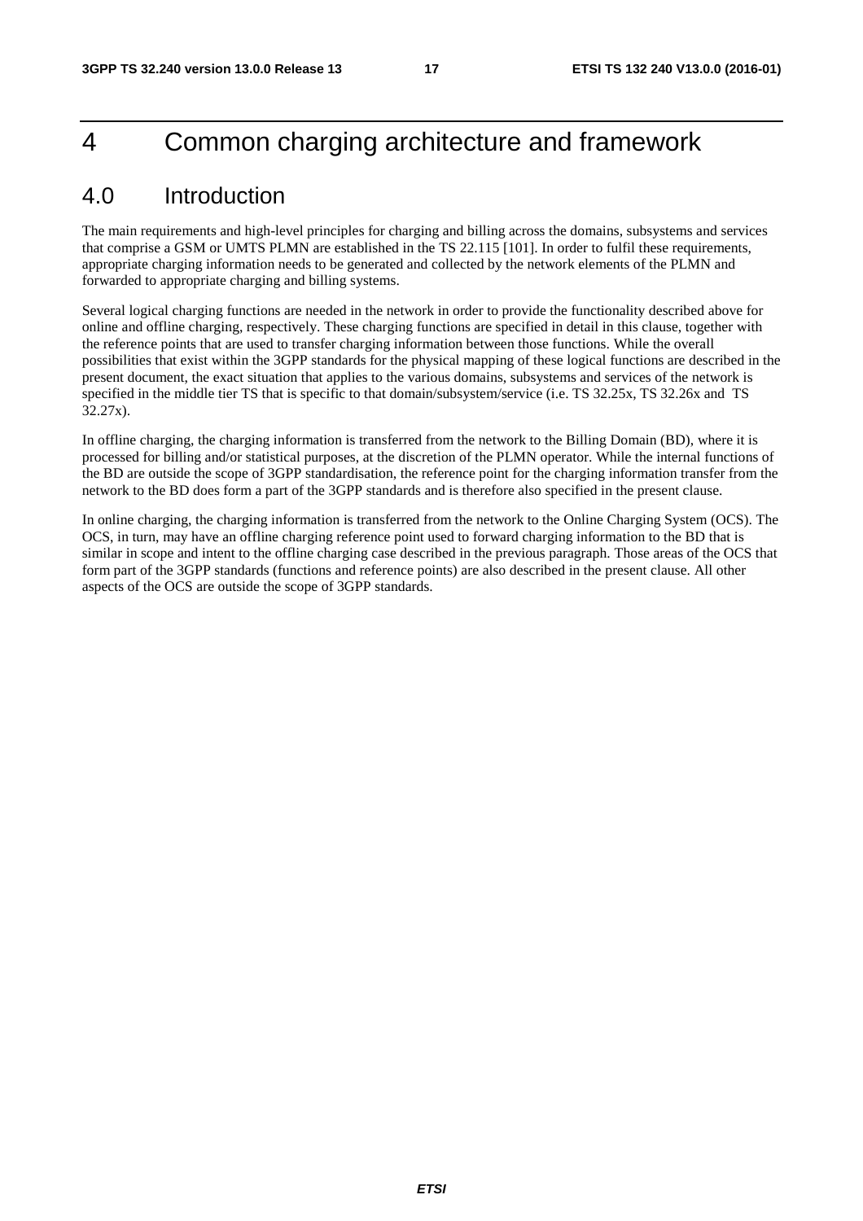# 4 Common charging architecture and framework

## 4.0 Introduction

The main requirements and high-level principles for charging and billing across the domains, subsystems and services that comprise a GSM or UMTS PLMN are established in the TS 22.115 [101]. In order to fulfil these requirements, appropriate charging information needs to be generated and collected by the network elements of the PLMN and forwarded to appropriate charging and billing systems.

Several logical charging functions are needed in the network in order to provide the functionality described above for online and offline charging, respectively. These charging functions are specified in detail in this clause, together with the reference points that are used to transfer charging information between those functions. While the overall possibilities that exist within the 3GPP standards for the physical mapping of these logical functions are described in the present document, the exact situation that applies to the various domains, subsystems and services of the network is specified in the middle tier TS that is specific to that domain/subsystem/service (i.e. TS 32.25x, TS 32.26x and TS 32.27x).

In offline charging, the charging information is transferred from the network to the Billing Domain (BD), where it is processed for billing and/or statistical purposes, at the discretion of the PLMN operator. While the internal functions of the BD are outside the scope of 3GPP standardisation, the reference point for the charging information transfer from the network to the BD does form a part of the 3GPP standards and is therefore also specified in the present clause.

In online charging, the charging information is transferred from the network to the Online Charging System (OCS). The OCS, in turn, may have an offline charging reference point used to forward charging information to the BD that is similar in scope and intent to the offline charging case described in the previous paragraph. Those areas of the OCS that form part of the 3GPP standards (functions and reference points) are also described in the present clause. All other aspects of the OCS are outside the scope of 3GPP standards.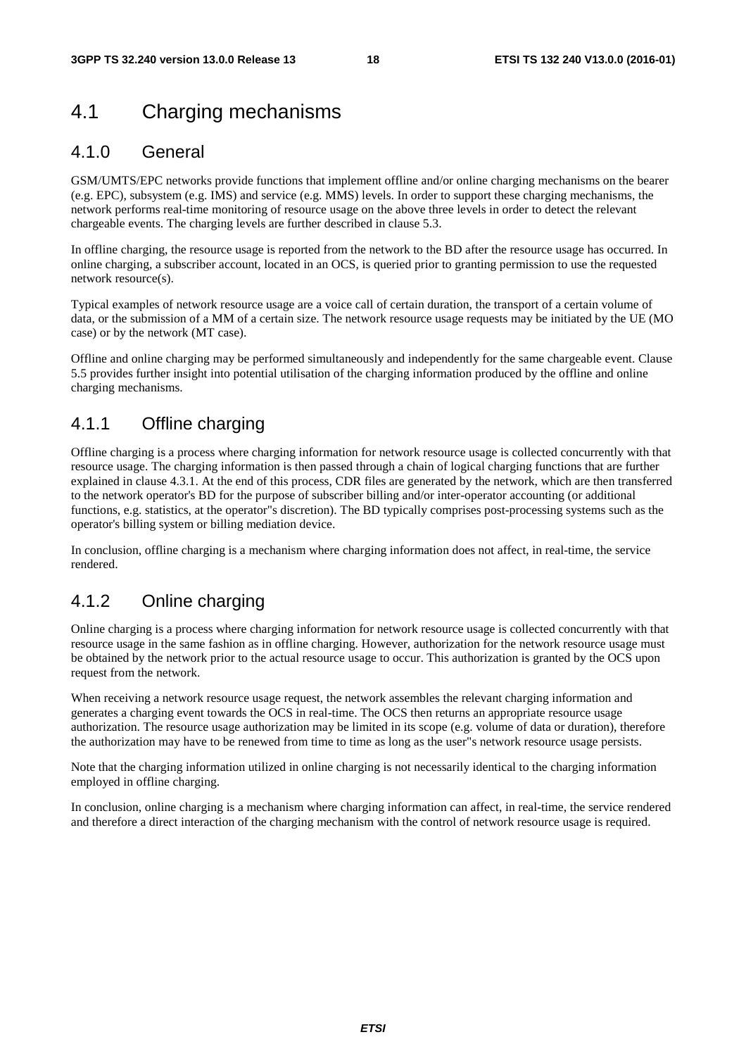## 4.1 Charging mechanisms

### 4.1.0 General

GSM/UMTS/EPC networks provide functions that implement offline and/or online charging mechanisms on the bearer (e.g. EPC), subsystem (e.g. IMS) and service (e.g. MMS) levels. In order to support these charging mechanisms, the network performs real-time monitoring of resource usage on the above three levels in order to detect the relevant chargeable events. The charging levels are further described in clause 5.3.

In offline charging, the resource usage is reported from the network to the BD after the resource usage has occurred. In online charging, a subscriber account, located in an OCS, is queried prior to granting permission to use the requested network resource(s).

Typical examples of network resource usage are a voice call of certain duration, the transport of a certain volume of data, or the submission of a MM of a certain size. The network resource usage requests may be initiated by the UE (MO case) or by the network (MT case).

Offline and online charging may be performed simultaneously and independently for the same chargeable event. Clause 5.5 provides further insight into potential utilisation of the charging information produced by the offline and online charging mechanisms.

### 4.1.1 Offline charging

Offline charging is a process where charging information for network resource usage is collected concurrently with that resource usage. The charging information is then passed through a chain of logical charging functions that are further explained in clause 4.3.1. At the end of this process, CDR files are generated by the network, which are then transferred to the network operator's BD for the purpose of subscriber billing and/or inter-operator accounting (or additional functions, e.g. statistics, at the operator''s discretion). The BD typically comprises post-processing systems such as the operator's billing system or billing mediation device.

In conclusion, offline charging is a mechanism where charging information does not affect, in real-time, the service rendered.

### 4.1.2 Online charging

Online charging is a process where charging information for network resource usage is collected concurrently with that resource usage in the same fashion as in offline charging. However, authorization for the network resource usage must be obtained by the network prior to the actual resource usage to occur. This authorization is granted by the OCS upon request from the network.

When receiving a network resource usage request, the network assembles the relevant charging information and generates a charging event towards the OCS in real-time. The OCS then returns an appropriate resource usage authorization. The resource usage authorization may be limited in its scope (e.g. volume of data or duration), therefore the authorization may have to be renewed from time to time as long as the user''s network resource usage persists.

Note that the charging information utilized in online charging is not necessarily identical to the charging information employed in offline charging.

In conclusion, online charging is a mechanism where charging information can affect, in real-time, the service rendered and therefore a direct interaction of the charging mechanism with the control of network resource usage is required.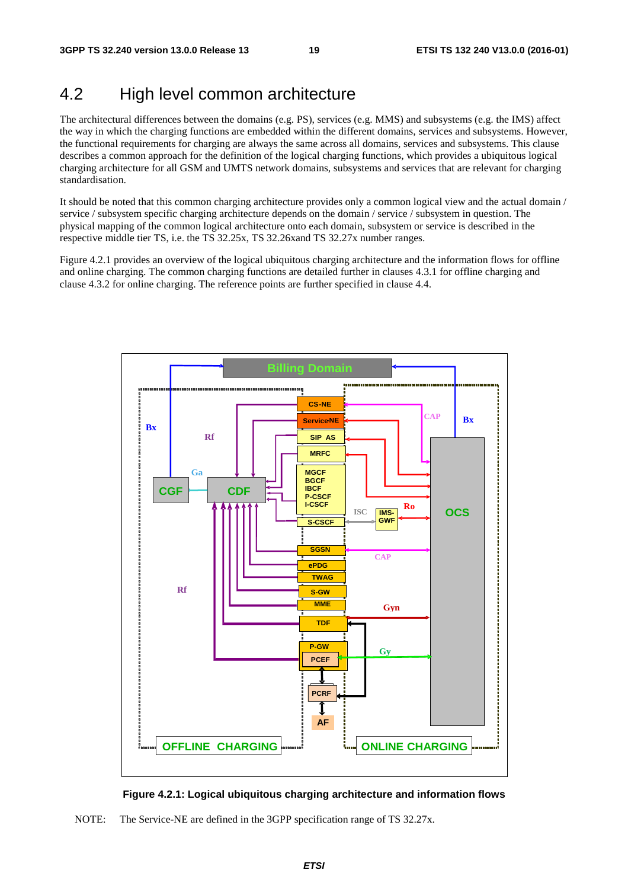## 4.2 High level common architecture

The architectural differences between the domains (e.g. PS), services (e.g. MMS) and subsystems (e.g. the IMS) affect the way in which the charging functions are embedded within the different domains, services and subsystems. However, the functional requirements for charging are always the same across all domains, services and subsystems. This clause describes a common approach for the definition of the logical charging functions, which provides a ubiquitous logical charging architecture for all GSM and UMTS network domains, subsystems and services that are relevant for charging standardisation.

It should be noted that this common charging architecture provides only a common logical view and the actual domain / service / subsystem specific charging architecture depends on the domain / service / subsystem in question. The physical mapping of the common logical architecture onto each domain, subsystem or service is described in the respective middle tier TS, i.e. the TS 32.25x, TS 32.26xand TS 32.27x number ranges.

Figure 4.2.1 provides an overview of the logical ubiquitous charging architecture and the information flows for offline and online charging. The common charging functions are detailed further in clauses 4.3.1 for offline charging and clause 4.3.2 for online charging. The reference points are further specified in clause 4.4.

**Figure 4.2.1: Logical ubiquitous charging architecture and information flows**

NOTE: The Service-NE are defined in the 3GPP specification range of TS 32.27x.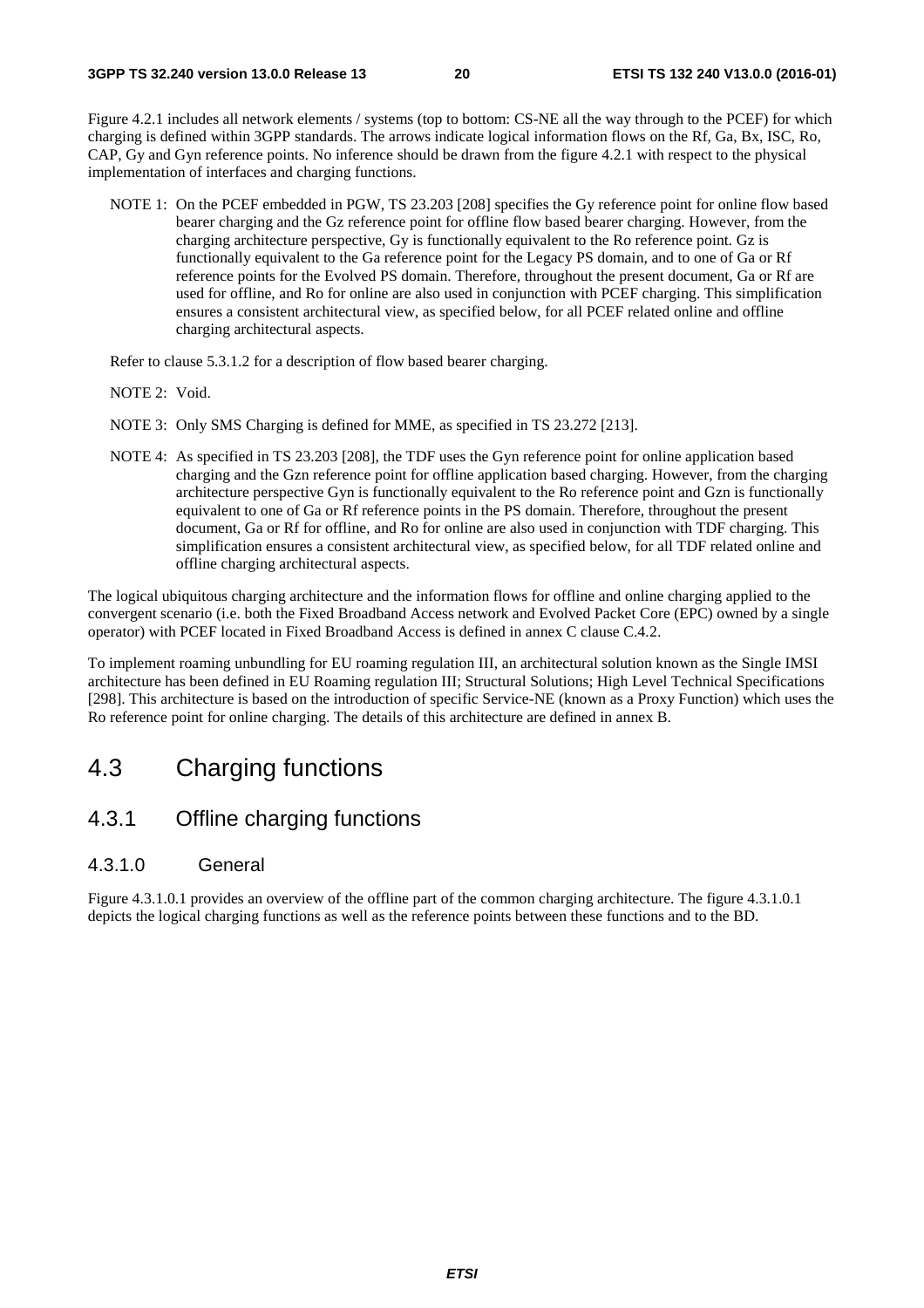Figure 4.2.1 includes all network elements / systems (top to bottom: CS-NE all the way through to the PCEF) for which charging is defined within 3GPP standards. The arrows indicate logical information flows on the Rf, Ga, Bx, ISC, Ro, CAP, Gy and Gyn reference points. No inference should be drawn from the figure 4.2.1 with respect to the physical implementation of interfaces and charging functions.

NOTE 1: On the PCEF embedded in PGW, TS 23.203 [208] specifies the Gy reference point for online flow based bearer charging and the Gz reference point for offline flow based bearer charging. However, from the charging architecture perspective, Gy is functionally equivalent to the Ro reference point. Gz is functionally equivalent to the Ga reference point for the Legacy PS domain, and to one of Ga or Rf reference points for the Evolved PS domain. Therefore, throughout the present document, Ga or Rf are used for offline, and Ro for online are also used in conjunction with PCEF charging. This simplification ensures a consistent architectural view, as specified below, for all PCEF related online and offline charging architectural aspects.

Refer to clause 5.3.1.2 for a description of flow based bearer charging.

NOTE 2: Void.

NOTE 3: Only SMS Charging is defined for MME, as specified in TS 23.272 [213].

NOTE 4: As specified in TS 23.203 [208], the TDF uses the Gyn reference point for online application based charging and the Gzn reference point for offline application based charging. However, from the charging architecture perspective Gyn is functionally equivalent to the Ro reference point and Gzn is functionally equivalent to one of Ga or Rf reference points in the PS domain. Therefore, throughout the present document, Ga or Rf for offline, and Ro for online are also used in conjunction with TDF charging. This simplification ensures a consistent architectural view, as specified below, for all TDF related online and offline charging architectural aspects.

The logical ubiquitous charging architecture and the information flows for offline and online charging applied to the convergent scenario (i.e. both the Fixed Broadband Access network and Evolved Packet Core (EPC) owned by a single operator) with PCEF located in Fixed Broadband Access is defined in annex C clause C.4.2.

To implement roaming unbundling for EU roaming regulation III, an architectural solution known as the Single IMSI architecture has been defined in EU Roaming regulation III; Structural Solutions; High Level Technical Specifications [298]. This architecture is based on the introduction of specific Service-NE (known as a Proxy Function) which uses the Ro reference point for online charging. The details of this architecture are defined in annex B.

# 4.3 Charging functions

## 4.3.1 Offline charging functions

### 4.3.1.0 General

Figure 4.3.1.0.1 provides an overview of the offline part of the common charging architecture. The figure 4.3.1.0.1 depicts the logical charging functions as well as the reference points between these functions and to the BD.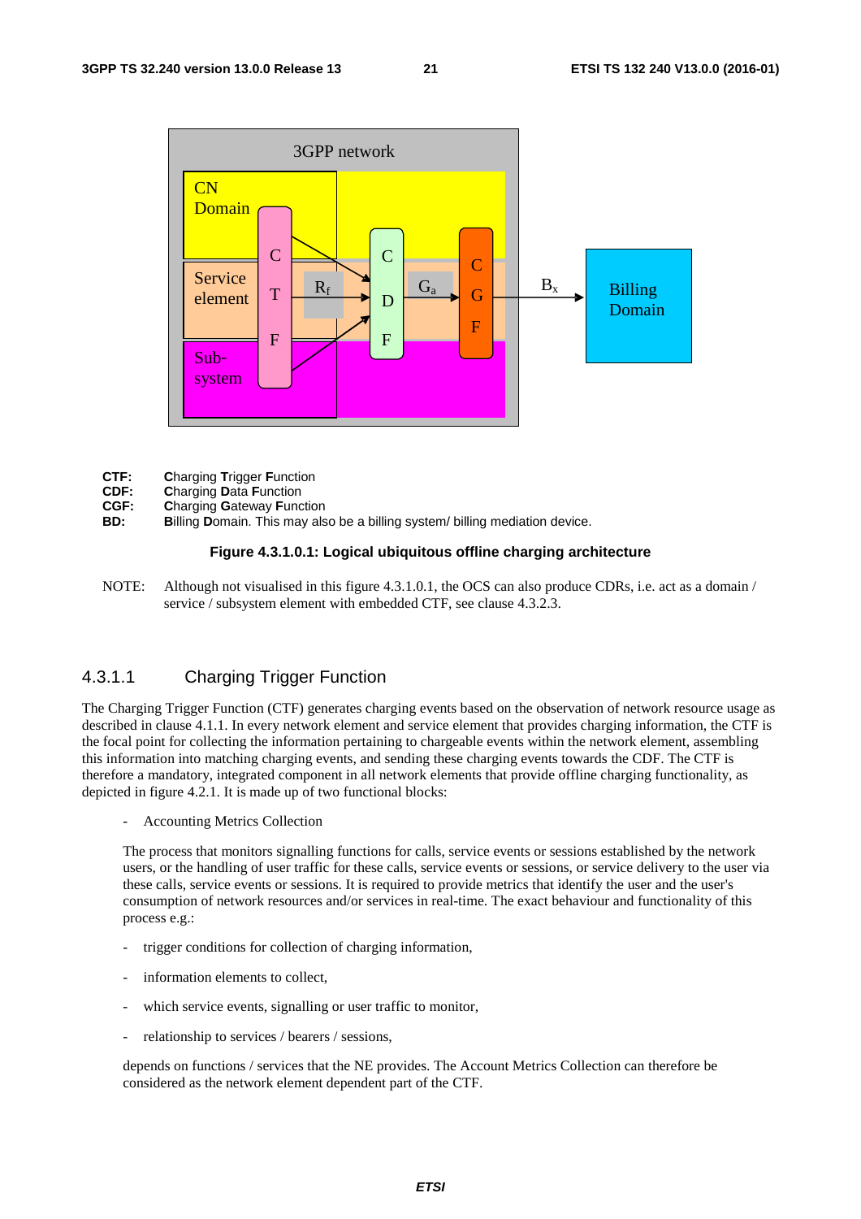CTF: **C**harging **T**rigger **F**unction
CDF: **C**harging **D**ata **F**unction
CGF: **C**harging **G**ateway **F**unction
BD: **B**illing **D**omain. This may also be a billing system/ billing mediation device.

**Figure 4.3.1.0.1: Logical ubiquitous offline charging architecture**

NOTE: Although not visualised in this figure 4.3.1.0.1, the OCS can also produce CDRs, i.e. act as a domain / service / subsystem element with embedded CTF, see clause 4.3.2.3.

### 4.3.1.1 Charging Trigger Function

The Charging Trigger Function (CTF) generates charging events based on the observation of network resource usage as described in clause 4.1.1. In every network element and service element that provides charging information, the CTF is the focal point for collecting the information pertaining to chargeable events within the network element, assembling this information into matching charging events, and sending these charging events towards the CDF. The CTF is therefore a mandatory, integrated component in all network elements that provide offline charging functionality, as depicted in figure 4.2.1. It is made up of two functional blocks:

- Accounting Metrics Collection

The process that monitors signalling functions for calls, service events or sessions established by the network users, or the handling of user traffic for these calls, service events or sessions, or service delivery to the user via these calls, service events or sessions. It is required to provide metrics that identify the user and the user's consumption of network resources and/or services in real-time. The exact behaviour and functionality of this process e.g.:

- trigger conditions for collection of charging information,
- information elements to collect,
- which service events, signalling or user traffic to monitor,
- relationship to services / bearers / sessions,

depends on functions / services that the NE provides. The Account Metrics Collection can therefore be considered as the network element dependent part of the CTF.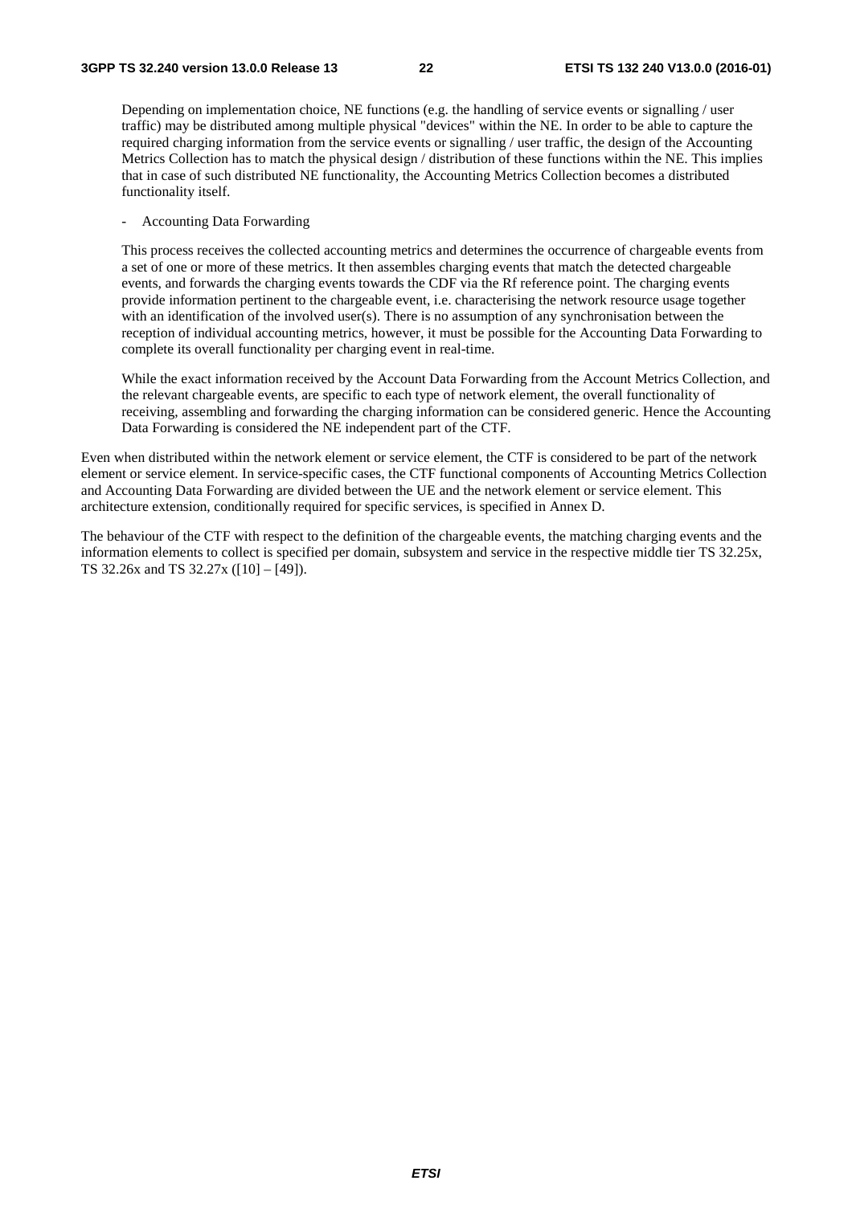Depending on implementation choice, NE functions (e.g. the handling of service events or signalling / user traffic) may be distributed among multiple physical "devices" within the NE. In order to be able to capture the required charging information from the service events or signalling / user traffic, the design of the Accounting Metrics Collection has to match the physical design / distribution of these functions within the NE. This implies that in case of such distributed NE functionality, the Accounting Metrics Collection becomes a distributed functionality itself.

- Accounting Data Forwarding

This process receives the collected accounting metrics and determines the occurrence of chargeable events from a set of one or more of these metrics. It then assembles charging events that match the detected chargeable events, and forwards the charging events towards the CDF via the Rf reference point. The charging events provide information pertinent to the chargeable event, i.e. characterising the network resource usage together with an identification of the involved user(s). There is no assumption of any synchronisation between the reception of individual accounting metrics, however, it must be possible for the Accounting Data Forwarding to complete its overall functionality per charging event in real-time.

While the exact information received by the Account Data Forwarding from the Account Metrics Collection, and the relevant chargeable events, are specific to each type of network element, the overall functionality of receiving, assembling and forwarding the charging information can be considered generic. Hence the Accounting Data Forwarding is considered the NE independent part of the CTF.

Even when distributed within the network element or service element, the CTF is considered to be part of the network element or service element. In service-specific cases, the CTF functional components of Accounting Metrics Collection and Accounting Data Forwarding are divided between the UE and the network element or service element. This architecture extension, conditionally required for specific services, is specified in Annex D.

The behaviour of the CTF with respect to the definition of the chargeable events, the matching charging events and the information elements to collect is specified per domain, subsystem and service in the respective middle tier TS 32.25x, TS 32.26x and TS 32.27x ([10] – [49]).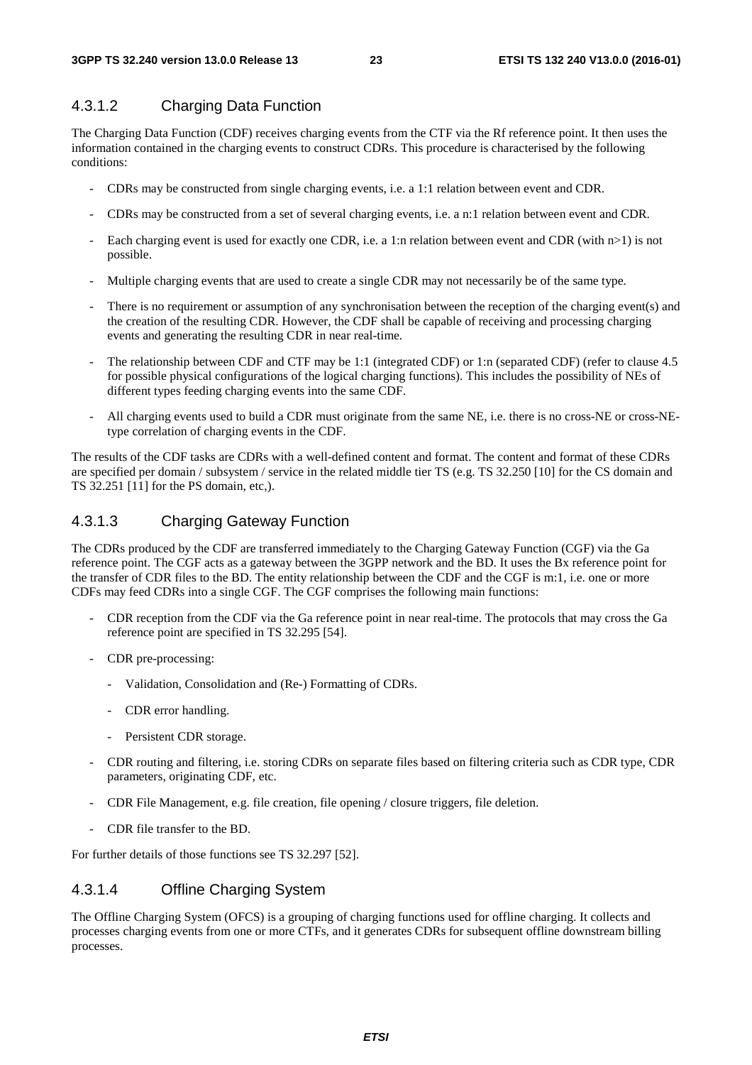#### 4.3.1.2 Charging Data Function

The Charging Data Function (CDF) receives charging events from the CTF via the Rf reference point. It then uses the information contained in the charging events to construct CDRs. This procedure is characterised by the following conditions:

- CDRs may be constructed from single charging events, i.e. a 1:1 relation between event and CDR.
- CDRs may be constructed from a set of several charging events, i.e. a n:1 relation between event and CDR.
- Each charging event is used for exactly one CDR, i.e. a 1:n relation between event and CDR (with n>1) is not possible.
- Multiple charging events that are used to create a single CDR may not necessarily be of the same type.
- There is no requirement or assumption of any synchronisation between the reception of the charging event(s) and the creation of the resulting CDR. However, the CDF shall be capable of receiving and processing charging events and generating the resulting CDR in near real-time.
- The relationship between CDF and CTF may be 1:1 (integrated CDF) or 1:n (separated CDF) (refer to clause 4.5 for possible physical configurations of the logical charging functions). This includes the possibility of NEs of different types feeding charging events into the same CDF.
- All charging events used to build a CDR must originate from the same NE, i.e. there is no cross-NE or cross-NE-type correlation of charging events in the CDF.

The results of the CDF tasks are CDRs with a well-defined content and format. The content and format of these CDRs are specified per domain / subsystem / service in the related middle tier TS (e.g. TS 32.250 [10] for the CS domain and TS 32.251 [11] for the PS domain, etc,).

#### 4.3.1.3 Charging Gateway Function

The CDRs produced by the CDF are transferred immediately to the Charging Gateway Function (CGF) via the Ga reference point. The CGF acts as a gateway between the 3GPP network and the BD. It uses the Bx reference point for the transfer of CDR files to the BD. The entity relationship between the CDF and the CGF is m:1, i.e. one or more CDFs may feed CDRs into a single CGF. The CGF comprises the following main functions:

- CDR reception from the CDF via the Ga reference point in near real-time. The protocols that may cross the Ga reference point are specified in TS 32.295 [54].
- CDR pre-processing:
  - Validation, Consolidation and (Re-) Formatting of CDRs.
  - CDR error handling.
  - Persistent CDR storage.
- CDR routing and filtering, i.e. storing CDRs on separate files based on filtering criteria such as CDR type, CDR parameters, originating CDF, etc.
- CDR File Management, e.g. file creation, file opening / closure triggers, file deletion.
- CDR file transfer to the BD.

For further details of those functions see TS 32.297 [52].

#### 4.3.1.4 Offline Charging System

The Offline Charging System (OFCS) is a grouping of charging functions used for offline charging. It collects and processes charging events from one or more CTFs, and it generates CDRs for subsequent offline downstream billing processes.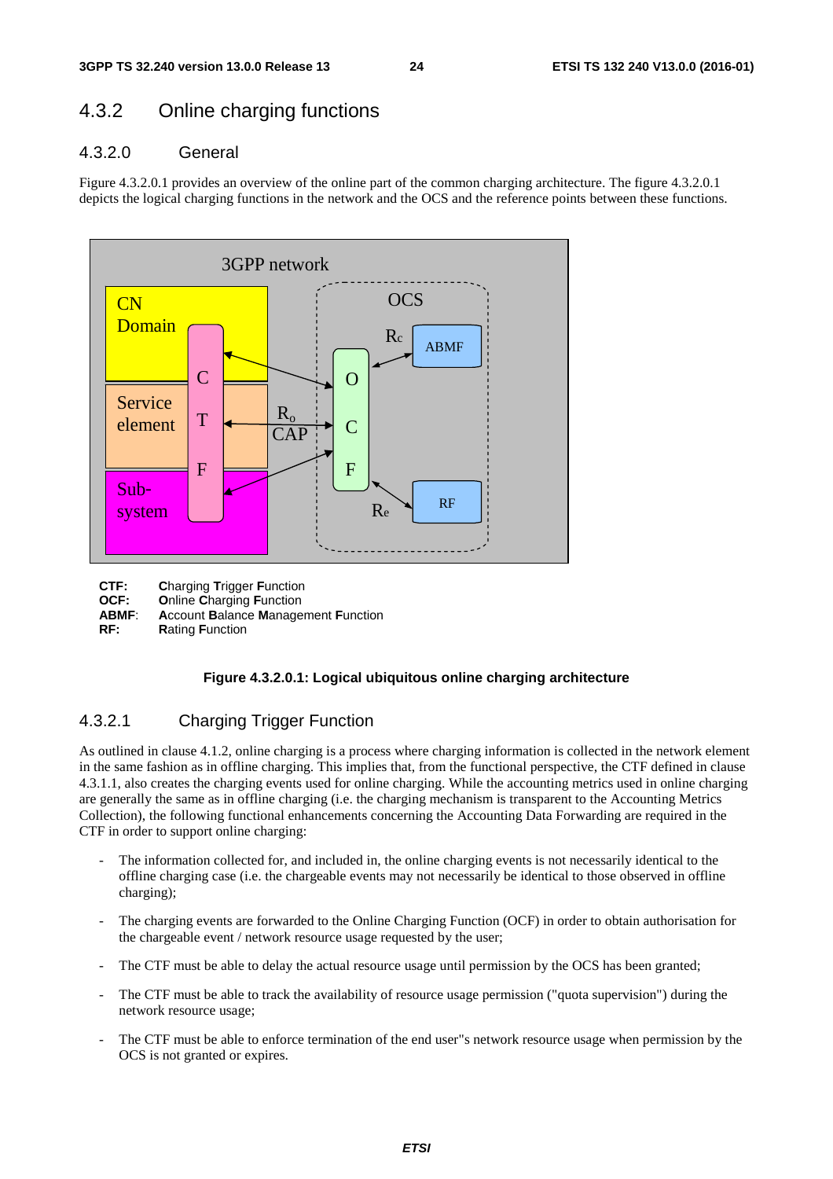## 4.3.2 Online charging functions

### 4.3.2.0 General

Figure 4.3.2.0.1 provides an overview of the online part of the common charging architecture. The figure 4.3.2.0.1 depicts the logical charging functions in the network and the OCS and the reference points between these functions.

**CTF:** **C**harging **T**rigger **F**unction
**OCF:** **O**nline **C**harging **F**unction
**ABMF**: **A**ccount **B**alance **M**anagement **F**unction
**RF:** **R**ating **F**unction

**Figure 4.3.2.0.1: Logical ubiquitous online charging architecture**

### 4.3.2.1 Charging Trigger Function

As outlined in clause 4.1.2, online charging is a process where charging information is collected in the network element in the same fashion as in offline charging. This implies that, from the functional perspective, the CTF defined in clause 4.3.1.1, also creates the charging events used for online charging. While the accounting metrics used in online charging are generally the same as in offline charging (i.e. the charging mechanism is transparent to the Accounting Metrics Collection), the following functional enhancements concerning the Accounting Data Forwarding are required in the CTF in order to support online charging:

- The information collected for, and included in, the online charging events is not necessarily identical to the offline charging case (i.e. the chargeable events may not necessarily be identical to those observed in offline charging);
- The charging events are forwarded to the Online Charging Function (OCF) in order to obtain authorisation for the chargeable event / network resource usage requested by the user;
- The CTF must be able to delay the actual resource usage until permission by the OCS has been granted;
- The CTF must be able to track the availability of resource usage permission ("quota supervision") during the network resource usage;
- The CTF must be able to enforce termination of the end user"s network resource usage when permission by the OCS is not granted or expires.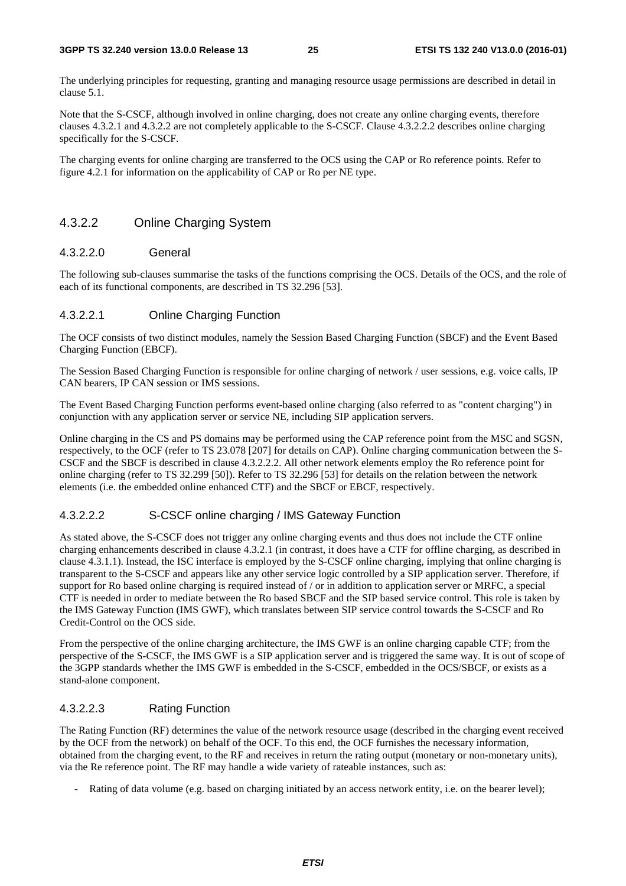The underlying principles for requesting, granting and managing resource usage permissions are described in detail in clause 5.1.

Note that the S-CSCF, although involved in online charging, does not create any online charging events, therefore clauses 4.3.2.1 and 4.3.2.2 are not completely applicable to the S-CSCF. Clause 4.3.2.2.2 describes online charging specifically for the S-CSCF.

The charging events for online charging are transferred to the OCS using the CAP or Ro reference points. Refer to figure 4.2.1 for information on the applicability of CAP or Ro per NE type.

### 4.3.2.2 Online Charging System

#### 4.3.2.2.0 General

The following sub-clauses summarise the tasks of the functions comprising the OCS. Details of the OCS, and the role of each of its functional components, are described in TS 32.296 [53].

#### 4.3.2.2.1 Online Charging Function

The OCF consists of two distinct modules, namely the Session Based Charging Function (SBCF) and the Event Based Charging Function (EBCF).

The Session Based Charging Function is responsible for online charging of network / user sessions, e.g. voice calls, IP CAN bearers, IP CAN session or IMS sessions.

The Event Based Charging Function performs event-based online charging (also referred to as "content charging") in conjunction with any application server or service NE, including SIP application servers.

Online charging in the CS and PS domains may be performed using the CAP reference point from the MSC and SGSN, respectively, to the OCF (refer to TS 23.078 [207] for details on CAP). Online charging communication between the S-CSCF and the SBCF is described in clause 4.3.2.2.2. All other network elements employ the Ro reference point for online charging (refer to TS 32.299 [50]). Refer to TS 32.296 [53] for details on the relation between the network elements (i.e. the embedded online enhanced CTF) and the SBCF or EBCF, respectively.

#### 4.3.2.2.2 S-CSCF online charging / IMS Gateway Function

As stated above, the S-CSCF does not trigger any online charging events and thus does not include the CTF online charging enhancements described in clause 4.3.2.1 (in contrast, it does have a CTF for offline charging, as described in clause 4.3.1.1). Instead, the ISC interface is employed by the S-CSCF online charging, implying that online charging is transparent to the S-CSCF and appears like any other service logic controlled by a SIP application server. Therefore, if support for Ro based online charging is required instead of / or in addition to application server or MRFC, a special CTF is needed in order to mediate between the Ro based SBCF and the SIP based service control. This role is taken by the IMS Gateway Function (IMS GWF), which translates between SIP service control towards the S-CSCF and Ro Credit-Control on the OCS side.

From the perspective of the online charging architecture, the IMS GWF is an online charging capable CTF; from the perspective of the S-CSCF, the IMS GWF is a SIP application server and is triggered the same way. It is out of scope of the 3GPP standards whether the IMS GWF is embedded in the S-CSCF, embedded in the OCS/SBCF, or exists as a stand-alone component.

#### 4.3.2.2.3 Rating Function

The Rating Function (RF) determines the value of the network resource usage (described in the charging event received by the OCF from the network) on behalf of the OCF. To this end, the OCF furnishes the necessary information, obtained from the charging event, to the RF and receives in return the rating output (monetary or non-monetary units), via the Re reference point. The RF may handle a wide variety of rateable instances, such as:

- Rating of data volume (e.g. based on charging initiated by an access network entity, i.e. on the bearer level);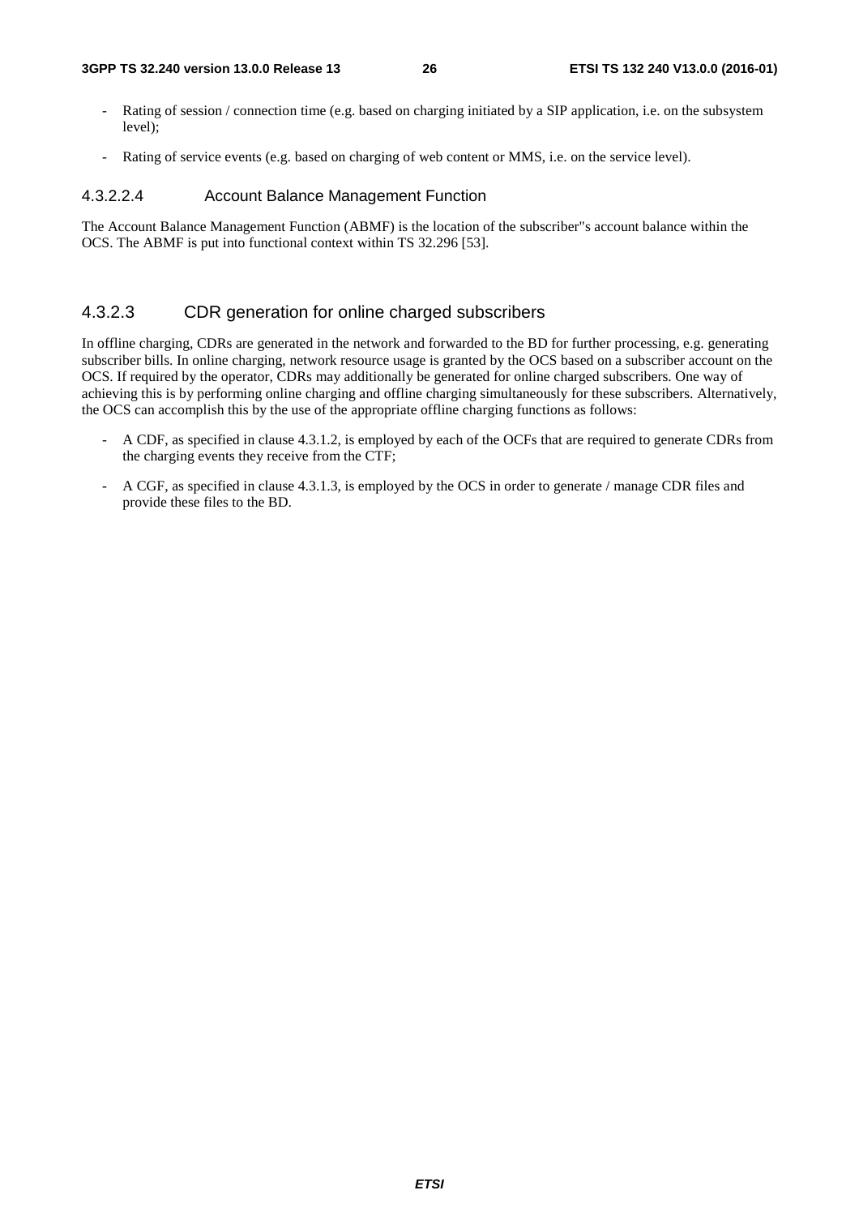- Rating of session / connection time (e.g. based on charging initiated by a SIP application, i.e. on the subsystem level);
- Rating of service events (e.g. based on charging of web content or MMS, i.e. on the service level).

##### 4.3.2.2.4 Account Balance Management Function

The Account Balance Management Function (ABMF) is the location of the subscriber"s account balance within the OCS. The ABMF is put into functional context within TS 32.296 [53].

#### 4.3.2.3 CDR generation for online charged subscribers

In offline charging, CDRs are generated in the network and forwarded to the BD for further processing, e.g. generating subscriber bills. In online charging, network resource usage is granted by the OCS based on a subscriber account on the OCS. If required by the operator, CDRs may additionally be generated for online charged subscribers. One way of achieving this is by performing online charging and offline charging simultaneously for these subscribers. Alternatively, the OCS can accomplish this by the use of the appropriate offline charging functions as follows:

- A CDF, as specified in clause 4.3.1.2, is employed by each of the OCFs that are required to generate CDRs from the charging events they receive from the CTF;
- A CGF, as specified in clause 4.3.1.3, is employed by the OCS in order to generate / manage CDR files and provide these files to the BD.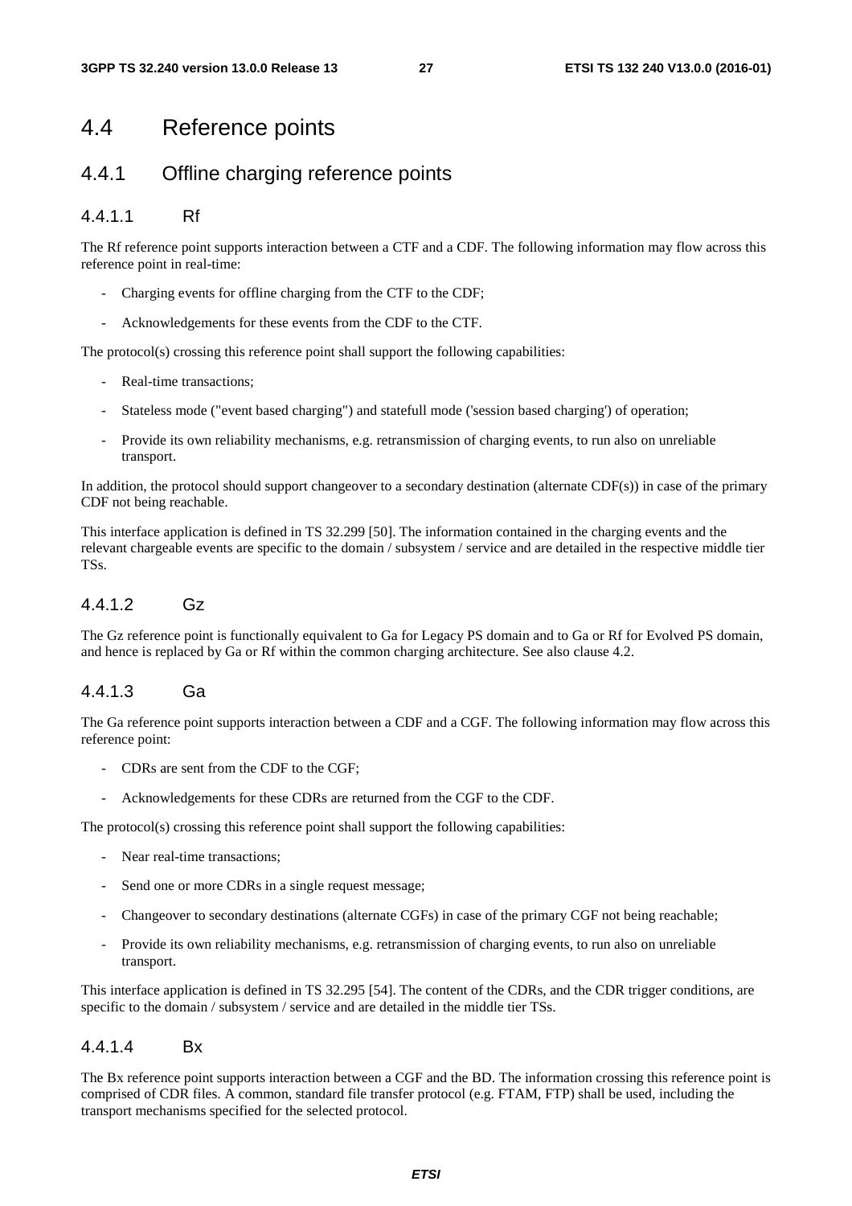## 4.4 Reference points

### 4.4.1 Offline charging reference points

#### 4.4.1.1 Rf

The Rf reference point supports interaction between a CTF and a CDF. The following information may flow across this reference point in real-time:

- Charging events for offline charging from the CTF to the CDF;
- Acknowledgements for these events from the CDF to the CTF.

The protocol(s) crossing this reference point shall support the following capabilities:

- Real-time transactions;
- Stateless mode ("event based charging") and statefull mode ('session based charging') of operation;
- Provide its own reliability mechanisms, e.g. retransmission of charging events, to run also on unreliable transport.

In addition, the protocol should support changeover to a secondary destination (alternate CDF(s)) in case of the primary CDF not being reachable.

This interface application is defined in TS 32.299 [50]. The information contained in the charging events and the relevant chargeable events are specific to the domain / subsystem / service and are detailed in the respective middle tier TSs.

#### 4.4.1.2 Gz

The Gz reference point is functionally equivalent to Ga for Legacy PS domain and to Ga or Rf for Evolved PS domain, and hence is replaced by Ga or Rf within the common charging architecture. See also clause 4.2.

#### 4.4.1.3 Ga

The Ga reference point supports interaction between a CDF and a CGF. The following information may flow across this reference point:

- CDRs are sent from the CDF to the CGF;
- Acknowledgements for these CDRs are returned from the CGF to the CDF.

The protocol(s) crossing this reference point shall support the following capabilities:

- Near real-time transactions;
- Send one or more CDRs in a single request message;
- Changeover to secondary destinations (alternate CGFs) in case of the primary CGF not being reachable;
- Provide its own reliability mechanisms, e.g. retransmission of charging events, to run also on unreliable transport.

This interface application is defined in TS 32.295 [54]. The content of the CDRs, and the CDR trigger conditions, are specific to the domain / subsystem / service and are detailed in the middle tier TSs.

#### 4.4.1.4 Bx

The Bx reference point supports interaction between a CGF and the BD. The information crossing this reference point is comprised of CDR files. A common, standard file transfer protocol (e.g. FTAM, FTP) shall be used, including the transport mechanisms specified for the selected protocol.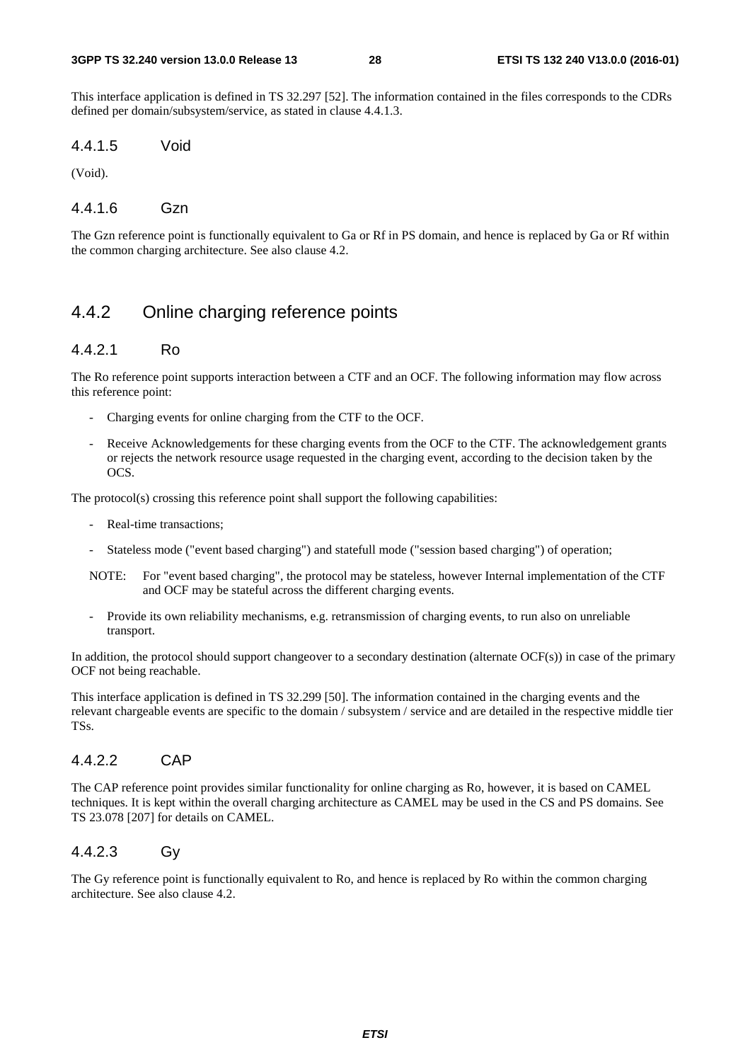This interface application is defined in TS 32.297 [52]. The information contained in the files corresponds to the CDRs defined per domain/subsystem/service, as stated in clause 4.4.1.3.

#### 4.4.1.5 Void

(Void).

#### 4.4.1.6 Gzn

The Gzn reference point is functionally equivalent to Ga or Rf in PS domain, and hence is replaced by Ga or Rf within the common charging architecture. See also clause 4.2.

### 4.4.2 Online charging reference points

#### 4.4.2.1 Ro

The Ro reference point supports interaction between a CTF and an OCF. The following information may flow across this reference point:

- Charging events for online charging from the CTF to the OCF.
- Receive Acknowledgements for these charging events from the OCF to the CTF. The acknowledgement grants or rejects the network resource usage requested in the charging event, according to the decision taken by the OCS.

The protocol(s) crossing this reference point shall support the following capabilities:

- Real-time transactions;
- Stateless mode ("event based charging") and statefull mode ("session based charging") of operation;

NOTE: For "event based charging", the protocol may be stateless, however Internal implementation of the CTF and OCF may be stateful across the different charging events.

- Provide its own reliability mechanisms, e.g. retransmission of charging events, to run also on unreliable transport.

In addition, the protocol should support changeover to a secondary destination (alternate OCF(s)) in case of the primary OCF not being reachable.

This interface application is defined in TS 32.299 [50]. The information contained in the charging events and the relevant chargeable events are specific to the domain / subsystem / service and are detailed in the respective middle tier TSs.

#### 4.4.2.2 CAP

The CAP reference point provides similar functionality for online charging as Ro, however, it is based on CAMEL techniques. It is kept within the overall charging architecture as CAMEL may be used in the CS and PS domains. See TS 23.078 [207] for details on CAMEL.

#### 4.4.2.3 Gy

The Gy reference point is functionally equivalent to Ro, and hence is replaced by Ro within the common charging architecture. See also clause 4.2.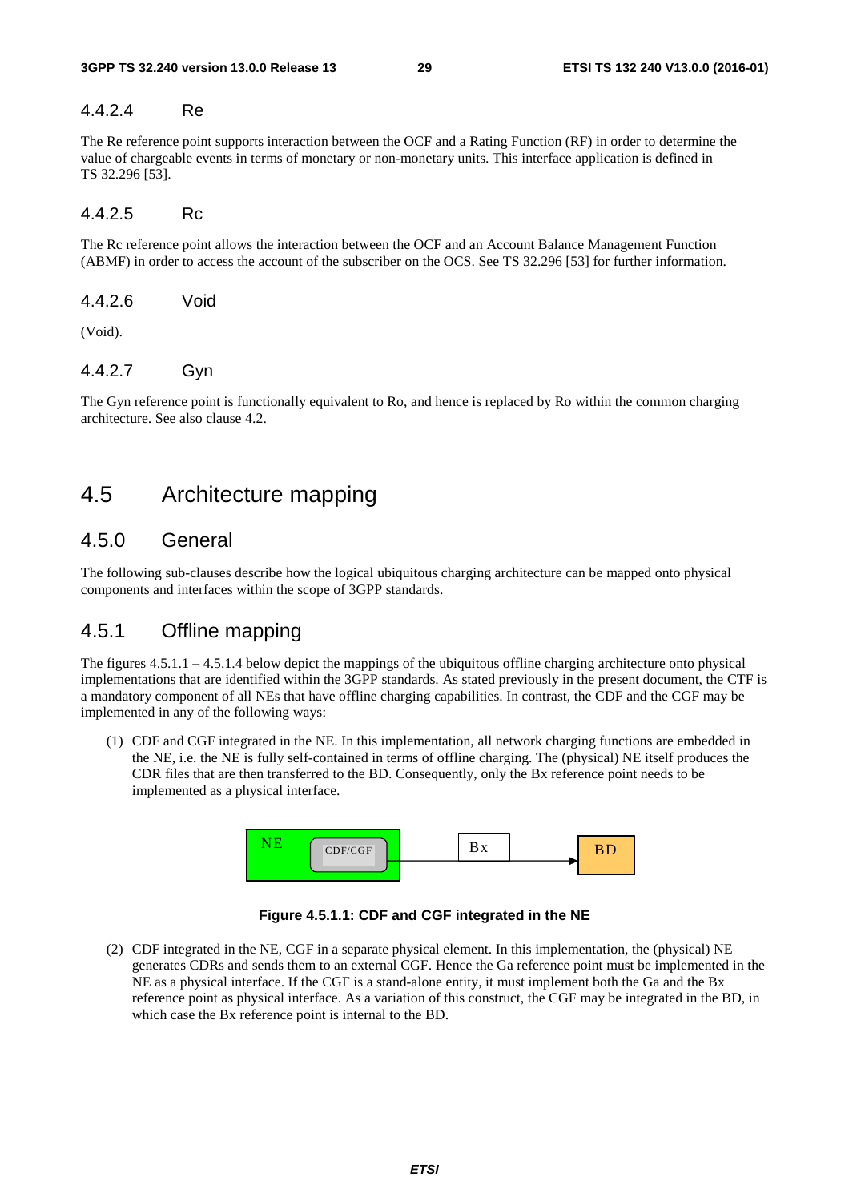#### 4.4.2.4 Re

The Re reference point supports interaction between the OCF and a Rating Function (RF) in order to determine the value of chargeable events in terms of monetary or non-monetary units. This interface application is defined in TS 32.296 [53].

#### 4.4.2.5 Rc

The Rc reference point allows the interaction between the OCF and an Account Balance Management Function (ABMF) in order to access the account of the subscriber on the OCS. See TS 32.296 [53] for further information.

#### 4.4.2.6 Void

(Void).

#### 4.4.2.7 Gyn

The Gyn reference point is functionally equivalent to Ro, and hence is replaced by Ro within the common charging architecture. See also clause 4.2.

## 4.5 Architecture mapping

### 4.5.0 General

The following sub-clauses describe how the logical ubiquitous charging architecture can be mapped onto physical components and interfaces within the scope of 3GPP standards.

### 4.5.1 Offline mapping

The figures 4.5.1.1 – 4.5.1.4 below depict the mappings of the ubiquitous offline charging architecture onto physical implementations that are identified within the 3GPP standards. As stated previously in the present document, the CTF is a mandatory component of all NEs that have offline charging capabilities. In contrast, the CDF and the CGF may be implemented in any of the following ways:

(1) CDF and CGF integrated in the NE. In this implementation, all network charging functions are embedded in the NE, i.e. the NE is fully self-contained in terms of offline charging. The (physical) NE itself produces the CDR files that are then transferred to the BD. Consequently, only the Bx reference point needs to be implemented as a physical interface.

NE — CDF/CGF — Bx — BD

**Figure 4.5.1.1: CDF and CGF integrated in the NE**

(2) CDF integrated in the NE, CGF in a separate physical element. In this implementation, the (physical) NE generates CDRs and sends them to an external CGF. Hence the Ga reference point must be implemented in the NE as a physical interface. If the CGF is a stand-alone entity, it must implement both the Ga and the Bx reference point as physical interface. As a variation of this construct, the CGF may be integrated in the BD, in which case the Bx reference point is internal to the BD.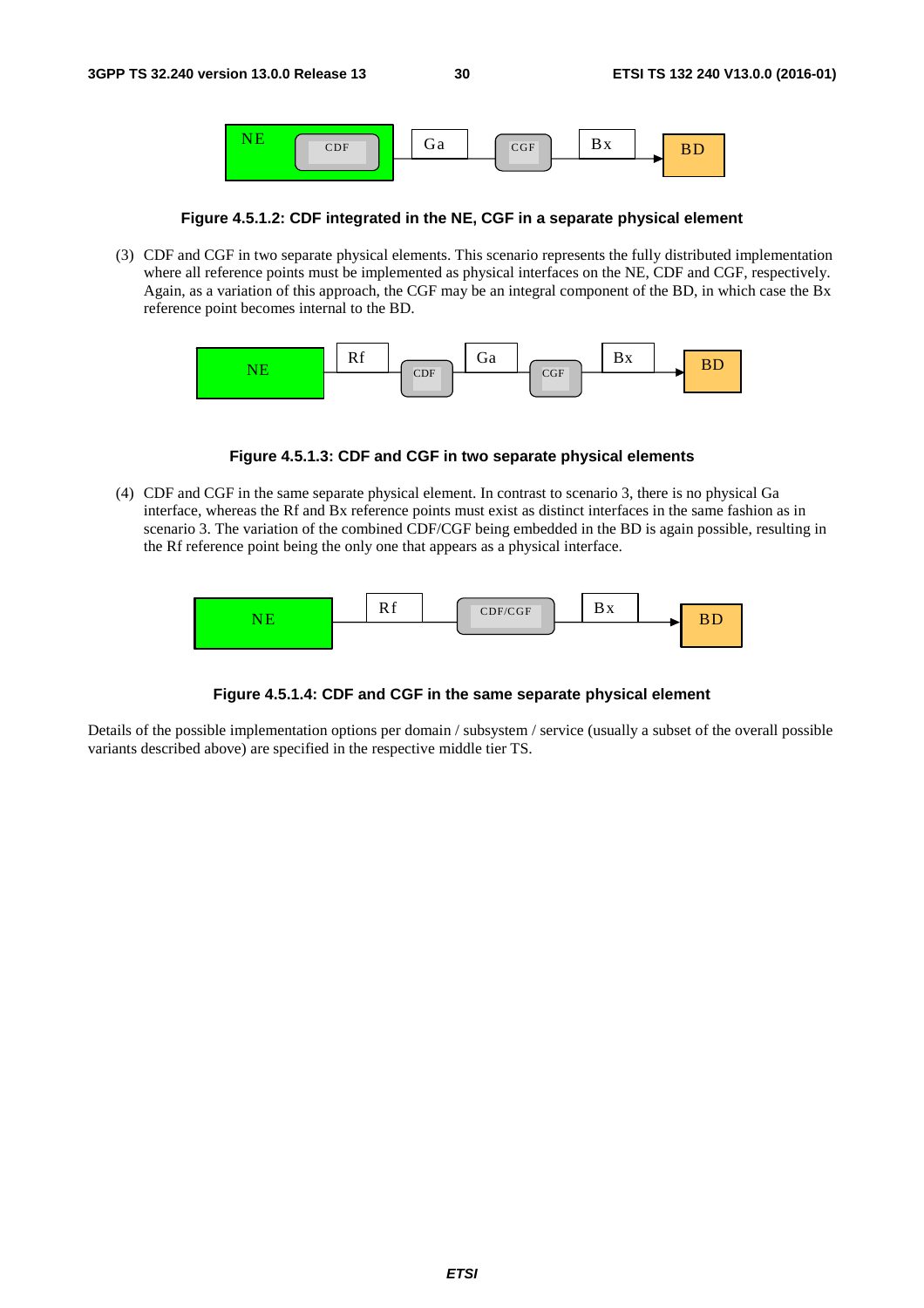Figure 4.5.1.2: CDF integrated in the NE, CGF in a separate physical element

(3) CDF and CGF in two separate physical elements. This scenario represents the fully distributed implementation where all reference points must be implemented as physical interfaces on the NE, CDF and CGF, respectively. Again, as a variation of this approach, the CGF may be an integral component of the BD, in which case the Bx reference point becomes internal to the BD.

Figure 4.5.1.3: CDF and CGF in two separate physical elements

(4) CDF and CGF in the same separate physical element. In contrast to scenario 3, there is no physical Ga interface, whereas the Rf and Bx reference points must exist as distinct interfaces in the same fashion as in scenario 3. The variation of the combined CDF/CGF being embedded in the BD is again possible, resulting in the Rf reference point being the only one that appears as a physical interface.

Figure 4.5.1.4: CDF and CGF in the same separate physical element

Details of the possible implementation options per domain / subsystem / service (usually a subset of the overall possible variants described above) are specified in the respective middle tier TS.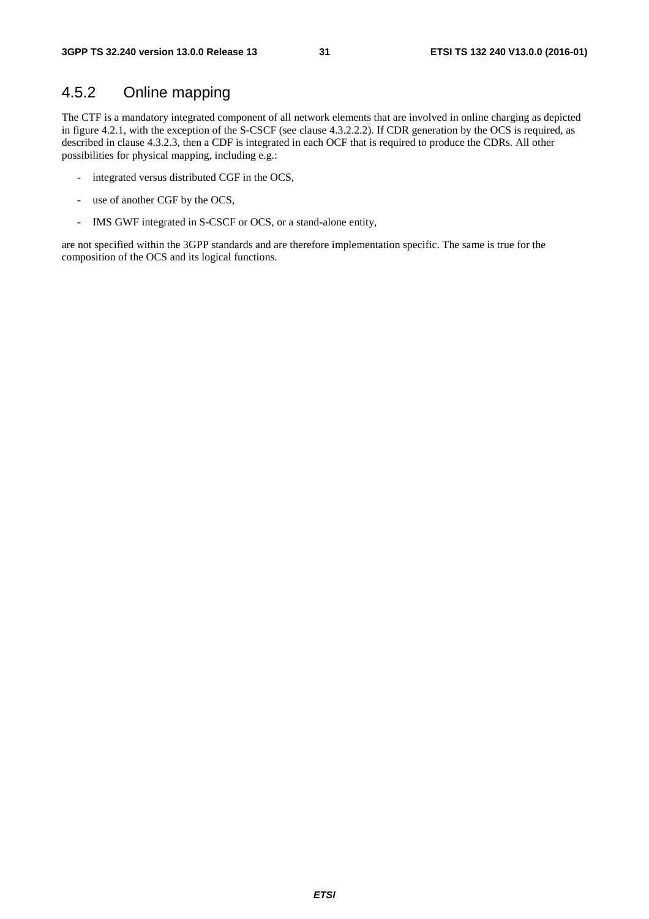### 4.5.2 Online mapping

The CTF is a mandatory integrated component of all network elements that are involved in online charging as depicted in figure 4.2.1, with the exception of the S-CSCF (see clause 4.3.2.2.2). If CDR generation by the OCS is required, as described in clause 4.3.2.3, then a CDF is integrated in each OCF that is required to produce the CDRs. All other possibilities for physical mapping, including e.g.:

- integrated versus distributed CGF in the OCS,
- use of another CGF by the OCS,
- IMS GWF integrated in S-CSCF or OCS, or a stand-alone entity,

are not specified within the 3GPP standards and are therefore implementation specific. The same is true for the composition of the OCS and its logical functions.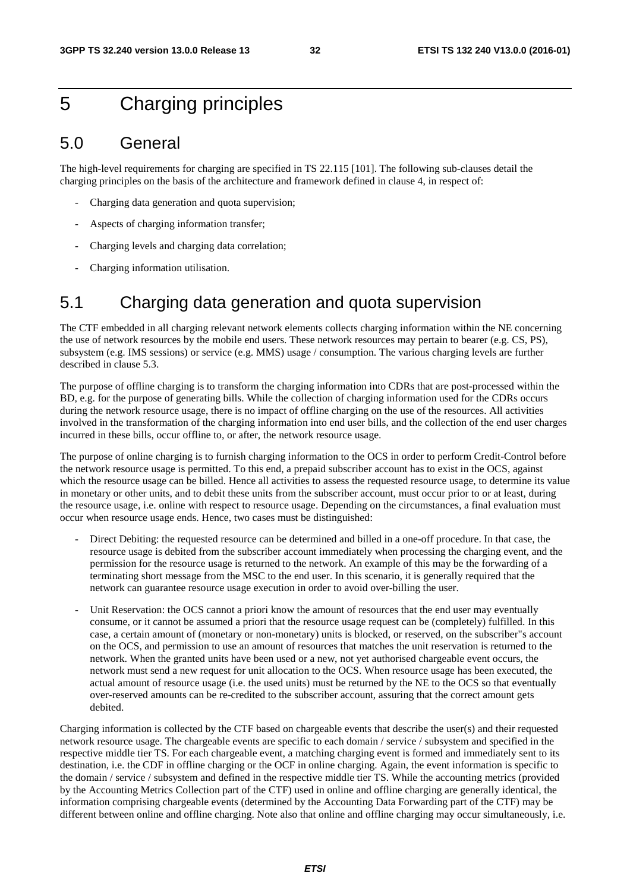# 5 Charging principles

## 5.0 General

The high-level requirements for charging are specified in TS 22.115 [101]. The following sub-clauses detail the charging principles on the basis of the architecture and framework defined in clause 4, in respect of:

- Charging data generation and quota supervision;
- Aspects of charging information transfer;
- Charging levels and charging data correlation;
- Charging information utilisation.

## 5.1 Charging data generation and quota supervision

The CTF embedded in all charging relevant network elements collects charging information within the NE concerning the use of network resources by the mobile end users. These network resources may pertain to bearer (e.g. CS, PS), subsystem (e.g. IMS sessions) or service (e.g. MMS) usage / consumption. The various charging levels are further described in clause 5.3.

The purpose of offline charging is to transform the charging information into CDRs that are post-processed within the BD, e.g. for the purpose of generating bills. While the collection of charging information used for the CDRs occurs during the network resource usage, there is no impact of offline charging on the use of the resources. All activities involved in the transformation of the charging information into end user bills, and the collection of the end user charges incurred in these bills, occur offline to, or after, the network resource usage.

The purpose of online charging is to furnish charging information to the OCS in order to perform Credit-Control before the network resource usage is permitted. To this end, a prepaid subscriber account has to exist in the OCS, against which the resource usage can be billed. Hence all activities to assess the requested resource usage, to determine its value in monetary or other units, and to debit these units from the subscriber account, must occur prior to or at least, during the resource usage, i.e. online with respect to resource usage. Depending on the circumstances, a final evaluation must occur when resource usage ends. Hence, two cases must be distinguished:

- Direct Debiting: the requested resource can be determined and billed in a one-off procedure. In that case, the resource usage is debited from the subscriber account immediately when processing the charging event, and the permission for the resource usage is returned to the network. An example of this may be the forwarding of a terminating short message from the MSC to the end user. In this scenario, it is generally required that the network can guarantee resource usage execution in order to avoid over-billing the user.
- Unit Reservation: the OCS cannot a priori know the amount of resources that the end user may eventually consume, or it cannot be assumed a priori that the resource usage request can be (completely) fulfilled. In this case, a certain amount of (monetary or non-monetary) units is blocked, or reserved, on the subscriber"s account on the OCS, and permission to use an amount of resources that matches the unit reservation is returned to the network. When the granted units have been used or a new, not yet authorised chargeable event occurs, the network must send a new request for unit allocation to the OCS. When resource usage has been executed, the actual amount of resource usage (i.e. the used units) must be returned by the NE to the OCS so that eventually over-reserved amounts can be re-credited to the subscriber account, assuring that the correct amount gets debited.

Charging information is collected by the CTF based on chargeable events that describe the user(s) and their requested network resource usage. The chargeable events are specific to each domain / service / subsystem and specified in the respective middle tier TS. For each chargeable event, a matching charging event is formed and immediately sent to its destination, i.e. the CDF in offline charging or the OCF in online charging. Again, the event information is specific to the domain / service / subsystem and defined in the respective middle tier TS. While the accounting metrics (provided by the Accounting Metrics Collection part of the CTF) used in online and offline charging are generally identical, the information comprising chargeable events (determined by the Accounting Data Forwarding part of the CTF) may be different between online and offline charging. Note also that online and offline charging may occur simultaneously, i.e.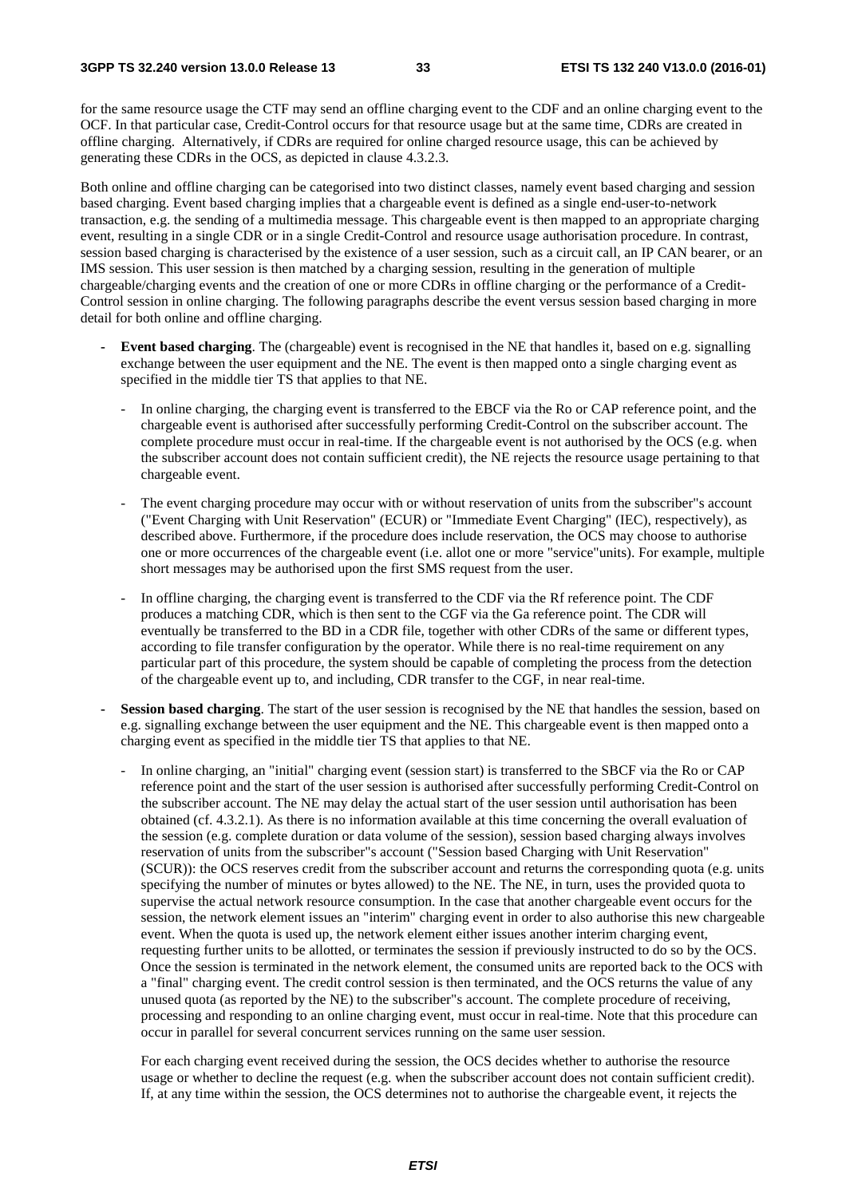for the same resource usage the CTF may send an offline charging event to the CDF and an online charging event to the OCF. In that particular case, Credit-Control occurs for that resource usage but at the same time, CDRs are created in offline charging. Alternatively, if CDRs are required for online charged resource usage, this can be achieved by generating these CDRs in the OCS, as depicted in clause 4.3.2.3.

Both online and offline charging can be categorised into two distinct classes, namely event based charging and session based charging. Event based charging implies that a chargeable event is defined as a single end-user-to-network transaction, e.g. the sending of a multimedia message. This chargeable event is then mapped to an appropriate charging event, resulting in a single CDR or in a single Credit-Control and resource usage authorisation procedure. In contrast, session based charging is characterised by the existence of a user session, such as a circuit call, an IP CAN bearer, or an IMS session. This user session is then matched by a charging session, resulting in the generation of multiple chargeable/charging events and the creation of one or more CDRs in offline charging or the performance of a Credit-Control session in online charging. The following paragraphs describe the event versus session based charging in more detail for both online and offline charging.

- **Event based charging**. The (chargeable) event is recognised in the NE that handles it, based on e.g. signalling exchange between the user equipment and the NE. The event is then mapped onto a single charging event as specified in the middle tier TS that applies to that NE.
  - In online charging, the charging event is transferred to the EBCF via the Ro or CAP reference point, and the chargeable event is authorised after successfully performing Credit-Control on the subscriber account. The complete procedure must occur in real-time. If the chargeable event is not authorised by the OCS (e.g. when the subscriber account does not contain sufficient credit), the NE rejects the resource usage pertaining to that chargeable event.
  - The event charging procedure may occur with or without reservation of units from the subscriber"s account ("Event Charging with Unit Reservation" (ECUR) or "Immediate Event Charging" (IEC), respectively), as described above. Furthermore, if the procedure does include reservation, the OCS may choose to authorise one or more occurrences of the chargeable event (i.e. allot one or more "service"units). For example, multiple short messages may be authorised upon the first SMS request from the user.
  - In offline charging, the charging event is transferred to the CDF via the Rf reference point. The CDF produces a matching CDR, which is then sent to the CGF via the Ga reference point. The CDR will eventually be transferred to the BD in a CDR file, together with other CDRs of the same or different types, according to file transfer configuration by the operator. While there is no real-time requirement on any particular part of this procedure, the system should be capable of completing the process from the detection of the chargeable event up to, and including, CDR transfer to the CGF, in near real-time.
- **Session based charging**. The start of the user session is recognised by the NE that handles the session, based on e.g. signalling exchange between the user equipment and the NE. This chargeable event is then mapped onto a charging event as specified in the middle tier TS that applies to that NE.
  - In online charging, an "initial" charging event (session start) is transferred to the SBCF via the Ro or CAP reference point and the start of the user session is authorised after successfully performing Credit-Control on the subscriber account. The NE may delay the actual start of the user session until authorisation has been obtained (cf. 4.3.2.1). As there is no information available at this time concerning the overall evaluation of the session (e.g. complete duration or data volume of the session), session based charging always involves reservation of units from the subscriber"s account ("Session based Charging with Unit Reservation" (SCUR)): the OCS reserves credit from the subscriber account and returns the corresponding quota (e.g. units specifying the number of minutes or bytes allowed) to the NE. The NE, in turn, uses the provided quota to supervise the actual network resource consumption. In the case that another chargeable event occurs for the session, the network element issues an "interim" charging event in order to also authorise this new chargeable event. When the quota is used up, the network element either issues another interim charging event, requesting further units to be allotted, or terminates the session if previously instructed to do so by the OCS. Once the session is terminated in the network element, the consumed units are reported back to the OCS with a "final" charging event. The credit control session is then terminated, and the OCS returns the value of any unused quota (as reported by the NE) to the subscriber"s account. The complete procedure of receiving, processing and responding to an online charging event, must occur in real-time. Note that this procedure can occur in parallel for several concurrent services running on the same user session.

    For each charging event received during the session, the OCS decides whether to authorise the resource usage or whether to decline the request (e.g. when the subscriber account does not contain sufficient credit). If, at any time within the session, the OCS determines not to authorise the chargeable event, it rejects the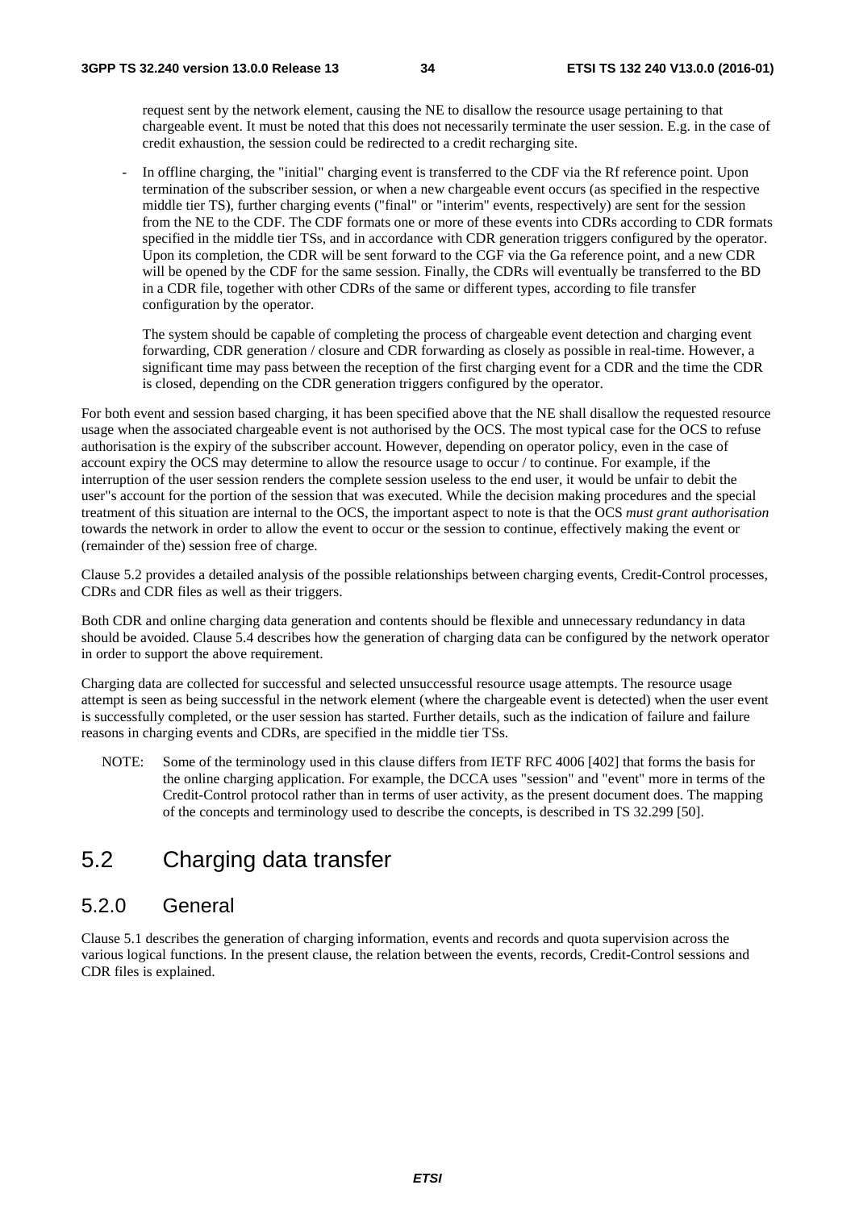request sent by the network element, causing the NE to disallow the resource usage pertaining to that chargeable event. It must be noted that this does not necessarily terminate the user session. E.g. in the case of credit exhaustion, the session could be redirected to a credit recharging site.

- In offline charging, the "initial" charging event is transferred to the CDF via the Rf reference point. Upon termination of the subscriber session, or when a new chargeable event occurs (as specified in the respective middle tier TS), further charging events ("final" or "interim" events, respectively) are sent for the session from the NE to the CDF. The CDF formats one or more of these events into CDRs according to CDR formats specified in the middle tier TSs, and in accordance with CDR generation triggers configured by the operator. Upon its completion, the CDR will be sent forward to the CGF via the Ga reference point, and a new CDR will be opened by the CDF for the same session. Finally, the CDRs will eventually be transferred to the BD in a CDR file, together with other CDRs of the same or different types, according to file transfer configuration by the operator.

  The system should be capable of completing the process of chargeable event detection and charging event forwarding, CDR generation / closure and CDR forwarding as closely as possible in real-time. However, a significant time may pass between the reception of the first charging event for a CDR and the time the CDR is closed, depending on the CDR generation triggers configured by the operator.

For both event and session based charging, it has been specified above that the NE shall disallow the requested resource usage when the associated chargeable event is not authorised by the OCS. The most typical case for the OCS to refuse authorisation is the expiry of the subscriber account. However, depending on operator policy, even in the case of account expiry the OCS may determine to allow the resource usage to occur / to continue. For example, if the interruption of the user session renders the complete session useless to the end user, it would be unfair to debit the user"s account for the portion of the session that was executed. While the decision making procedures and the special treatment of this situation are internal to the OCS, the important aspect to note is that the OCS *must grant authorisation* towards the network in order to allow the event to occur or the session to continue, effectively making the event or (remainder of the) session free of charge.

Clause 5.2 provides a detailed analysis of the possible relationships between charging events, Credit-Control processes, CDRs and CDR files as well as their triggers.

Both CDR and online charging data generation and contents should be flexible and unnecessary redundancy in data should be avoided. Clause 5.4 describes how the generation of charging data can be configured by the network operator in order to support the above requirement.

Charging data are collected for successful and selected unsuccessful resource usage attempts. The resource usage attempt is seen as being successful in the network element (where the chargeable event is detected) when the user event is successfully completed, or the user session has started. Further details, such as the indication of failure and failure reasons in charging events and CDRs, are specified in the middle tier TSs.

NOTE: Some of the terminology used in this clause differs from IETF RFC 4006 [402] that forms the basis for the online charging application. For example, the DCCA uses "session" and "event" more in terms of the Credit-Control protocol rather than in terms of user activity, as the present document does. The mapping of the concepts and terminology used to describe the concepts, is described in TS 32.299 [50].

## 5.2 Charging data transfer

### 5.2.0 General

Clause 5.1 describes the generation of charging information, events and records and quota supervision across the various logical functions. In the present clause, the relation between the events, records, Credit-Control sessions and CDR files is explained.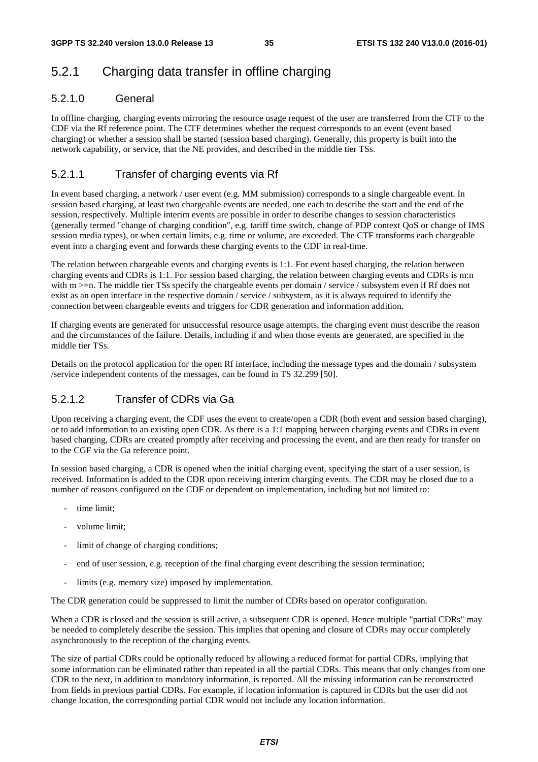## 5.2.1 Charging data transfer in offline charging

### 5.2.1.0 General

In offline charging, charging events mirroring the resource usage request of the user are transferred from the CTF to the CDF via the Rf reference point. The CTF determines whether the request corresponds to an event (event based charging) or whether a session shall be started (session based charging). Generally, this property is built into the network capability, or service, that the NE provides, and described in the middle tier TSs.

### 5.2.1.1 Transfer of charging events via Rf

In event based charging, a network / user event (e.g. MM submission) corresponds to a single chargeable event. In session based charging, at least two chargeable events are needed, one each to describe the start and the end of the session, respectively. Multiple interim events are possible in order to describe changes to session characteristics (generally termed "change of charging condition", e.g. tariff time switch, change of PDP context QoS or change of IMS session media types), or when certain limits, e.g. time or volume, are exceeded. The CTF transforms each chargeable event into a charging event and forwards these charging events to the CDF in real-time.

The relation between chargeable events and charging events is 1:1. For event based charging, the relation between charging events and CDRs is 1:1. For session based charging, the relation between charging events and CDRs is m:n with m >=n. The middle tier TSs specify the chargeable events per domain / service / subsystem even if Rf does not exist as an open interface in the respective domain / service / subsystem, as it is always required to identify the connection between chargeable events and triggers for CDR generation and information addition.

If charging events are generated for unsuccessful resource usage attempts, the charging event must describe the reason and the circumstances of the failure. Details, including if and when those events are generated, are specified in the middle tier TSs.

Details on the protocol application for the open Rf interface, including the message types and the domain / subsystem /service independent contents of the messages, can be found in TS 32.299 [50].

### 5.2.1.2 Transfer of CDRs via Ga

Upon receiving a charging event, the CDF uses the event to create/open a CDR (both event and session based charging), or to add information to an existing open CDR. As there is a 1:1 mapping between charging events and CDRs in event based charging, CDRs are created promptly after receiving and processing the event, and are then ready for transfer on to the CGF via the Ga reference point.

In session based charging, a CDR is opened when the initial charging event, specifying the start of a user session, is received. Information is added to the CDR upon receiving interim charging events. The CDR may be closed due to a number of reasons configured on the CDF or dependent on implementation, including but not limited to:

- time limit;
- volume limit;
- limit of change of charging conditions;
- end of user session, e.g. reception of the final charging event describing the session termination;
- limits (e.g. memory size) imposed by implementation.

The CDR generation could be suppressed to limit the number of CDRs based on operator configuration.

When a CDR is closed and the session is still active, a subsequent CDR is opened. Hence multiple "partial CDRs" may be needed to completely describe the session. This implies that opening and closure of CDRs may occur completely asynchronously to the reception of the charging events.

The size of partial CDRs could be optionally reduced by allowing a reduced format for partial CDRs, implying that some information can be eliminated rather than repeated in all the partial CDRs. This means that only changes from one CDR to the next, in addition to mandatory information, is reported. All the missing information can be reconstructed from fields in previous partial CDRs. For example, if location information is captured in CDRs but the user did not change location, the corresponding partial CDR would not include any location information.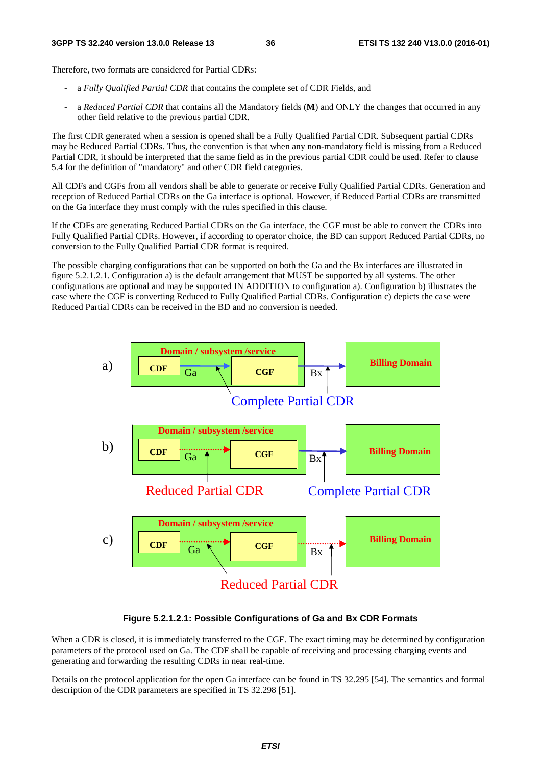Therefore, two formats are considered for Partial CDRs:

- a *Fully Qualified Partial CDR* that contains the complete set of CDR Fields, and
- a *Reduced Partial CDR* that contains all the Mandatory fields (**M**) and ONLY the changes that occurred in any other field relative to the previous partial CDR.

The first CDR generated when a session is opened shall be a Fully Qualified Partial CDR. Subsequent partial CDRs may be Reduced Partial CDRs. Thus, the convention is that when any non-mandatory field is missing from a Reduced Partial CDR, it should be interpreted that the same field as in the previous partial CDR could be used. Refer to clause 5.4 for the definition of "mandatory" and other CDR field categories.

All CDFs and CGFs from all vendors shall be able to generate or receive Fully Qualified Partial CDRs. Generation and reception of Reduced Partial CDRs on the Ga interface is optional. However, if Reduced Partial CDRs are transmitted on the Ga interface they must comply with the rules specified in this clause.

If the CDFs are generating Reduced Partial CDRs on the Ga interface, the CGF must be able to convert the CDRs into Fully Qualified Partial CDRs. However, if according to operator choice, the BD can support Reduced Partial CDRs, no conversion to the Fully Qualified Partial CDR format is required.

The possible charging configurations that can be supported on both the Ga and the Bx interfaces are illustrated in figure 5.2.1.2.1. Configuration a) is the default arrangement that MUST be supported by all systems. The other configurations are optional and may be supported IN ADDITION to configuration a). Configuration b) illustrates the case where the CGF is converting Reduced to Fully Qualified Partial CDRs. Configuration c) depicts the case were Reduced Partial CDRs can be received in the BD and no conversion is needed.

**Figure 5.2.1.2.1: Possible Configurations of Ga and Bx CDR Formats**

When a CDR is closed, it is immediately transferred to the CGF. The exact timing may be determined by configuration parameters of the protocol used on Ga. The CDF shall be capable of receiving and processing charging events and generating and forwarding the resulting CDRs in near real-time.

Details on the protocol application for the open Ga interface can be found in TS 32.295 [54]. The semantics and formal description of the CDR parameters are specified in TS 32.298 [51].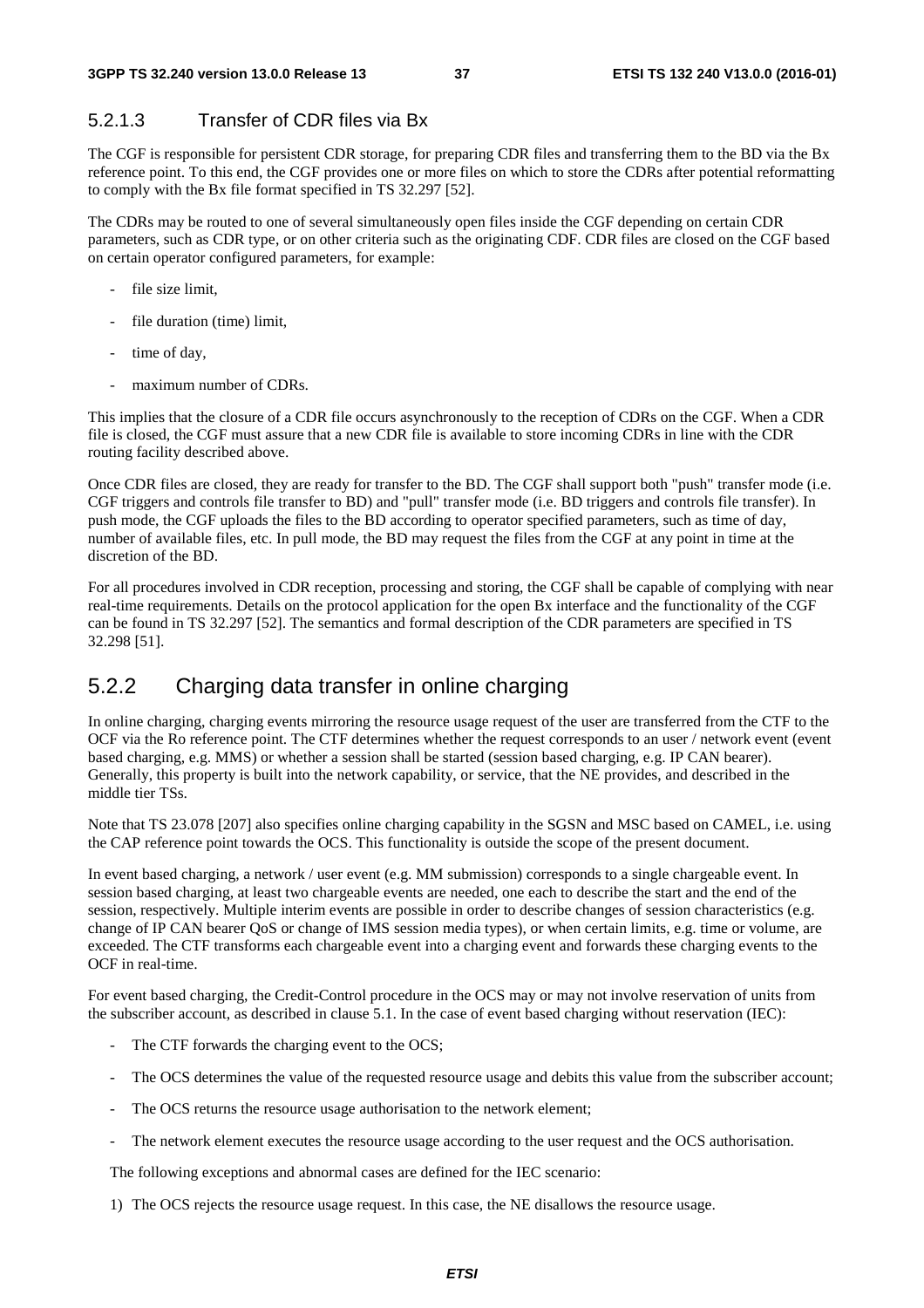### 5.2.1.3 Transfer of CDR files via Bx

The CGF is responsible for persistent CDR storage, for preparing CDR files and transferring them to the BD via the Bx reference point. To this end, the CGF provides one or more files on which to store the CDRs after potential reformatting to comply with the Bx file format specified in TS 32.297 [52].

The CDRs may be routed to one of several simultaneously open files inside the CGF depending on certain CDR parameters, such as CDR type, or on other criteria such as the originating CDF. CDR files are closed on the CGF based on certain operator configured parameters, for example:

- file size limit,
- file duration (time) limit,
- time of day,
- maximum number of CDRs.

This implies that the closure of a CDR file occurs asynchronously to the reception of CDRs on the CGF. When a CDR file is closed, the CGF must assure that a new CDR file is available to store incoming CDRs in line with the CDR routing facility described above.

Once CDR files are closed, they are ready for transfer to the BD. The CGF shall support both "push" transfer mode (i.e. CGF triggers and controls file transfer to BD) and "pull" transfer mode (i.e. BD triggers and controls file transfer). In push mode, the CGF uploads the files to the BD according to operator specified parameters, such as time of day, number of available files, etc. In pull mode, the BD may request the files from the CGF at any point in time at the discretion of the BD.

For all procedures involved in CDR reception, processing and storing, the CGF shall be capable of complying with near real-time requirements. Details on the protocol application for the open Bx interface and the functionality of the CGF can be found in TS 32.297 [52]. The semantics and formal description of the CDR parameters are specified in TS 32.298 [51].

## 5.2.2 Charging data transfer in online charging

In online charging, charging events mirroring the resource usage request of the user are transferred from the CTF to the OCF via the Ro reference point. The CTF determines whether the request corresponds to an user / network event (event based charging, e.g. MMS) or whether a session shall be started (session based charging, e.g. IP CAN bearer). Generally, this property is built into the network capability, or service, that the NE provides, and described in the middle tier TSs.

Note that TS 23.078 [207] also specifies online charging capability in the SGSN and MSC based on CAMEL, i.e. using the CAP reference point towards the OCS. This functionality is outside the scope of the present document.

In event based charging, a network / user event (e.g. MM submission) corresponds to a single chargeable event. In session based charging, at least two chargeable events are needed, one each to describe the start and the end of the session, respectively. Multiple interim events are possible in order to describe changes of session characteristics (e.g. change of IP CAN bearer QoS or change of IMS session media types), or when certain limits, e.g. time or volume, are exceeded. The CTF transforms each chargeable event into a charging event and forwards these charging events to the OCF in real-time.

For event based charging, the Credit-Control procedure in the OCS may or may not involve reservation of units from the subscriber account, as described in clause 5.1. In the case of event based charging without reservation (IEC):

- The CTF forwards the charging event to the OCS;
- The OCS determines the value of the requested resource usage and debits this value from the subscriber account;
- The OCS returns the resource usage authorisation to the network element;
- The network element executes the resource usage according to the user request and the OCS authorisation.

The following exceptions and abnormal cases are defined for the IEC scenario:

1) The OCS rejects the resource usage request. In this case, the NE disallows the resource usage.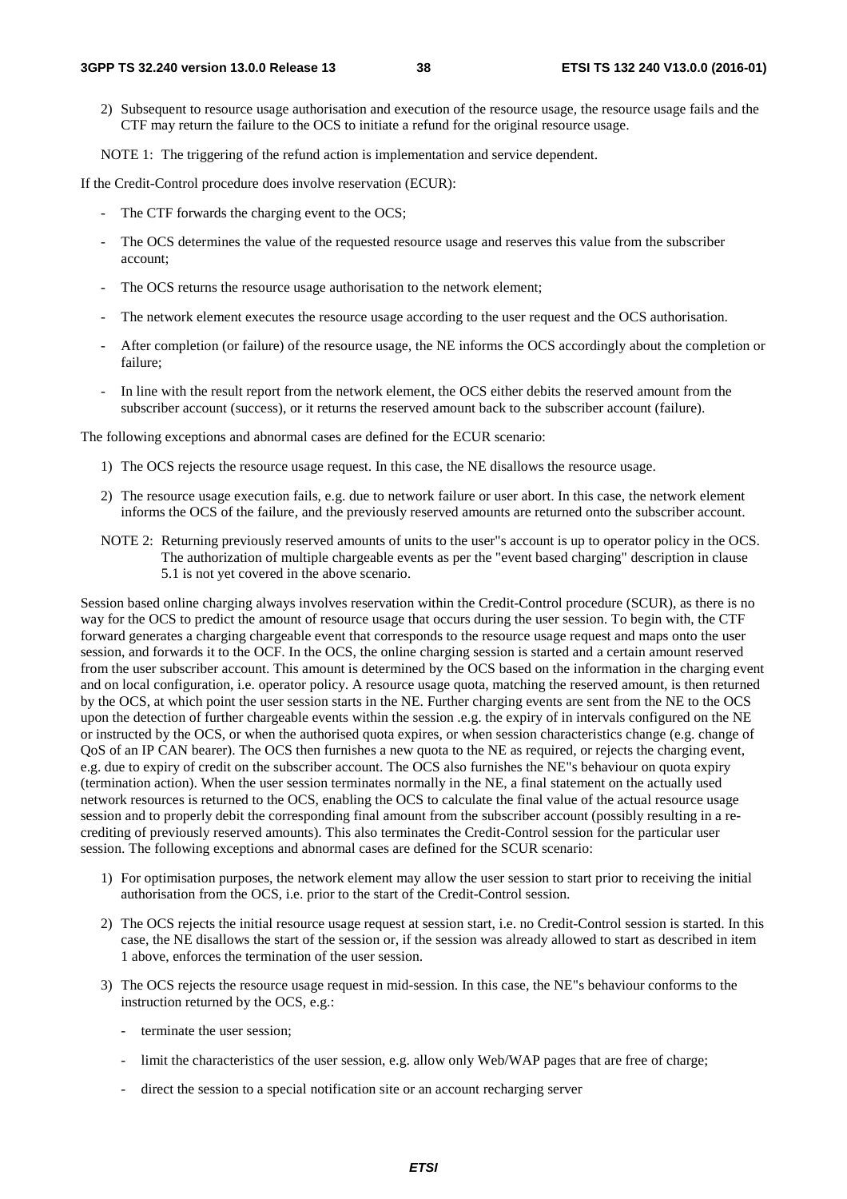2) Subsequent to resource usage authorisation and execution of the resource usage, the resource usage fails and the CTF may return the failure to the OCS to initiate a refund for the original resource usage.

NOTE 1: The triggering of the refund action is implementation and service dependent.

If the Credit-Control procedure does involve reservation (ECUR):

- The CTF forwards the charging event to the OCS;
- The OCS determines the value of the requested resource usage and reserves this value from the subscriber account;
- The OCS returns the resource usage authorisation to the network element;
- The network element executes the resource usage according to the user request and the OCS authorisation.
- After completion (or failure) of the resource usage, the NE informs the OCS accordingly about the completion or failure;
- In line with the result report from the network element, the OCS either debits the reserved amount from the subscriber account (success), or it returns the reserved amount back to the subscriber account (failure).

The following exceptions and abnormal cases are defined for the ECUR scenario:

1) The OCS rejects the resource usage request. In this case, the NE disallows the resource usage.
2) The resource usage execution fails, e.g. due to network failure or user abort. In this case, the network element informs the OCS of the failure, and the previously reserved amounts are returned onto the subscriber account.

NOTE 2: Returning previously reserved amounts of units to the user"s account is up to operator policy in the OCS. The authorization of multiple chargeable events as per the "event based charging" description in clause 5.1 is not yet covered in the above scenario.

Session based online charging always involves reservation within the Credit-Control procedure (SCUR), as there is no way for the OCS to predict the amount of resource usage that occurs during the user session. To begin with, the CTF forward generates a charging chargeable event that corresponds to the resource usage request and maps onto the user session, and forwards it to the OCF. In the OCS, the online charging session is started and a certain amount reserved from the user subscriber account. This amount is determined by the OCS based on the information in the charging event and on local configuration, i.e. operator policy. A resource usage quota, matching the reserved amount, is then returned by the OCS, at which point the user session starts in the NE. Further charging events are sent from the NE to the OCS upon the detection of further chargeable events within the session .e.g. the expiry of in intervals configured on the NE or instructed by the OCS, or when the authorised quota expires, or when session characteristics change (e.g. change of QoS of an IP CAN bearer). The OCS then furnishes a new quota to the NE as required, or rejects the charging event, e.g. due to expiry of credit on the subscriber account. The OCS also furnishes the NE"s behaviour on quota expiry (termination action). When the user session terminates normally in the NE, a final statement on the actually used network resources is returned to the OCS, enabling the OCS to calculate the final value of the actual resource usage session and to properly debit the corresponding final amount from the subscriber account (possibly resulting in a re-crediting of previously reserved amounts). This also terminates the Credit-Control session for the particular user session. The following exceptions and abnormal cases are defined for the SCUR scenario:

1) For optimisation purposes, the network element may allow the user session to start prior to receiving the initial authorisation from the OCS, i.e. prior to the start of the Credit-Control session.
2) The OCS rejects the initial resource usage request at session start, i.e. no Credit-Control session is started. In this case, the NE disallows the start of the session or, if the session was already allowed to start as described in item 1 above, enforces the termination of the user session.
3) The OCS rejects the resource usage request in mid-session. In this case, the NE"s behaviour conforms to the instruction returned by the OCS, e.g.:
   - terminate the user session;
   - limit the characteristics of the user session, e.g. allow only Web/WAP pages that are free of charge;
   - direct the session to a special notification site or an account recharging server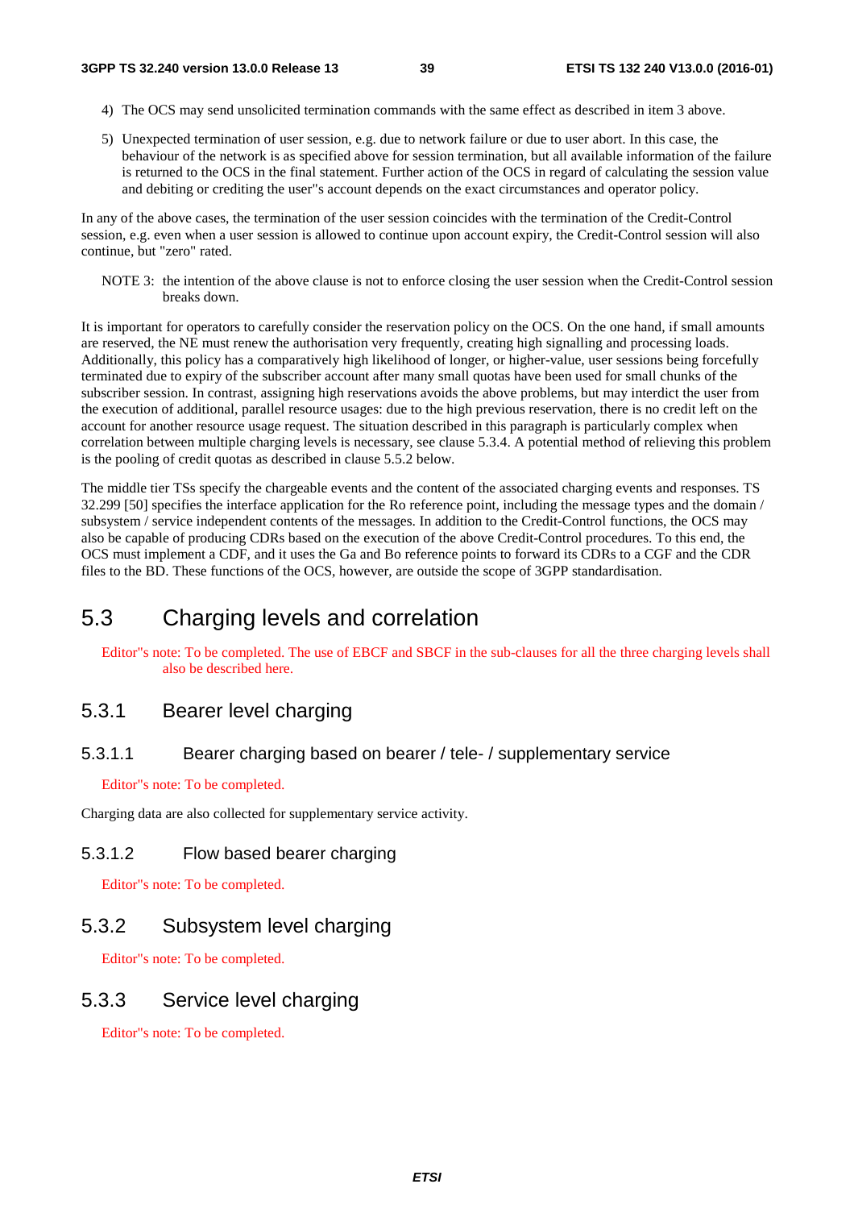4) The OCS may send unsolicited termination commands with the same effect as described in item 3 above.

5) Unexpected termination of user session, e.g. due to network failure or due to user abort. In this case, the behaviour of the network is as specified above for session termination, but all available information of the failure is returned to the OCS in the final statement. Further action of the OCS in regard of calculating the session value and debiting or crediting the user"s account depends on the exact circumstances and operator policy.

In any of the above cases, the termination of the user session coincides with the termination of the Credit-Control session, e.g. even when a user session is allowed to continue upon account expiry, the Credit-Control session will also continue, but "zero" rated.

NOTE 3: the intention of the above clause is not to enforce closing the user session when the Credit-Control session breaks down.

It is important for operators to carefully consider the reservation policy on the OCS. On the one hand, if small amounts are reserved, the NE must renew the authorisation very frequently, creating high signalling and processing loads. Additionally, this policy has a comparatively high likelihood of longer, or higher-value, user sessions being forcefully terminated due to expiry of the subscriber account after many small quotas have been used for small chunks of the subscriber session. In contrast, assigning high reservations avoids the above problems, but may interdict the user from the execution of additional, parallel resource usages: due to the high previous reservation, there is no credit left on the account for another resource usage request. The situation described in this paragraph is particularly complex when correlation between multiple charging levels is necessary, see clause 5.3.4. A potential method of relieving this problem is the pooling of credit quotas as described in clause 5.5.2 below.

The middle tier TSs specify the chargeable events and the content of the associated charging events and responses. TS 32.299 [50] specifies the interface application for the Ro reference point, including the message types and the domain / subsystem / service independent contents of the messages. In addition to the Credit-Control functions, the OCS may also be capable of producing CDRs based on the execution of the above Credit-Control procedures. To this end, the OCS must implement a CDF, and it uses the Ga and Bo reference points to forward its CDRs to a CGF and the CDR files to the BD. These functions of the OCS, however, are outside the scope of 3GPP standardisation.

# 5.3 Charging levels and correlation

Editor"s note: To be completed. The use of EBCF and SBCF in the sub-clauses for all the three charging levels shall also be described here.

## 5.3.1 Bearer level charging

### 5.3.1.1 Bearer charging based on bearer / tele- / supplementary service

Editor"s note: To be completed.

Charging data are also collected for supplementary service activity.

### 5.3.1.2 Flow based bearer charging

Editor"s note: To be completed.

## 5.3.2 Subsystem level charging

Editor"s note: To be completed.

## 5.3.3 Service level charging

Editor"s note: To be completed.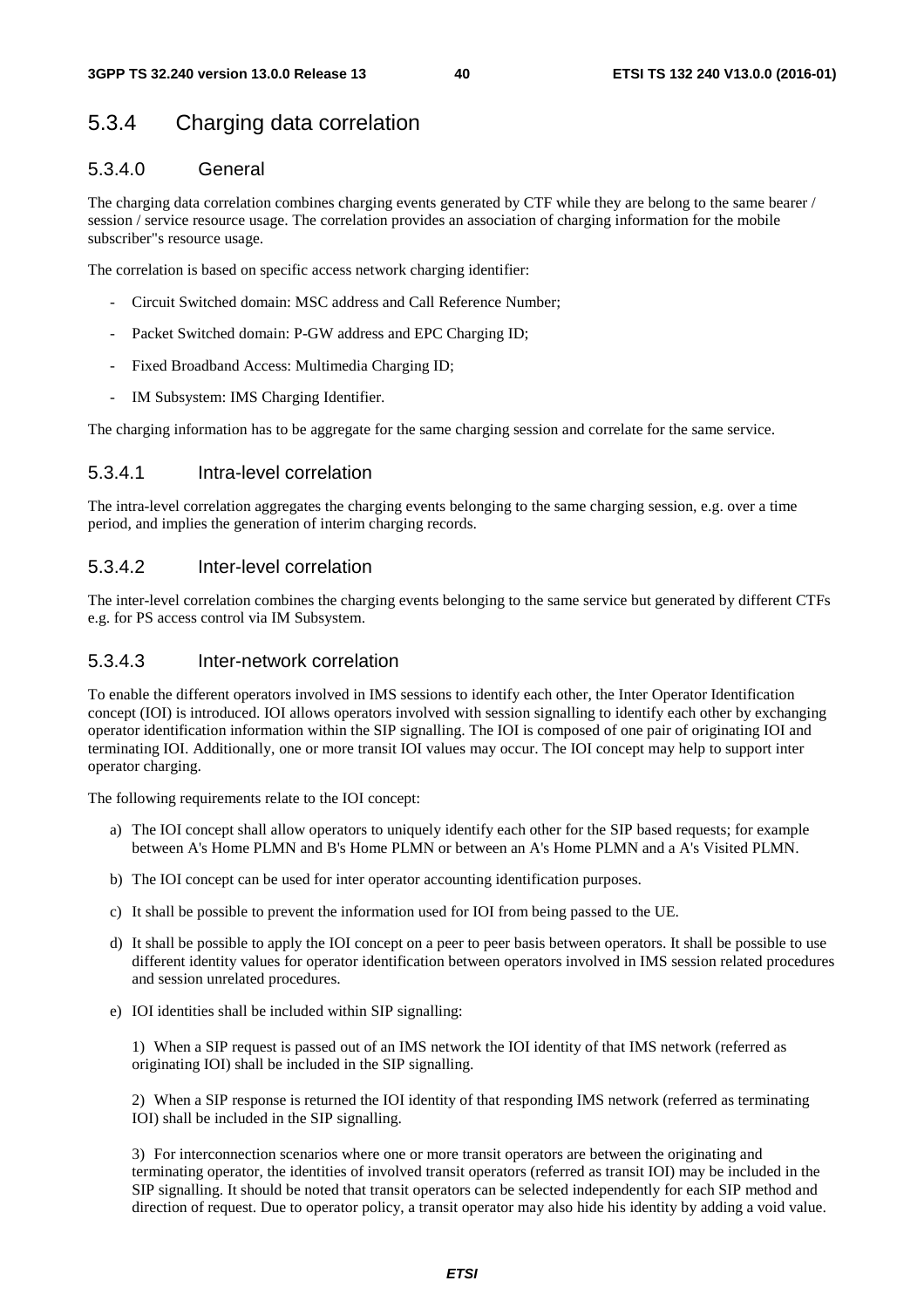## 5.3.4 Charging data correlation

### 5.3.4.0 General

The charging data correlation combines charging events generated by CTF while they are belong to the same bearer / session / service resource usage. The correlation provides an association of charging information for the mobile subscriber"s resource usage.

The correlation is based on specific access network charging identifier:

- Circuit Switched domain: MSC address and Call Reference Number;
- Packet Switched domain: P-GW address and EPC Charging ID;
- Fixed Broadband Access: Multimedia Charging ID;
- IM Subsystem: IMS Charging Identifier.

The charging information has to be aggregate for the same charging session and correlate for the same service.

### 5.3.4.1 Intra-level correlation

The intra-level correlation aggregates the charging events belonging to the same charging session, e.g. over a time period, and implies the generation of interim charging records.

### 5.3.4.2 Inter-level correlation

The inter-level correlation combines the charging events belonging to the same service but generated by different CTFs e.g. for PS access control via IM Subsystem.

### 5.3.4.3 Inter-network correlation

To enable the different operators involved in IMS sessions to identify each other, the Inter Operator Identification concept (IOI) is introduced. IOI allows operators involved with session signalling to identify each other by exchanging operator identification information within the SIP signalling. The IOI is composed of one pair of originating IOI and terminating IOI. Additionally, one or more transit IOI values may occur. The IOI concept may help to support inter operator charging.

The following requirements relate to the IOI concept:

a) The IOI concept shall allow operators to uniquely identify each other for the SIP based requests; for example between A's Home PLMN and B's Home PLMN or between an A's Home PLMN and a A's Visited PLMN.

b) The IOI concept can be used for inter operator accounting identification purposes.

c) It shall be possible to prevent the information used for IOI from being passed to the UE.

d) It shall be possible to apply the IOI concept on a peer to peer basis between operators. It shall be possible to use different identity values for operator identification between operators involved in IMS session related procedures and session unrelated procedures.

e) IOI identities shall be included within SIP signalling:

   1) When a SIP request is passed out of an IMS network the IOI identity of that IMS network (referred as originating IOI) shall be included in the SIP signalling.

   2) When a SIP response is returned the IOI identity of that responding IMS network (referred as terminating IOI) shall be included in the SIP signalling.

   3) For interconnection scenarios where one or more transit operators are between the originating and terminating operator, the identities of involved transit operators (referred as transit IOI) may be included in the SIP signalling. It should be noted that transit operators can be selected independently for each SIP method and direction of request. Due to operator policy, a transit operator may also hide his identity by adding a void value.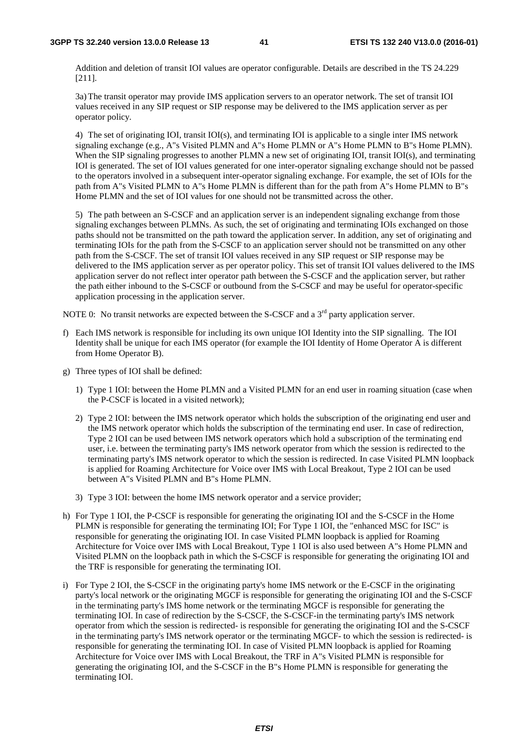Addition and deletion of transit IOI values are operator configurable. Details are described in the TS 24.229 [211].

3a) The transit operator may provide IMS application servers to an operator network. The set of transit IOI values received in any SIP request or SIP response may be delivered to the IMS application server as per operator policy.

4) The set of originating IOI, transit IOI(s), and terminating IOI is applicable to a single inter IMS network signaling exchange (e.g., A"s Visited PLMN and A"s Home PLMN or A"s Home PLMN to B"s Home PLMN). When the SIP signaling progresses to another PLMN a new set of originating IOI, transit IOI(s), and terminating IOI is generated. The set of IOI values generated for one inter-operator signaling exchange should not be passed to the operators involved in a subsequent inter-operator signaling exchange. For example, the set of IOIs for the path from A"s Visited PLMN to A"s Home PLMN is different than for the path from A"s Home PLMN to B"s Home PLMN and the set of IOI values for one should not be transmitted across the other.

5) The path between an S-CSCF and an application server is an independent signaling exchange from those signaling exchanges between PLMNs. As such, the set of originating and terminating IOIs exchanged on those paths should not be transmitted on the path toward the application server. In addition, any set of originating and terminating IOIs for the path from the S-CSCF to an application server should not be transmitted on any other path from the S-CSCF. The set of transit IOI values received in any SIP request or SIP response may be delivered to the IMS application server as per operator policy. This set of transit IOI values delivered to the IMS application server do not reflect inter operator path between the S-CSCF and the application server, but rather the path either inbound to the S-CSCF or outbound from the S-CSCF and may be useful for operator-specific application processing in the application server.

NOTE 0: No transit networks are expected between the S-CSCF and a 3rd party application server.

f) Each IMS network is responsible for including its own unique IOI Identity into the SIP signalling. The IOI Identity shall be unique for each IMS operator (for example the IOI Identity of Home Operator A is different from Home Operator B).

g) Three types of IOI shall be defined:

   1) Type 1 IOI: between the Home PLMN and a Visited PLMN for an end user in roaming situation (case when the P-CSCF is located in a visited network);

   2) Type 2 IOI: between the IMS network operator which holds the subscription of the originating end user and the IMS network operator which holds the subscription of the terminating end user. In case of redirection, Type 2 IOI can be used between IMS network operators which hold a subscription of the terminating end user, i.e. between the terminating party's IMS network operator from which the session is redirected to the terminating party's IMS network operator to which the session is redirected. In case Visited PLMN loopback is applied for Roaming Architecture for Voice over IMS with Local Breakout, Type 2 IOI can be used between A"s Visited PLMN and B"s Home PLMN.

   3) Type 3 IOI: between the home IMS network operator and a service provider;

h) For Type 1 IOI, the P-CSCF is responsible for generating the originating IOI and the S-CSCF in the Home PLMN is responsible for generating the terminating IOI; For Type 1 IOI, the "enhanced MSC for ISC" is responsible for generating the originating IOI. In case Visited PLMN loopback is applied for Roaming Architecture for Voice over IMS with Local Breakout, Type 1 IOI is also used between A"s Home PLMN and Visited PLMN on the loopback path in which the S-CSCF is responsible for generating the originating IOI and the TRF is responsible for generating the terminating IOI.

i) For Type 2 IOI, the S-CSCF in the originating party's home IMS network or the E-CSCF in the originating party's local network or the originating MGCF is responsible for generating the originating IOI and the S-CSCF in the terminating party's IMS home network or the terminating MGCF is responsible for generating the terminating IOI. In case of redirection by the S-CSCF, the S-CSCF-in the terminating party's IMS network operator from which the session is redirected- is responsible for generating the originating IOI and the S-CSCF in the terminating party's IMS network operator or the terminating MGCF- to which the session is redirected- is responsible for generating the terminating IOI. In case of Visited PLMN loopback is applied for Roaming Architecture for Voice over IMS with Local Breakout, the TRF in A"s Visited PLMN is responsible for generating the originating IOI, and the S-CSCF in the B"s Home PLMN is responsible for generating the terminating IOI.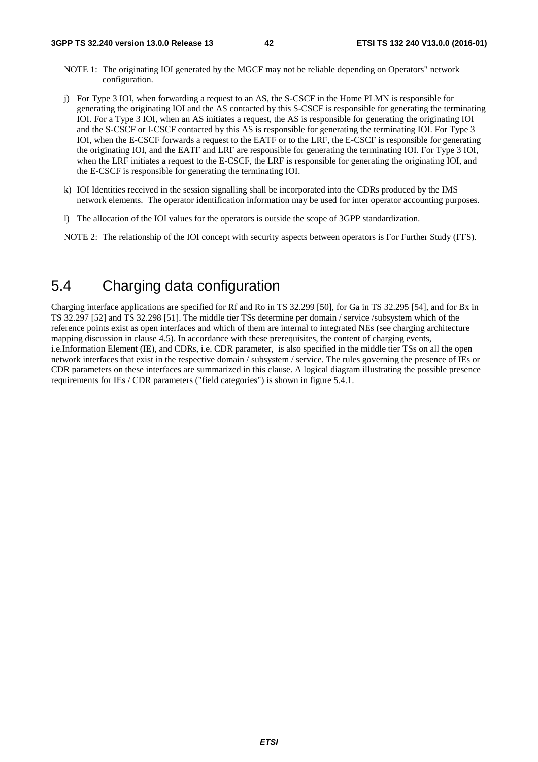NOTE 1: The originating IOI generated by the MGCF may not be reliable depending on Operators" network configuration.

j) For Type 3 IOI, when forwarding a request to an AS, the S-CSCF in the Home PLMN is responsible for generating the originating IOI and the AS contacted by this S-CSCF is responsible for generating the terminating IOI. For a Type 3 IOI, when an AS initiates a request, the AS is responsible for generating the originating IOI and the S-CSCF or I-CSCF contacted by this AS is responsible for generating the terminating IOI. For Type 3 IOI, when the E-CSCF forwards a request to the EATF or to the LRF, the E-CSCF is responsible for generating the originating IOI, and the EATF and LRF are responsible for generating the terminating IOI. For Type 3 IOI, when the LRF initiates a request to the E-CSCF, the LRF is responsible for generating the originating IOI, and the E-CSCF is responsible for generating the terminating IOI.

k) IOI Identities received in the session signalling shall be incorporated into the CDRs produced by the IMS network elements. The operator identification information may be used for inter operator accounting purposes.

l) The allocation of the IOI values for the operators is outside the scope of 3GPP standardization.

NOTE 2: The relationship of the IOI concept with security aspects between operators is For Further Study (FFS).

## 5.4 Charging data configuration

Charging interface applications are specified for Rf and Ro in TS 32.299 [50], for Ga in TS 32.295 [54], and for Bx in TS 32.297 [52] and TS 32.298 [51]. The middle tier TSs determine per domain / service /subsystem which of the reference points exist as open interfaces and which of them are internal to integrated NEs (see charging architecture mapping discussion in clause 4.5). In accordance with these prerequisites, the content of charging events, i.e.Information Element (IE), and CDRs, i.e. CDR parameter, is also specified in the middle tier TSs on all the open network interfaces that exist in the respective domain / subsystem / service. The rules governing the presence of IEs or CDR parameters on these interfaces are summarized in this clause. A logical diagram illustrating the possible presence requirements for IEs / CDR parameters ("field categories") is shown in figure 5.4.1.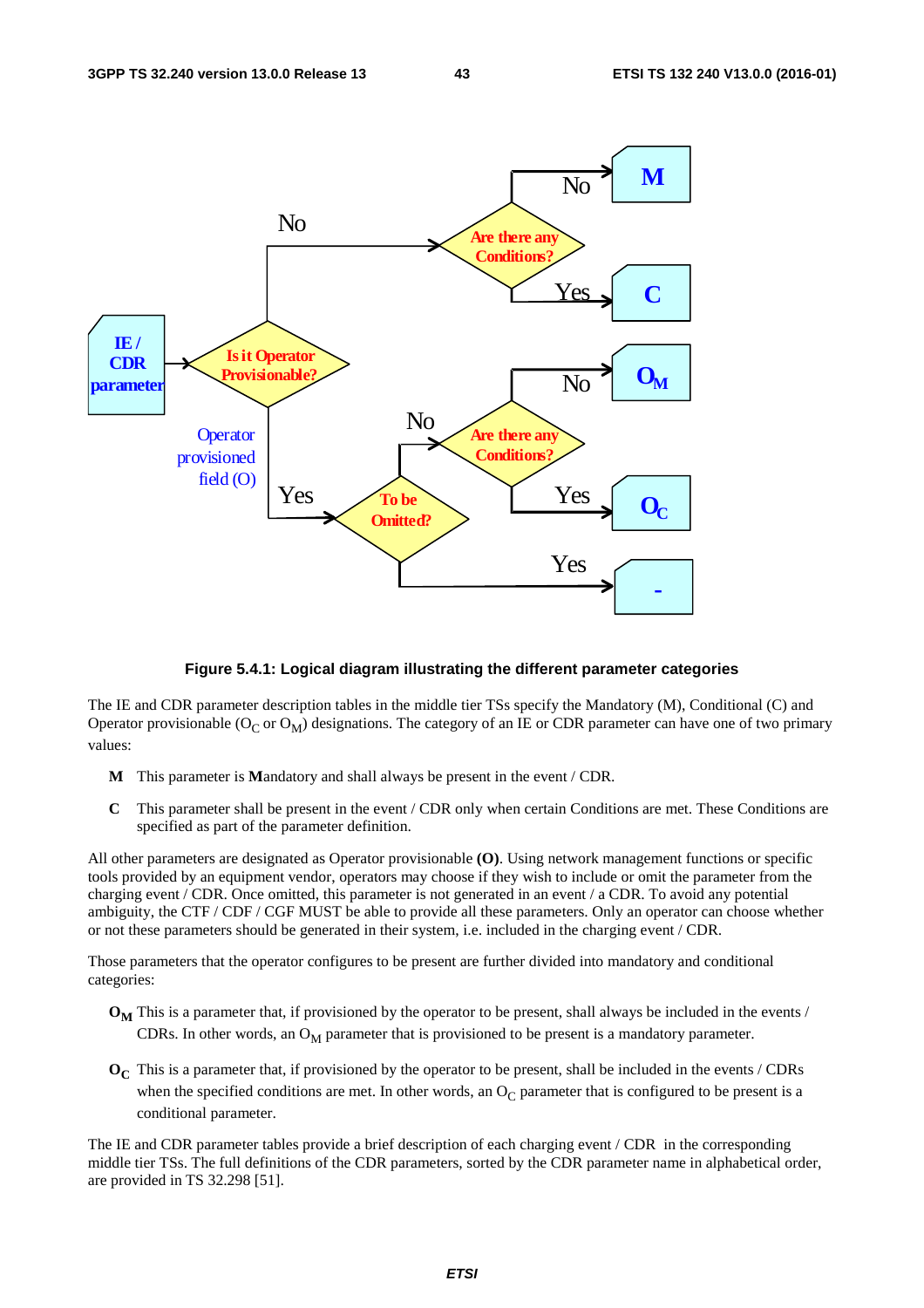**Figure 5.4.1: Logical diagram illustrating the different parameter categories**

The IE and CDR parameter description tables in the middle tier TSs specify the Mandatory (M), Conditional (C) and Operator provisionable ($O_C$ or $O_M$) designations. The category of an IE or CDR parameter can have one of two primary values:

**M** This parameter is **M**andatory and shall always be present in the event / CDR.

**C** This parameter shall be present in the event / CDR only when certain Conditions are met. These Conditions are specified as part of the parameter definition.

All other parameters are designated as Operator provisionable **(O)**. Using network management functions or specific tools provided by an equipment vendor, operators may choose if they wish to include or omit the parameter from the charging event / CDR. Once omitted, this parameter is not generated in an event / a CDR. To avoid any potential ambiguity, the CTF / CDF / CGF MUST be able to provide all these parameters. Only an operator can choose whether or not these parameters should be generated in their system, i.e. included in the charging event / CDR.

Those parameters that the operator configures to be present are further divided into mandatory and conditional categories:

**$O_M$** This is a parameter that, if provisioned by the operator to be present, shall always be included in the events / CDRs. In other words, an $O_M$ parameter that is provisioned to be present is a mandatory parameter.

**$O_C$** This is a parameter that, if provisioned by the operator to be present, shall be included in the events / CDRs when the specified conditions are met. In other words, an $O_C$ parameter that is configured to be present is a conditional parameter.

The IE and CDR parameter tables provide a brief description of each charging event / CDR in the corresponding middle tier TSs. The full definitions of the CDR parameters, sorted by the CDR parameter name in alphabetical order, are provided in TS 32.298 [51].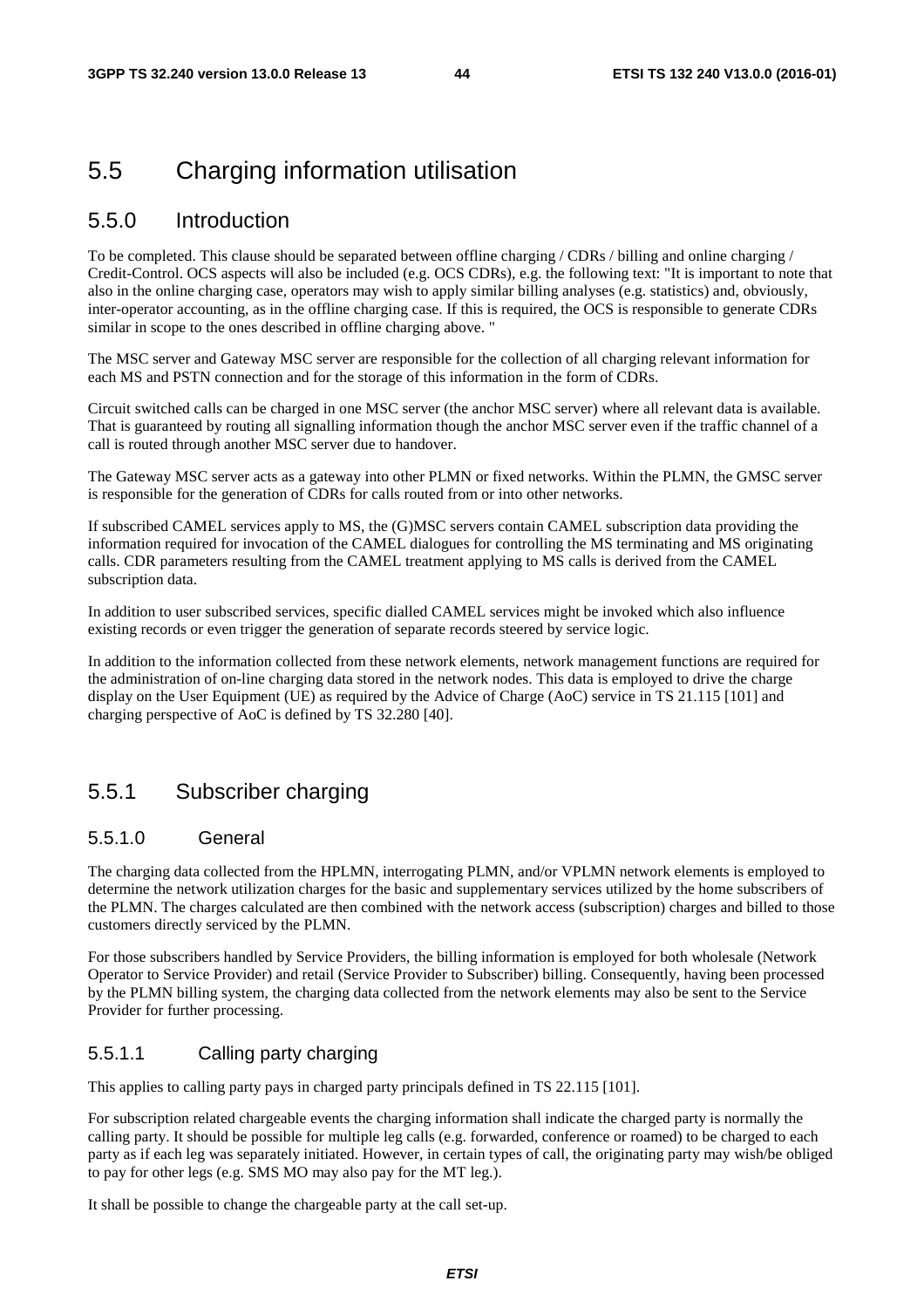## 5.5 Charging information utilisation

### 5.5.0 Introduction

To be completed. This clause should be separated between offline charging / CDRs / billing and online charging / Credit-Control. OCS aspects will also be included (e.g. OCS CDRs), e.g. the following text: "It is important to note that also in the online charging case, operators may wish to apply similar billing analyses (e.g. statistics) and, obviously, inter-operator accounting, as in the offline charging case. If this is required, the OCS is responsible to generate CDRs similar in scope to the ones described in offline charging above. "

The MSC server and Gateway MSC server are responsible for the collection of all charging relevant information for each MS and PSTN connection and for the storage of this information in the form of CDRs.

Circuit switched calls can be charged in one MSC server (the anchor MSC server) where all relevant data is available. That is guaranteed by routing all signalling information though the anchor MSC server even if the traffic channel of a call is routed through another MSC server due to handover.

The Gateway MSC server acts as a gateway into other PLMN or fixed networks. Within the PLMN, the GMSC server is responsible for the generation of CDRs for calls routed from or into other networks.

If subscribed CAMEL services apply to MS, the (G)MSC servers contain CAMEL subscription data providing the information required for invocation of the CAMEL dialogues for controlling the MS terminating and MS originating calls. CDR parameters resulting from the CAMEL treatment applying to MS calls is derived from the CAMEL subscription data.

In addition to user subscribed services, specific dialled CAMEL services might be invoked which also influence existing records or even trigger the generation of separate records steered by service logic.

In addition to the information collected from these network elements, network management functions are required for the administration of on-line charging data stored in the network nodes. This data is employed to drive the charge display on the User Equipment (UE) as required by the Advice of Charge (AoC) service in TS 21.115 [101] and charging perspective of AoC is defined by TS 32.280 [40].

### 5.5.1 Subscriber charging

#### 5.5.1.0 General

The charging data collected from the HPLMN, interrogating PLMN, and/or VPLMN network elements is employed to determine the network utilization charges for the basic and supplementary services utilized by the home subscribers of the PLMN. The charges calculated are then combined with the network access (subscription) charges and billed to those customers directly serviced by the PLMN.

For those subscribers handled by Service Providers, the billing information is employed for both wholesale (Network Operator to Service Provider) and retail (Service Provider to Subscriber) billing. Consequently, having been processed by the PLMN billing system, the charging data collected from the network elements may also be sent to the Service Provider for further processing.

#### 5.5.1.1 Calling party charging

This applies to calling party pays in charged party principals defined in TS 22.115 [101].

For subscription related chargeable events the charging information shall indicate the charged party is normally the calling party. It should be possible for multiple leg calls (e.g. forwarded, conference or roamed) to be charged to each party as if each leg was separately initiated. However, in certain types of call, the originating party may wish/be obliged to pay for other legs (e.g. SMS MO may also pay for the MT leg.).

It shall be possible to change the chargeable party at the call set-up.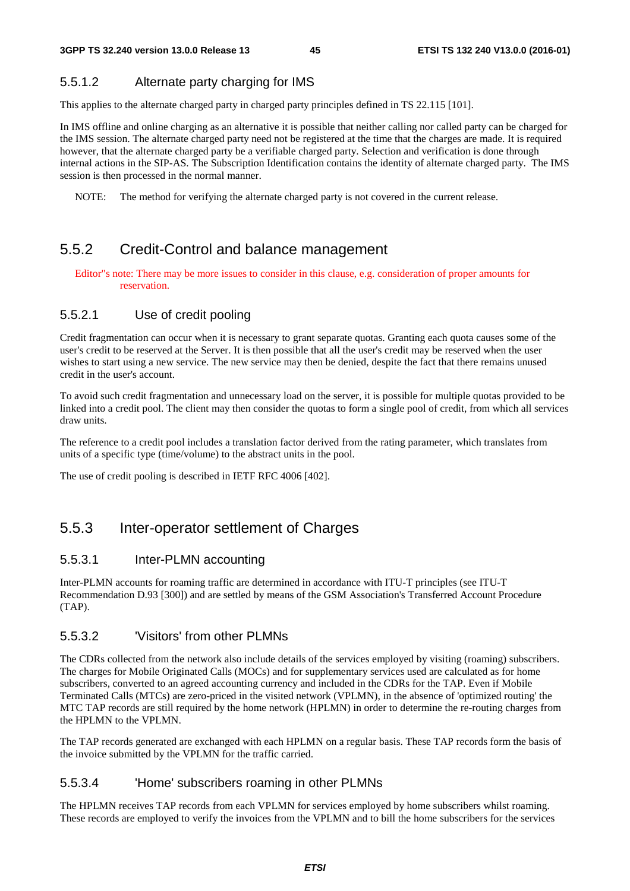#### 5.5.1.2 Alternate party charging for IMS

This applies to the alternate charged party in charged party principles defined in TS 22.115 [101].

In IMS offline and online charging as an alternative it is possible that neither calling nor called party can be charged for the IMS session. The alternate charged party need not be registered at the time that the charges are made. It is required however, that the alternate charged party be a verifiable charged party. Selection and verification is done through internal actions in the SIP-AS. The Subscription Identification contains the identity of alternate charged party. The IMS session is then processed in the normal manner.

NOTE: The method for verifying the alternate charged party is not covered in the current release.

### 5.5.2 Credit-Control and balance management

Editor"s note: There may be more issues to consider in this clause, e.g. consideration of proper amounts for reservation.

#### 5.5.2.1 Use of credit pooling

Credit fragmentation can occur when it is necessary to grant separate quotas. Granting each quota causes some of the user's credit to be reserved at the Server. It is then possible that all the user's credit may be reserved when the user wishes to start using a new service. The new service may then be denied, despite the fact that there remains unused credit in the user's account.

To avoid such credit fragmentation and unnecessary load on the server, it is possible for multiple quotas provided to be linked into a credit pool. The client may then consider the quotas to form a single pool of credit, from which all services draw units.

The reference to a credit pool includes a translation factor derived from the rating parameter, which translates from units of a specific type (time/volume) to the abstract units in the pool.

The use of credit pooling is described in IETF RFC 4006 [402].

### 5.5.3 Inter-operator settlement of Charges

#### 5.5.3.1 Inter-PLMN accounting

Inter-PLMN accounts for roaming traffic are determined in accordance with ITU-T principles (see ITU-T Recommendation D.93 [300]) and are settled by means of the GSM Association's Transferred Account Procedure (TAP).

#### 5.5.3.2 'Visitors' from other PLMNs

The CDRs collected from the network also include details of the services employed by visiting (roaming) subscribers. The charges for Mobile Originated Calls (MOCs) and for supplementary services used are calculated as for home subscribers, converted to an agreed accounting currency and included in the CDRs for the TAP. Even if Mobile Terminated Calls (MTCs) are zero-priced in the visited network (VPLMN), in the absence of 'optimized routing' the MTC TAP records are still required by the home network (HPLMN) in order to determine the re-routing charges from the HPLMN to the VPLMN.

The TAP records generated are exchanged with each HPLMN on a regular basis. These TAP records form the basis of the invoice submitted by the VPLMN for the traffic carried.

#### 5.5.3.4 'Home' subscribers roaming in other PLMNs

The HPLMN receives TAP records from each VPLMN for services employed by home subscribers whilst roaming. These records are employed to verify the invoices from the VPLMN and to bill the home subscribers for the services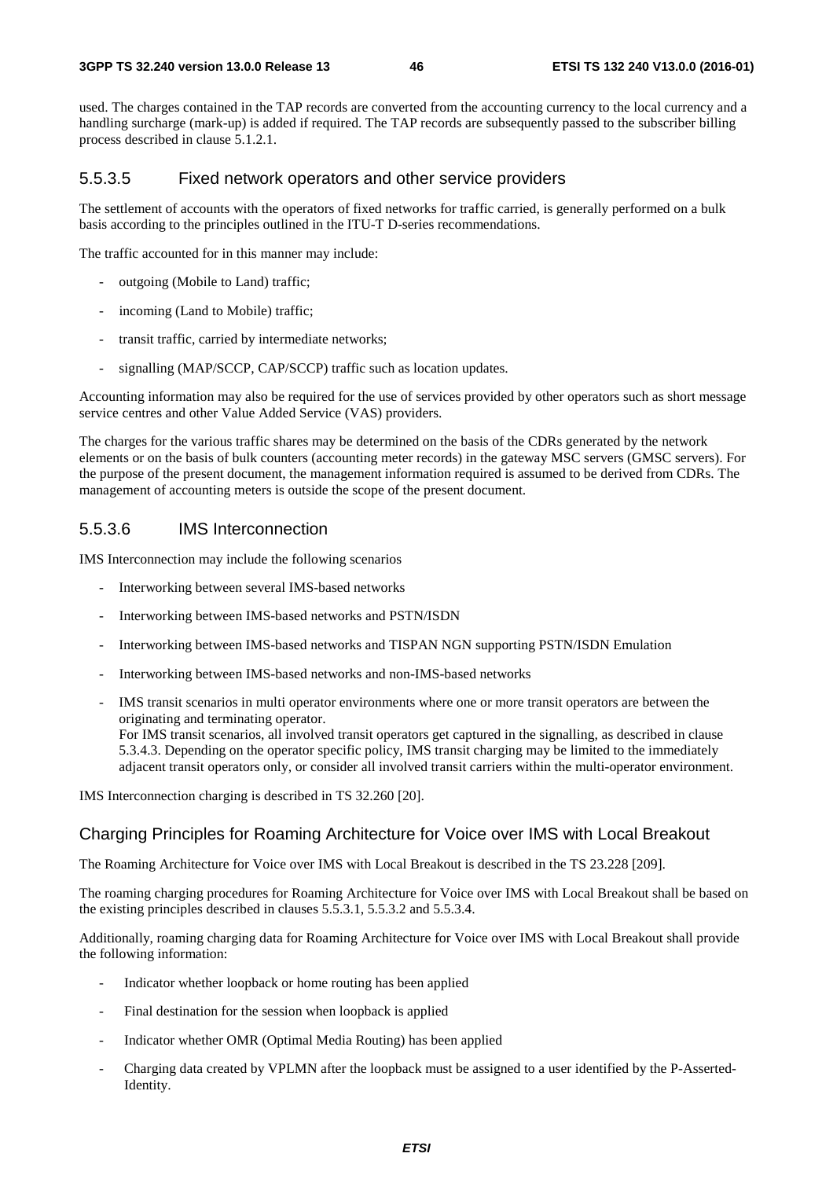used. The charges contained in the TAP records are converted from the accounting currency to the local currency and a handling surcharge (mark-up) is added if required. The TAP records are subsequently passed to the subscriber billing process described in clause 5.1.2.1.

#### 5.5.3.5 Fixed network operators and other service providers

The settlement of accounts with the operators of fixed networks for traffic carried, is generally performed on a bulk basis according to the principles outlined in the ITU-T D-series recommendations.

The traffic accounted for in this manner may include:

- outgoing (Mobile to Land) traffic;
- incoming (Land to Mobile) traffic;
- transit traffic, carried by intermediate networks;
- signalling (MAP/SCCP, CAP/SCCP) traffic such as location updates.

Accounting information may also be required for the use of services provided by other operators such as short message service centres and other Value Added Service (VAS) providers.

The charges for the various traffic shares may be determined on the basis of the CDRs generated by the network elements or on the basis of bulk counters (accounting meter records) in the gateway MSC servers (GMSC servers). For the purpose of the present document, the management information required is assumed to be derived from CDRs. The management of accounting meters is outside the scope of the present document.

#### 5.5.3.6 IMS Interconnection

IMS Interconnection may include the following scenarios

- Interworking between several IMS-based networks
- Interworking between IMS-based networks and PSTN/ISDN
- Interworking between IMS-based networks and TISPAN NGN supporting PSTN/ISDN Emulation
- Interworking between IMS-based networks and non-IMS-based networks
- IMS transit scenarios in multi operator environments where one or more transit operators are between the originating and terminating operator.
  For IMS transit scenarios, all involved transit operators get captured in the signalling, as described in clause 5.3.4.3. Depending on the operator specific policy, IMS transit charging may be limited to the immediately adjacent transit operators only, or consider all involved transit carriers within the multi-operator environment.

IMS Interconnection charging is described in TS 32.260 [20].

#### Charging Principles for Roaming Architecture for Voice over IMS with Local Breakout

The Roaming Architecture for Voice over IMS with Local Breakout is described in the TS 23.228 [209].

The roaming charging procedures for Roaming Architecture for Voice over IMS with Local Breakout shall be based on the existing principles described in clauses 5.5.3.1, 5.5.3.2 and 5.5.3.4.

Additionally, roaming charging data for Roaming Architecture for Voice over IMS with Local Breakout shall provide the following information:

- Indicator whether loopback or home routing has been applied
- Final destination for the session when loopback is applied
- Indicator whether OMR (Optimal Media Routing) has been applied
- Charging data created by VPLMN after the loopback must be assigned to a user identified by the P-Asserted-Identity.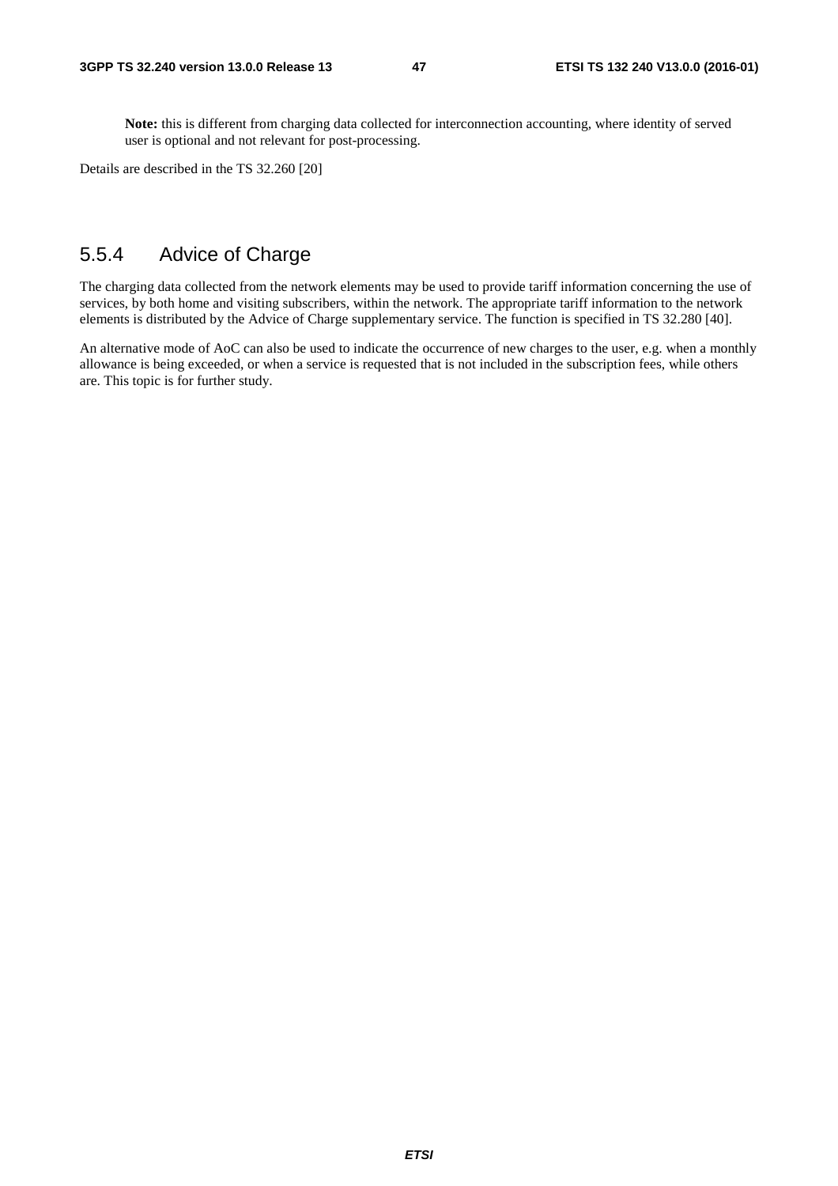**Note:** this is different from charging data collected for interconnection accounting, where identity of served user is optional and not relevant for post-processing.

Details are described in the TS 32.260 [20]

### 5.5.4 Advice of Charge

The charging data collected from the network elements may be used to provide tariff information concerning the use of services, by both home and visiting subscribers, within the network. The appropriate tariff information to the network elements is distributed by the Advice of Charge supplementary service. The function is specified in TS 32.280 [40].

An alternative mode of AoC can also be used to indicate the occurrence of new charges to the user, e.g. when a monthly allowance is being exceeded, or when a service is requested that is not included in the subscription fees, while others are. This topic is for further study.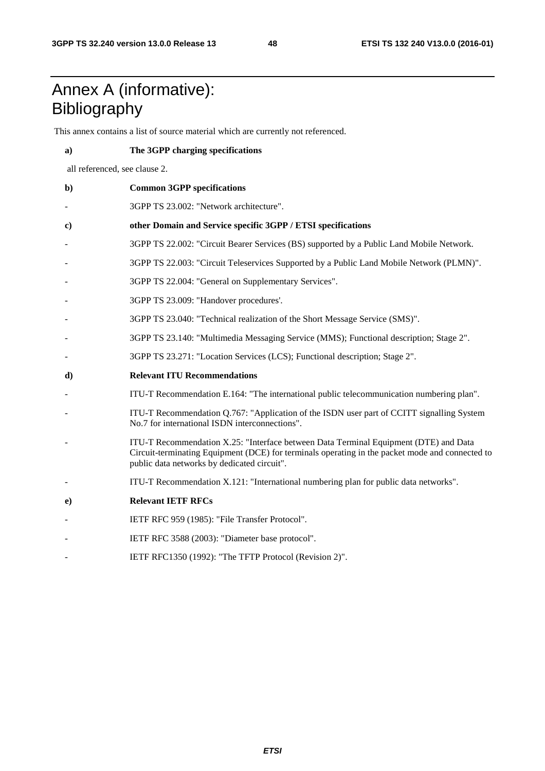# Annex A (informative): Bibliography

This annex contains a list of source material which are currently not referenced.

**a) The 3GPP charging specifications**

all referenced, see clause 2.

**b) Common 3GPP specifications**

- 3GPP TS 23.002: "Network architecture".

**c) other Domain and Service specific 3GPP / ETSI specifications**

- 3GPP TS 22.002: "Circuit Bearer Services (BS) supported by a Public Land Mobile Network.
- 3GPP TS 22.003: "Circuit Teleservices Supported by a Public Land Mobile Network (PLMN)".
- 3GPP TS 22.004: "General on Supplementary Services".
- 3GPP TS 23.009: "Handover procedures'.
- 3GPP TS 23.040: "Technical realization of the Short Message Service (SMS)".
- 3GPP TS 23.140: "Multimedia Messaging Service (MMS); Functional description; Stage 2".
- 3GPP TS 23.271: "Location Services (LCS); Functional description; Stage 2".

**d) Relevant ITU Recommendations**

- ITU-T Recommendation E.164: "The international public telecommunication numbering plan".
- ITU-T Recommendation Q.767: "Application of the ISDN user part of CCITT signalling System No.7 for international ISDN interconnections".
- ITU-T Recommendation X.25: "Interface between Data Terminal Equipment (DTE) and Data Circuit-terminating Equipment (DCE) for terminals operating in the packet mode and connected to public data networks by dedicated circuit".
- ITU-T Recommendation X.121: "International numbering plan for public data networks".

**e) Relevant IETF RFCs**

- IETF RFC 959 (1985): "File Transfer Protocol".
- IETF RFC 3588 (2003): "Diameter base protocol".
- IETF RFC1350 (1992): "The TFTP Protocol (Revision 2)".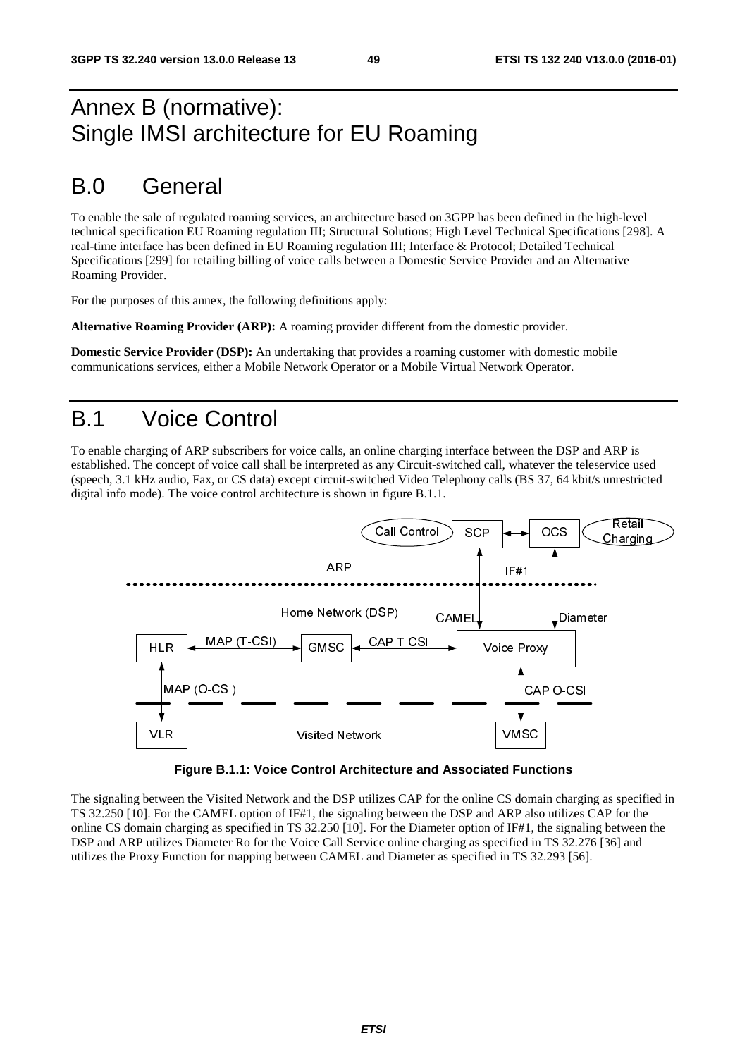# Annex B (normative): Single IMSI architecture for EU Roaming

## B.0 General

To enable the sale of regulated roaming services, an architecture based on 3GPP has been defined in the high-level technical specification EU Roaming regulation III; Structural Solutions; High Level Technical Specifications [298]. A real-time interface has been defined in EU Roaming regulation III; Interface & Protocol; Detailed Technical Specifications [299] for retailing billing of voice calls between a Domestic Service Provider and an Alternative Roaming Provider.

For the purposes of this annex, the following definitions apply:

**Alternative Roaming Provider (ARP):** A roaming provider different from the domestic provider.

**Domestic Service Provider (DSP):** An undertaking that provides a roaming customer with domestic mobile communications services, either a Mobile Network Operator or a Mobile Virtual Network Operator.

## B.1 Voice Control

To enable charging of ARP subscribers for voice calls, an online charging interface between the DSP and ARP is established. The concept of voice call shall be interpreted as any Circuit-switched call, whatever the teleservice used (speech, 3.1 kHz audio, Fax, or CS data) except circuit-switched Video Telephony calls (BS 37, 64 kbit/s unrestricted digital info mode). The voice control architecture is shown in figure B.1.1.

**Figure B.1.1: Voice Control Architecture and Associated Functions**

The signaling between the Visited Network and the DSP utilizes CAP for the online CS domain charging as specified in TS 32.250 [10]. For the CAMEL option of IF#1, the signaling between the DSP and ARP also utilizes CAP for the online CS domain charging as specified in TS 32.250 [10]. For the Diameter option of IF#1, the signaling between the DSP and ARP utilizes Diameter Ro for the Voice Call Service online charging as specified in TS 32.276 [36] and utilizes the Proxy Function for mapping between CAMEL and Diameter as specified in TS 32.293 [56].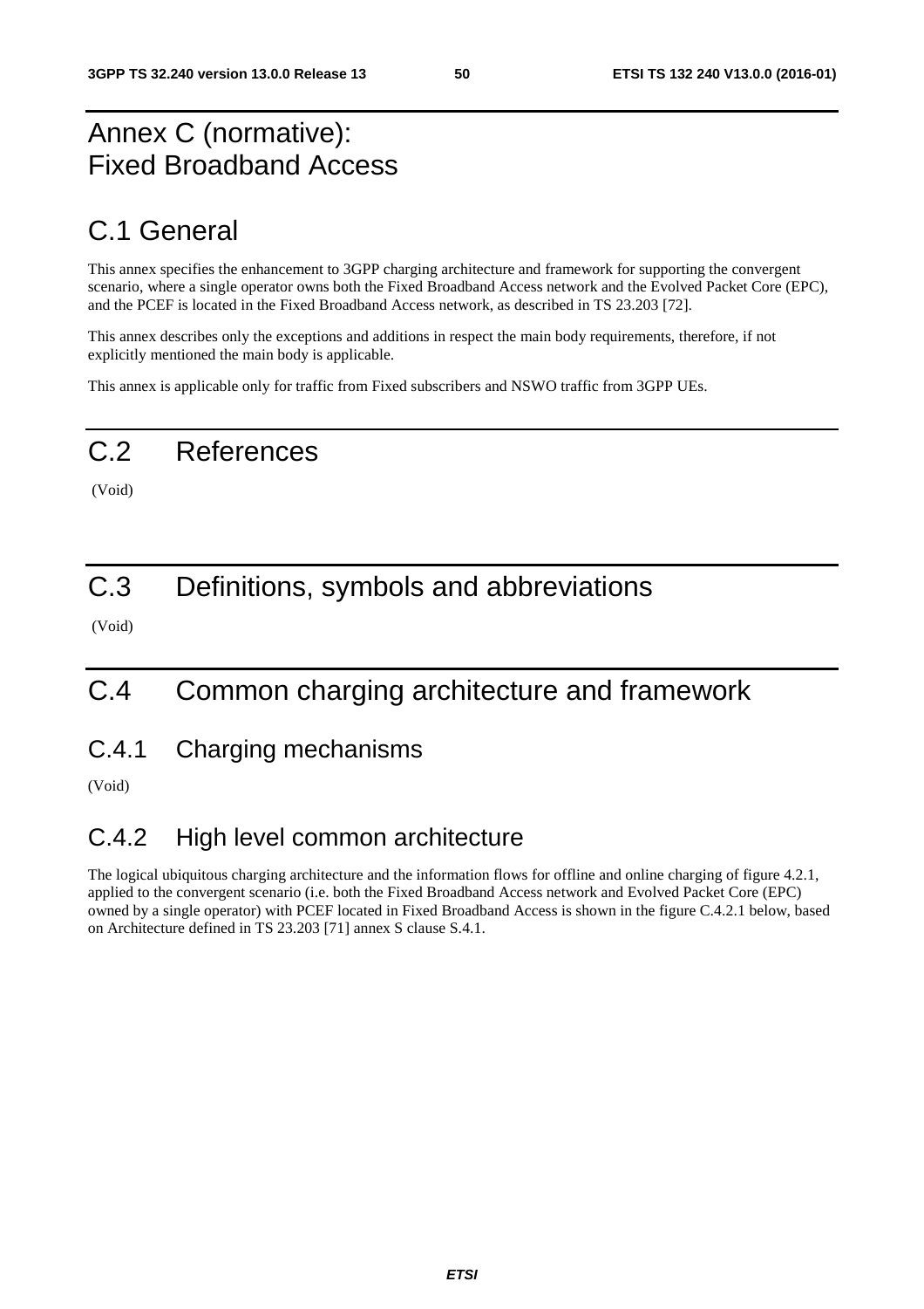# Annex C (normative): Fixed Broadband Access

# C.1 General

This annex specifies the enhancement to 3GPP charging architecture and framework for supporting the convergent scenario, where a single operator owns both the Fixed Broadband Access network and the Evolved Packet Core (EPC), and the PCEF is located in the Fixed Broadband Access network, as described in TS 23.203 [72].

This annex describes only the exceptions and additions in respect the main body requirements, therefore, if not explicitly mentioned the main body is applicable.

This annex is applicable only for traffic from Fixed subscribers and NSWO traffic from 3GPP UEs.

# C.2 References

(Void)

# C.3 Definitions, symbols and abbreviations

(Void)

# C.4 Common charging architecture and framework

## C.4.1 Charging mechanisms

(Void)

## C.4.2 High level common architecture

The logical ubiquitous charging architecture and the information flows for offline and online charging of figure 4.2.1, applied to the convergent scenario (i.e. both the Fixed Broadband Access network and Evolved Packet Core (EPC) owned by a single operator) with PCEF located in Fixed Broadband Access is shown in the figure C.4.2.1 below, based on Architecture defined in TS 23.203 [71] annex S clause S.4.1.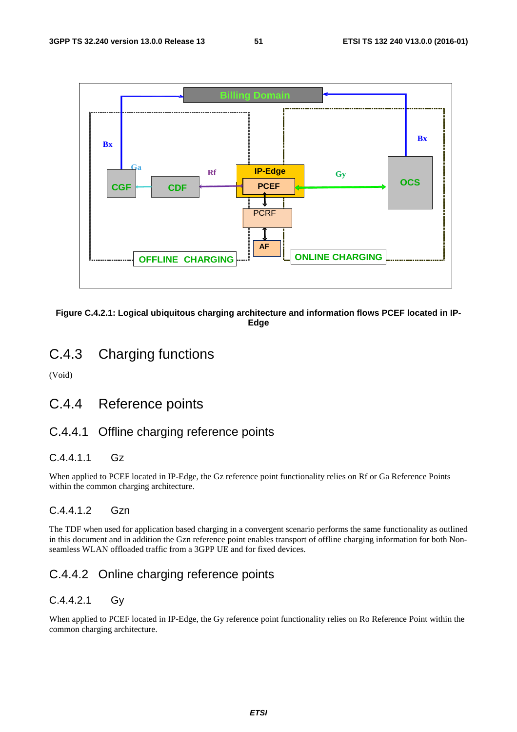**Figure C.4.2.1: Logical ubiquitous charging architecture and information flows PCEF located in IP-Edge**

## C.4.3 Charging functions

(Void)

## C.4.4 Reference points

### C.4.4.1 Offline charging reference points

#### C.4.4.1.1 Gz

When applied to PCEF located in IP-Edge, the Gz reference point functionality relies on Rf or Ga Reference Points within the common charging architecture.

#### C.4.4.1.2 Gzn

The TDF when used for application based charging in a convergent scenario performs the same functionality as outlined in this document and in addition the Gzn reference point enables transport of offline charging information for both Non-seamless WLAN offloaded traffic from a 3GPP UE and for fixed devices.

### C.4.4.2 Online charging reference points

#### C.4.4.2.1 Gy

When applied to PCEF located in IP-Edge, the Gy reference point functionality relies on Ro Reference Point within the common charging architecture.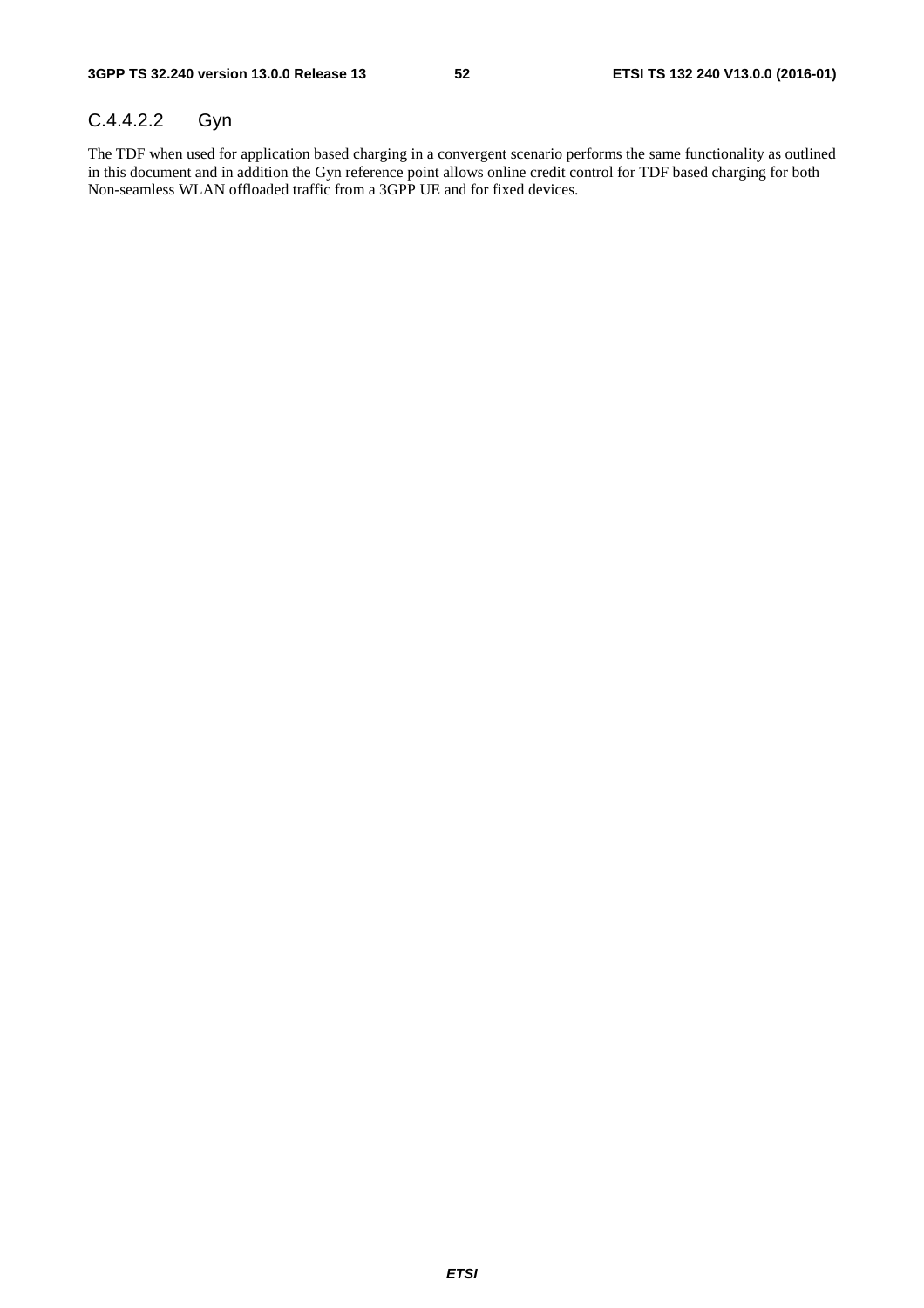#### C.4.4.2.2 Gyn

The TDF when used for application based charging in a convergent scenario performs the same functionality as outlined in this document and in addition the Gyn reference point allows online credit control for TDF based charging for both Non-seamless WLAN offloaded traffic from a 3GPP UE and for fixed devices.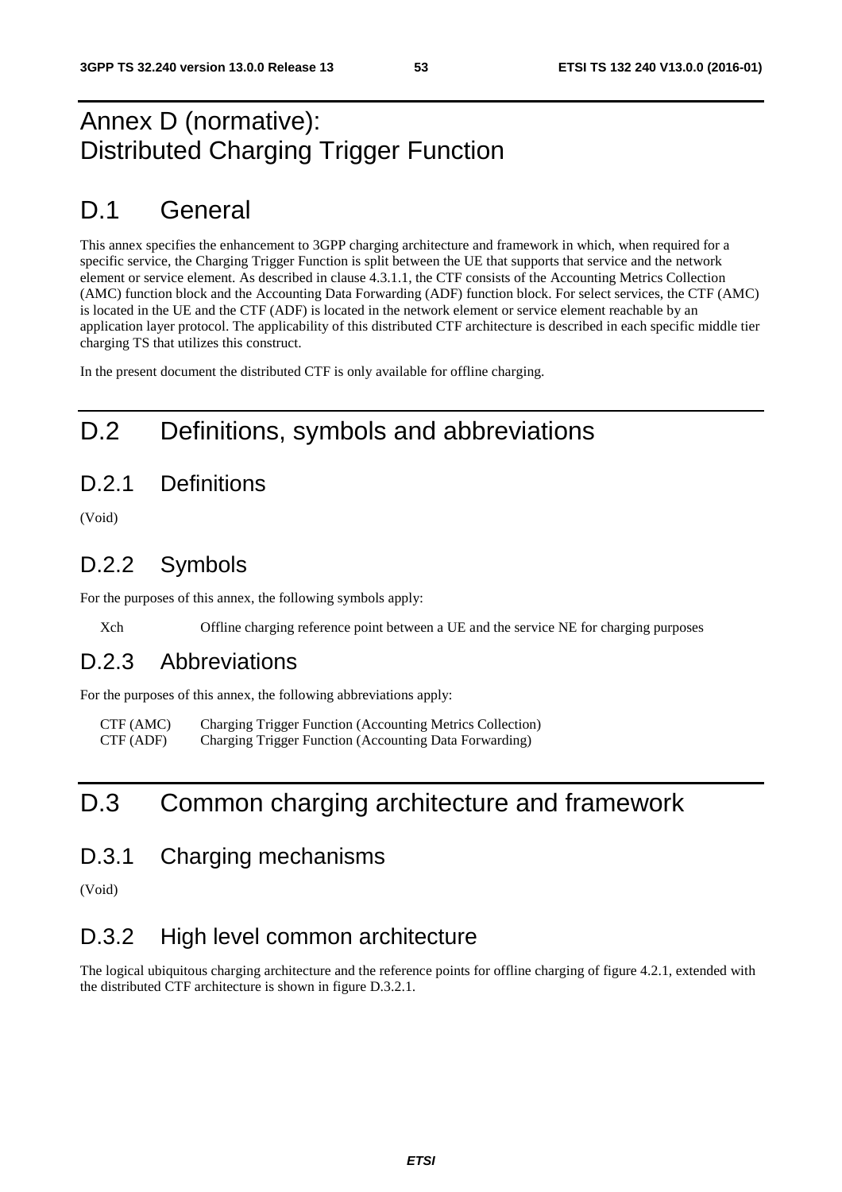# Annex D (normative): Distributed Charging Trigger Function

# D.1 General

This annex specifies the enhancement to 3GPP charging architecture and framework in which, when required for a specific service, the Charging Trigger Function is split between the UE that supports that service and the network element or service element. As described in clause 4.3.1.1, the CTF consists of the Accounting Metrics Collection (AMC) function block and the Accounting Data Forwarding (ADF) function block. For select services, the CTF (AMC) is located in the UE and the CTF (ADF) is located in the network element or service element reachable by an application layer protocol. The applicability of this distributed CTF architecture is described in each specific middle tier charging TS that utilizes this construct.

In the present document the distributed CTF is only available for offline charging.

# D.2 Definitions, symbols and abbreviations

## D.2.1 Definitions

(Void)

## D.2.2 Symbols

For the purposes of this annex, the following symbols apply:

Xch Offline charging reference point between a UE and the service NE for charging purposes

## D.2.3 Abbreviations

For the purposes of this annex, the following abbreviations apply:

CTF (AMC) Charging Trigger Function (Accounting Metrics Collection)
CTF (ADF) Charging Trigger Function (Accounting Data Forwarding)

# D.3 Common charging architecture and framework

## D.3.1 Charging mechanisms

(Void)

## D.3.2 High level common architecture

The logical ubiquitous charging architecture and the reference points for offline charging of figure 4.2.1, extended with the distributed CTF architecture is shown in figure D.3.2.1.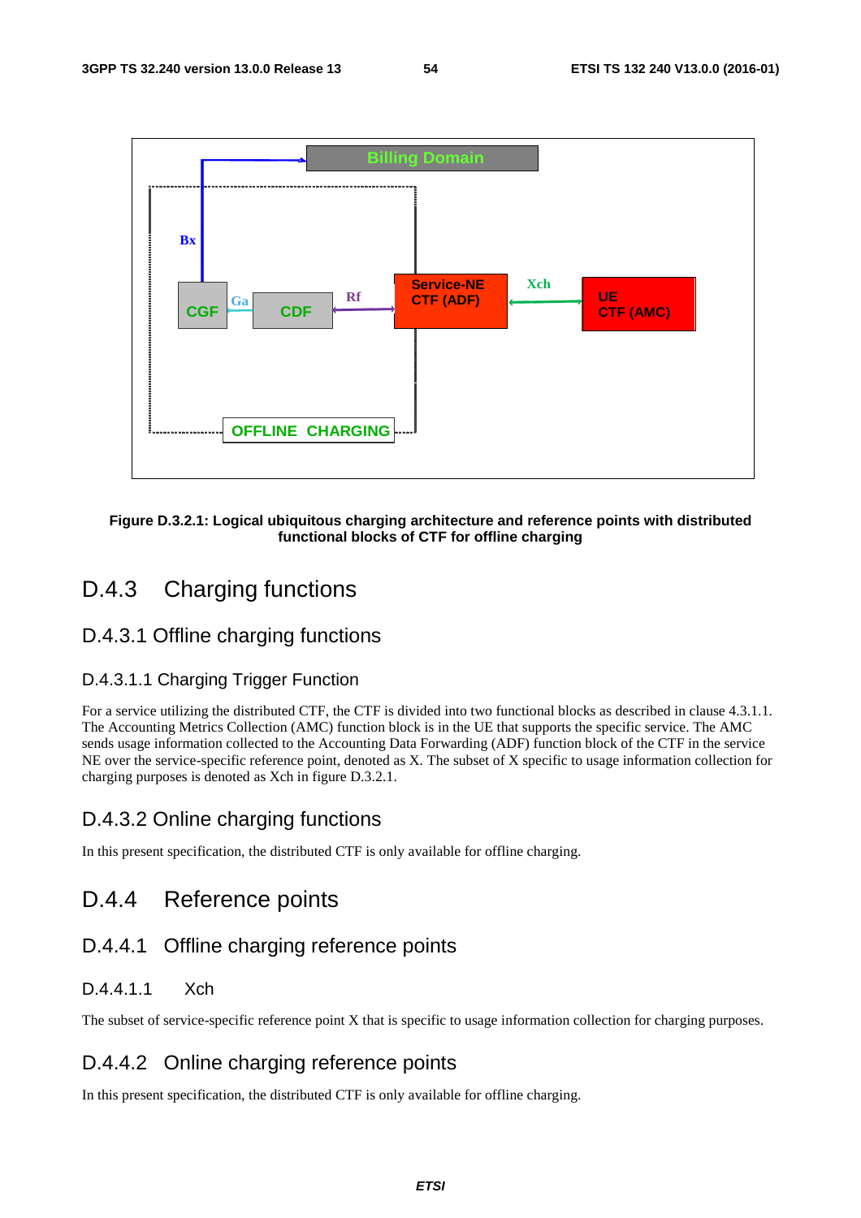Figure D.3.2.1: Logical ubiquitous charging architecture and reference points with distributed functional blocks of CTF for offline charging

## D.4.3 Charging functions

### D.4.3.1 Offline charging functions

#### D.4.3.1.1 Charging Trigger Function

For a service utilizing the distributed CTF, the CTF is divided into two functional blocks as described in clause 4.3.1.1. The Accounting Metrics Collection (AMC) function block is in the UE that supports the specific service. The AMC sends usage information collected to the Accounting Data Forwarding (ADF) function block of the CTF in the service NE over the service-specific reference point, denoted as X. The subset of X specific to usage information collection for charging purposes is denoted as Xch in figure D.3.2.1.

### D.4.3.2 Online charging functions

In this present specification, the distributed CTF is only available for offline charging.

## D.4.4 Reference points

### D.4.4.1 Offline charging reference points

#### D.4.4.1.1 Xch

The subset of service-specific reference point X that is specific to usage information collection for charging purposes.

### D.4.4.2 Online charging reference points

In this present specification, the distributed CTF is only available for offline charging.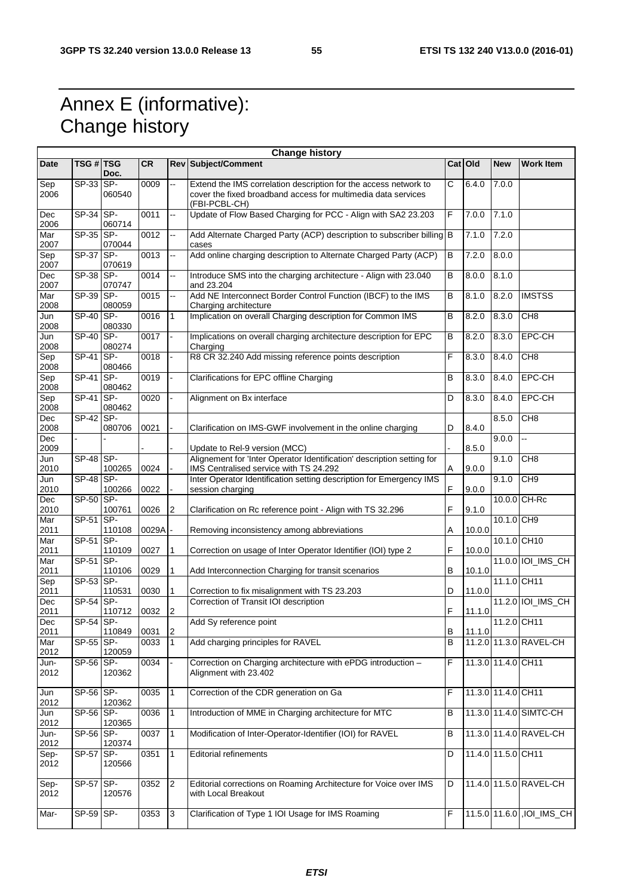# Annex E (informative): Change history

| Change history | | | | | | | | | |
|---|---|---|---|---|---|---|---|---|---|
| **Date** | **TSG #** | **TSG Doc.** | **CR** | **Rev** | **Subject/Comment** | **Cat** | **Old** | **New** | **Work Item** |
| Sep 2006 | SP-33 | SP-060540 | 0009 | -- | Extend the IMS correlation description for the access network to cover the fixed broadband access for multimedia data services (FBI-PCBL-CH) | C | 6.4.0 | 7.0.0 | |
| Dec 2006 | SP-34 | SP-060714 | 0011 | -- | Update of Flow Based Charging for PCC - Align with SA2 23.203 | F | 7.0.0 | 7.1.0 | |
| Mar 2007 | SP-35 | SP-070044 | 0012 | -- | Add Alternate Charged Party (ACP) description to subscriber billing cases | B | 7.1.0 | 7.2.0 | |
| Sep 2007 | SP-37 | SP-070619 | 0013 | -- | Add online charging description to Alternate Charged Party (ACP) | B | 7.2.0 | 8.0.0 | |
| Dec 2007 | SP-38 | SP-070747 | 0014 | -- | Introduce SMS into the charging architecture - Align with 23.040 and 23.204 | B | 8.0.0 | 8.1.0 | |
| Mar 2008 | SP-39 | SP-080059 | 0015 | -- | Add NE Interconnect Border Control Function (IBCF) to the IMS Charging architecture | B | 8.1.0 | 8.2.0 | IMSTSS |
| Jun 2008 | SP-40 | SP-080330 | 0016 | 1 | Implication on overall Charging description for Common IMS | B | 8.2.0 | 8.3.0 | CH8 |
| Jun 2008 | SP-40 | SP-080274 | 0017 | - | Implications on overall charging architecture description for EPC Charging | B | 8.2.0 | 8.3.0 | EPC-CH |
| Sep 2008 | SP-41 | SP-080466 | 0018 | - | R8 CR 32.240 Add missing reference points description | F | 8.3.0 | 8.4.0 | CH8 |
| Sep 2008 | SP-41 | SP-080462 | 0019 | - | Clarifications for EPC offline Charging | B | 8.3.0 | 8.4.0 | EPC-CH |
| Sep 2008 | SP-41 | SP-080462 | 0020 | - | Alignment on Bx interface | D | 8.3.0 | 8.4.0 | EPC-CH |
| Dec 2008 | SP-42 | SP-080706 | 0021 | - | Clarification on IMS-GWF involvement in the online charging | D | 8.4.0 | 8.5.0 | CH8 |
| Dec 2009 | - | - | - | - | Update to Rel-9 version (MCC) | - | 8.5.0 | 9.0.0 | -- |
| Jun 2010 | SP-48 | SP-100265 | 0024 | - | Alignement for 'Inter Operator Identification' description setting for IMS Centralised service with TS 24.292 | A | 9.0.0 | 9.1.0 | CH8 |
| Jun 2010 | SP-48 | SP-100266 | 0022 | - | Inter Operator Identification setting description for Emergency IMS session charging | F | 9.0.0 | 9.1.0 | CH9 |
| Dec 2010 | SP-50 | SP-100761 | 0026 | 2 | Clarification on Rc reference point - Align with TS 32.296 | F | 9.1.0 | 10.0.0 | CH-Rc |
| Mar 2011 | SP-51 | SP-110108 | 0029A | - | Removing inconsistency among abbreviations | A | 10.0.0 | 10.1.0 | CH9 |
| Mar 2011 | SP-51 | SP-110109 | 0027 | 1 | Correction on usage of Inter Operator Identifier (IOI) type 2 | F | 10.0.0 | 10.1.0 | CH10 |
| Mar 2011 | SP-51 | SP-110106 | 0029 | 1 | Add Interconnection Charging for transit scenarios | B | 10.1.0 | 11.0.0 | IOI_IMS_CH |
| Sep 2011 | SP-53 | SP-110531 | 0030 | 1 | Correction to fix misalignment with TS 23.203 | D | 11.0.0 | 11.1.0 | CH11 |
| Dec 2011 | SP-54 | SP-110712 | 0032 | 2 | Correction of Transit IOI description | F | 11.1.0 | 11.2.0 | IOI_IMS_CH |
| Dec 2011 | SP-54 | SP-110849 | 0031 | 2 | Add Sy reference point | B | 11.1.0 | 11.2.0 | CH11 |
| Mar 2012 | SP-55 | SP-120059 | 0033 | 1 | Add charging principles for RAVEL | B | 11.2.0 | 11.3.0 | RAVEL-CH |
| Jun-2012 | SP-56 | SP-120362 | 0034 | - | Correction on Charging architecture with ePDG introduction – Alignment with 23.402 | F | 11.3.0 | 11.4.0 | CH11 |
| Jun 2012 | SP-56 | SP-120362 | 0035 | 1 | Correction of the CDR generation on Ga | F | 11.3.0 | 11.4.0 | CH11 |
| Jun 2012 | SP-56 | SP-120365 | 0036 | 1 | Introduction of MME in Charging architecture for MTC | B | 11.3.0 | 11.4.0 | SIMTC-CH |
| Jun-2012 | SP-56 | SP-120374 | 0037 | 1 | Modification of Inter-Operator-Identifier (IOI) for RAVEL | B | 11.3.0 | 11.4.0 | RAVEL-CH |
| Sep-2012 | SP-57 | SP-120566 | 0351 | 1 | Editorial refinements | D | 11.4.0 | 11.5.0 | CH11 |
| Sep-2012 | SP-57 | SP-120576 | 0352 | 2 | Editorial corrections on Roaming Architecture for Voice over IMS with Local Breakout | D | 11.4.0 | 11.5.0 | RAVEL-CH |
| Mar- | SP-59 | SP- | 0353 | 3 | Clarification of Type 1 IOI Usage for IMS Roaming | F | 11.5.0 | 11.6.0 | ,IOI_IMS_CH |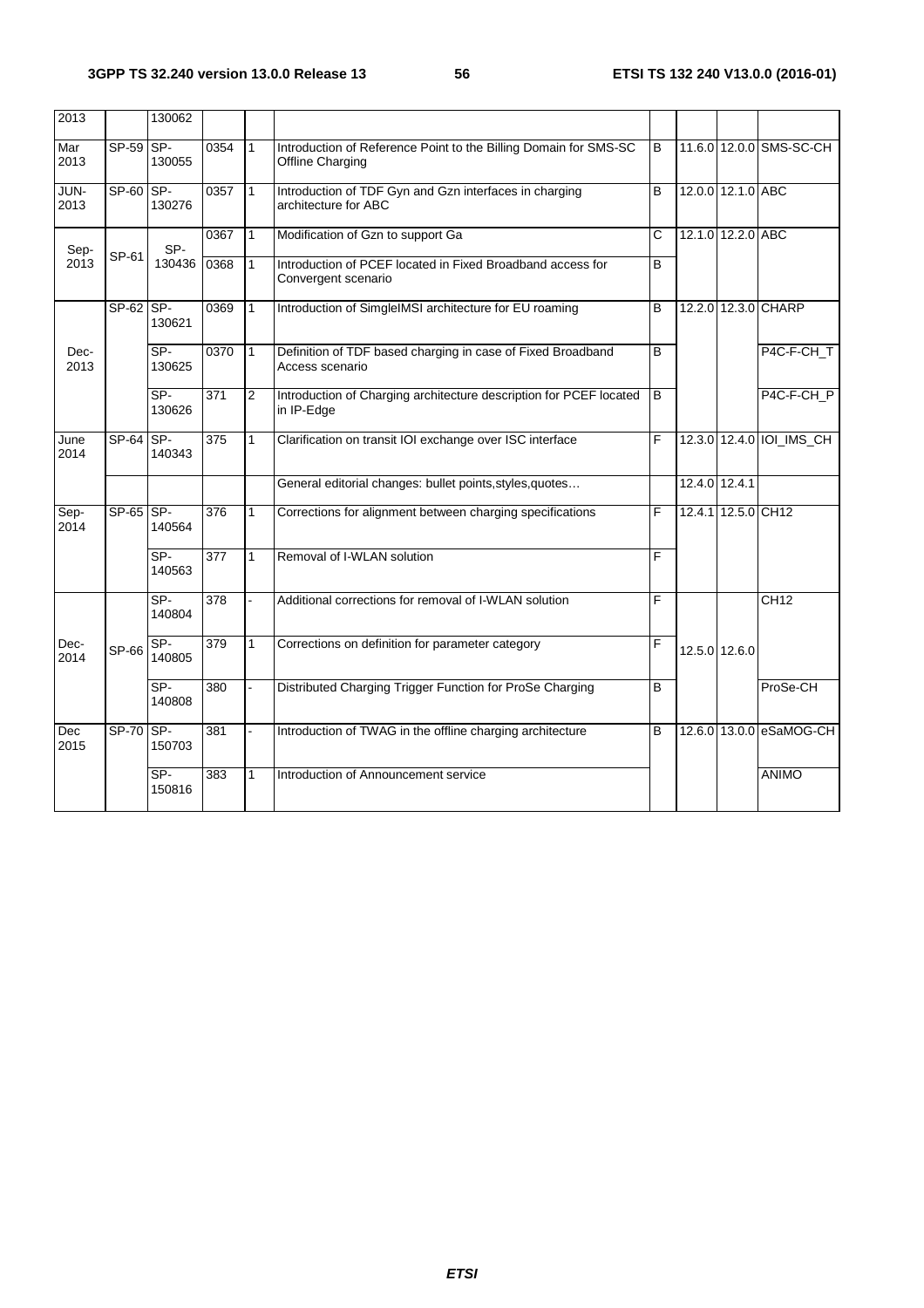| 2013 | | 130062 | | | | | | | |
|---|---|---|---|---|---|---|---|---|---|
| Mar 2013 | SP-59 | SP-130055 | 0354 | 1 | Introduction of Reference Point to the Billing Domain for SMS-SC Offline Charging | B | 11.6.0 | 12.0.0 | SMS-SC-CH |
| JUN-2013 | SP-60 | SP-130276 | 0357 | 1 | Introduction of TDF Gyn and Gzn interfaces in charging architecture for ABC | B | 12.0.0 | 12.1.0 | ABC |
| Sep-2013 | SP-61 | SP-130436 | 0367 | 1 | Modification of Gzn to support Ga | C | 12.1.0 | 12.2.0 | ABC |
| | | | 0368 | 1 | Introduction of PCEF located in Fixed Broadband access for Convergent scenario | B | | | |
| Dec-2013 | SP-62 | SP-130621 | 0369 | 1 | Introduction of SimgleIMSI architecture for EU roaming | B | 12.2.0 | 12.3.0 | CHARP |
| | | SP-130625 | 0370 | 1 | Definition of TDF based charging in case of Fixed Broadband Access scenario | B | | | P4C-F-CH_T |
| | | SP-130626 | 371 | 2 | Introduction of Charging architecture description for PCEF located in IP-Edge | B | | | P4C-F-CH_P |
| June 2014 | SP-64 | SP-140343 | 375 | 1 | Clarification on transit IOI exchange over ISC interface | F | 12.3.0 | 12.4.0 | IOI_IMS_CH |
| | | | | | General editorial changes: bullet points,styles,quotes… | | 12.4.0 | 12.4.1 | |
| Sep-2014 | SP-65 | SP-140564 | 376 | 1 | Corrections for alignment between charging specifications | F | 12.4.1 | 12.5.0 | CH12 |
| | | SP-140563 | 377 | 1 | Removal of I-WLAN solution | F | | | |
| Dec-2014 | SP-66 | SP-140804 | 378 | - | Additional corrections for removal of I-WLAN solution | F | 12.5.0 | 12.6.0 | CH12 |
| | | SP-140805 | 379 | 1 | Corrections on definition for parameter category | F | | | |
| | | SP-140808 | 380 | - | Distributed Charging Trigger Function for ProSe Charging | B | | | ProSe-CH |
| Dec 2015 | SP-70 | SP-150703 | 381 | - | Introduction of TWAG in the offline charging architecture | B | 12.6.0 | 13.0.0 | eSaMOG-CH |
| | | SP-150816 | 383 | 1 | Introduction of Announcement service | | | | ANIMO |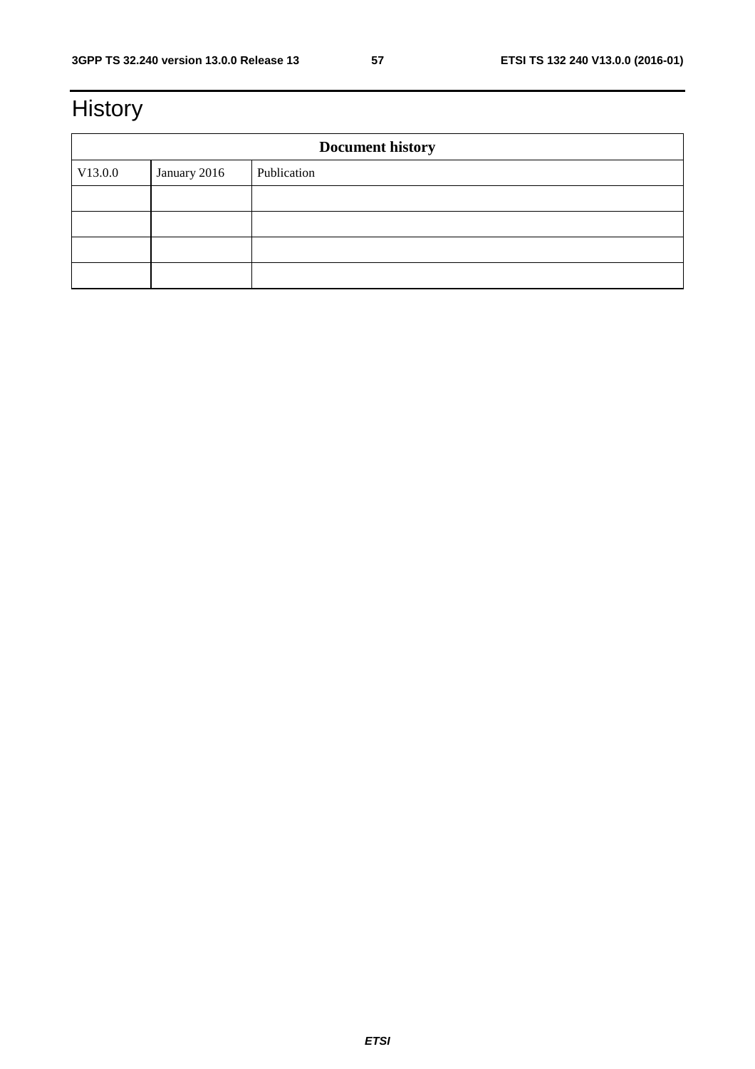# History

| Document history | | |
|---|---|---|
| V13.0.0 | January 2016 | Publication |
| | | |
| | | |
| | | |
| | | |